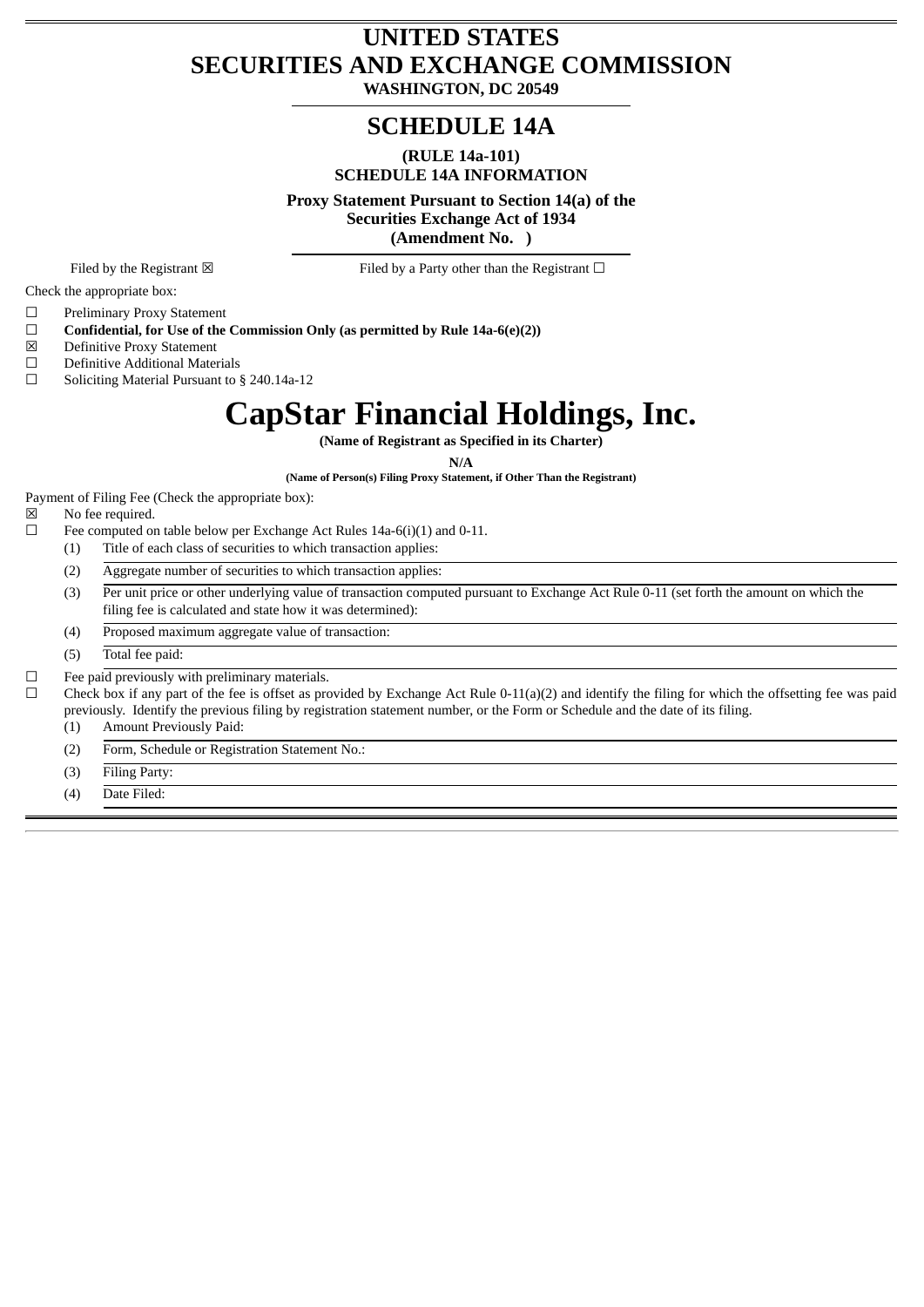# UNITED STATES
# SECURITIES AND EXCHANGE COMMISSION

**WASHINGTON, DC 20549**

## SCHEDULE 14A

**(RULE 14a-101)**
**SCHEDULE 14A INFORMATION**

**Proxy Statement Pursuant to Section 14(a) of the Securities Exchange Act of 1934**
**(Amendment No. )**

Filed by the Registrant ☒ Filed by a Party other than the Registrant ☐

Check the appropriate box:

☐ Preliminary Proxy Statement
☐ **Confidential, for Use of the Commission Only (as permitted by Rule 14a-6(e)(2))**
☒ Definitive Proxy Statement
☐ Definitive Additional Materials
☐ Soliciting Material Pursuant to § 240.14a-12

# CapStar Financial Holdings, Inc.

**(Name of Registrant as Specified in its Charter)**

**N/A**

**(Name of Person(s) Filing Proxy Statement, if Other Than the Registrant)**

Payment of Filing Fee (Check the appropriate box):

☒ No fee required.
☐ Fee computed on table below per Exchange Act Rules 14a-6(i)(1) and 0-11.
  (1) Title of each class of securities to which transaction applies:
  (2) Aggregate number of securities to which transaction applies:
  (3) Per unit price or other underlying value of transaction computed pursuant to Exchange Act Rule 0-11 (set forth the amount on which the filing fee is calculated and state how it was determined):
  (4) Proposed maximum aggregate value of transaction:
  (5) Total fee paid:

☐ Fee paid previously with preliminary materials.
☐ Check box if any part of the fee is offset as provided by Exchange Act Rule 0-11(a)(2) and identify the filing for which the offsetting fee was paid previously. Identify the previous filing by registration statement number, or the Form or Schedule and the date of its filing.
  (1) Amount Previously Paid:
  (2) Form, Schedule or Registration Statement No.:
  (3) Filing Party:
  (4) Date Filed: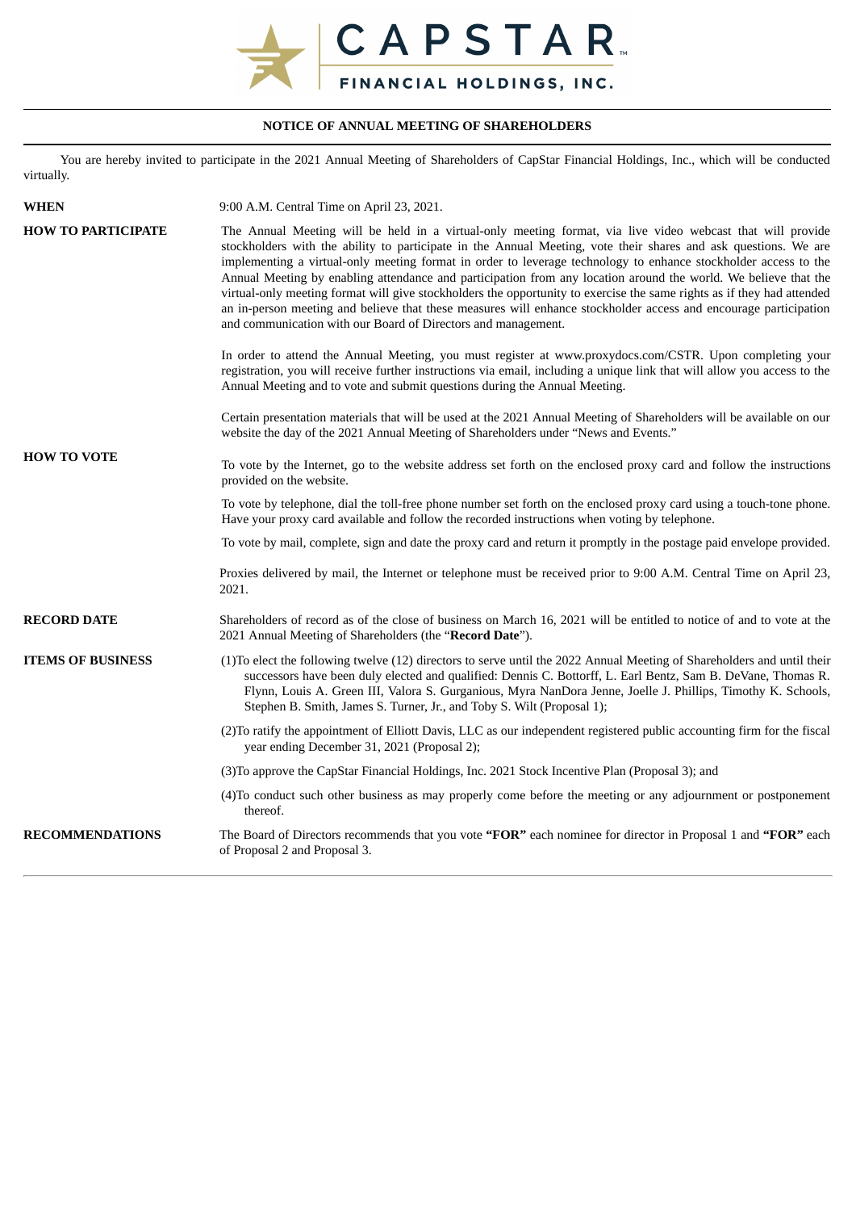CAPSTAR FINANCIAL HOLDINGS, INC.

## NOTICE OF ANNUAL MEETING OF SHAREHOLDERS

You are hereby invited to participate in the 2021 Annual Meeting of Shareholders of CapStar Financial Holdings, Inc., which will be conducted virtually.

**WHEN**

9:00 A.M. Central Time on April 23, 2021.

**HOW TO PARTICIPATE**

The Annual Meeting will be held in a virtual-only meeting format, via live video webcast that will provide stockholders with the ability to participate in the Annual Meeting, vote their shares and ask questions. We are implementing a virtual-only meeting format in order to leverage technology to enhance stockholder access to the Annual Meeting by enabling attendance and participation from any location around the world. We believe that the virtual-only meeting format will give stockholders the opportunity to exercise the same rights as if they had attended an in-person meeting and believe that these measures will enhance stockholder access and encourage participation and communication with our Board of Directors and management.

In order to attend the Annual Meeting, you must register at www.proxydocs.com/CSTR. Upon completing your registration, you will receive further instructions via email, including a unique link that will allow you access to the Annual Meeting and to vote and submit questions during the Annual Meeting.

Certain presentation materials that will be used at the 2021 Annual Meeting of Shareholders will be available on our website the day of the 2021 Annual Meeting of Shareholders under "News and Events."

**HOW TO VOTE**

To vote by the Internet, go to the website address set forth on the enclosed proxy card and follow the instructions provided on the website.

To vote by telephone, dial the toll-free phone number set forth on the enclosed proxy card using a touch-tone phone. Have your proxy card available and follow the recorded instructions when voting by telephone.

To vote by mail, complete, sign and date the proxy card and return it promptly in the postage paid envelope provided.

Proxies delivered by mail, the Internet or telephone must be received prior to 9:00 A.M. Central Time on April 23, 2021.

**RECORD DATE**

Shareholders of record as of the close of business on March 16, 2021 will be entitled to notice of and to vote at the 2021 Annual Meeting of Shareholders (the "**Record Date**").

**ITEMS OF BUSINESS**

(1) To elect the following twelve (12) directors to serve until the 2022 Annual Meeting of Shareholders and until their successors have been duly elected and qualified: Dennis C. Bottorff, L. Earl Bentz, Sam B. DeVane, Thomas R. Flynn, Louis A. Green III, Valora S. Gurganious, Myra NanDora Jenne, Joelle J. Phillips, Timothy K. Schools, Stephen B. Smith, James S. Turner, Jr., and Toby S. Wilt (Proposal 1);

(2) To ratify the appointment of Elliott Davis, LLC as our independent registered public accounting firm for the fiscal year ending December 31, 2021 (Proposal 2);

(3) To approve the CapStar Financial Holdings, Inc. 2021 Stock Incentive Plan (Proposal 3); and

(4) To conduct such other business as may properly come before the meeting or any adjournment or postponement thereof.

**RECOMMENDATIONS**

The Board of Directors recommends that you vote **"FOR"** each nominee for director in Proposal 1 and **"FOR"** each of Proposal 2 and Proposal 3.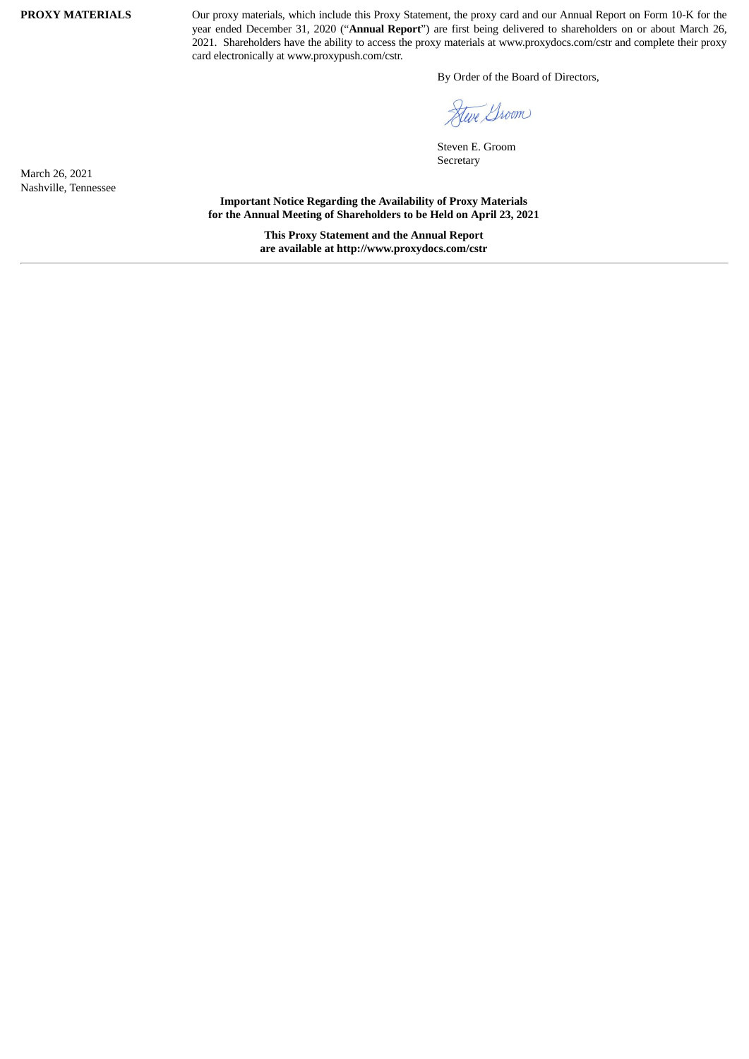**PROXY MATERIALS** Our proxy materials, which include this Proxy Statement, the proxy card and our Annual Report on Form 10-K for the year ended December 31, 2020 ("**Annual Report**") are first being delivered to shareholders on or about March 26, 2021. Shareholders have the ability to access the proxy materials at www.proxydocs.com/cstr and complete their proxy card electronically at www.proxypush.com/cstr.

By Order of the Board of Directors,

Steven E. Groom
Secretary

March 26, 2021
Nashville, Tennessee

**Important Notice Regarding the Availability of Proxy Materials for the Annual Meeting of Shareholders to be Held on April 23, 2021**

**This Proxy Statement and the Annual Report are available at http://www.proxydocs.com/cstr**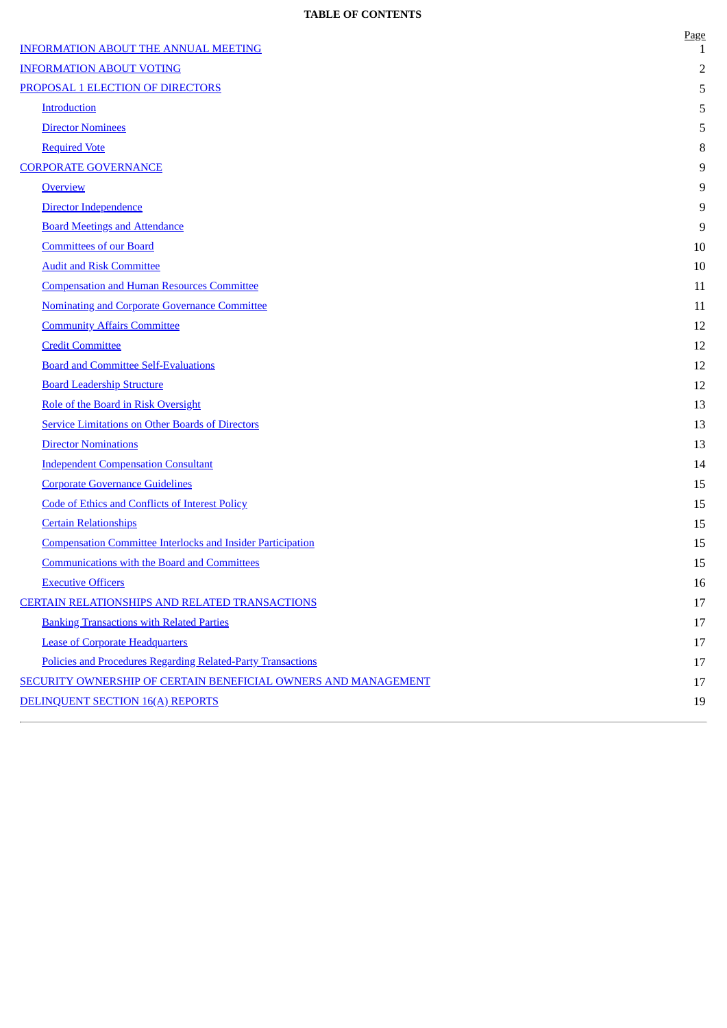**TABLE OF CONTENTS**

| | Page |
|---|---|
| INFORMATION ABOUT THE ANNUAL MEETING | 1 |
| INFORMATION ABOUT VOTING | 2 |
| PROPOSAL 1 ELECTION OF DIRECTORS | 5 |
| Introduction | 5 |
| Director Nominees | 5 |
| Required Vote | 8 |
| CORPORATE GOVERNANCE | 9 |
| Overview | 9 |
| Director Independence | 9 |
| Board Meetings and Attendance | 9 |
| Committees of our Board | 10 |
| Audit and Risk Committee | 10 |
| Compensation and Human Resources Committee | 11 |
| Nominating and Corporate Governance Committee | 11 |
| Community Affairs Committee | 12 |
| Credit Committee | 12 |
| Board and Committee Self-Evaluations | 12 |
| Board Leadership Structure | 12 |
| Role of the Board in Risk Oversight | 13 |
| Service Limitations on Other Boards of Directors | 13 |
| Director Nominations | 13 |
| Independent Compensation Consultant | 14 |
| Corporate Governance Guidelines | 15 |
| Code of Ethics and Conflicts of Interest Policy | 15 |
| Certain Relationships | 15 |
| Compensation Committee Interlocks and Insider Participation | 15 |
| Communications with the Board and Committees | 15 |
| Executive Officers | 16 |
| CERTAIN RELATIONSHIPS AND RELATED TRANSACTIONS | 17 |
| Banking Transactions with Related Parties | 17 |
| Lease of Corporate Headquarters | 17 |
| Policies and Procedures Regarding Related-Party Transactions | 17 |
| SECURITY OWNERSHIP OF CERTAIN BENEFICIAL OWNERS AND MANAGEMENT | 17 |
| DELINQUENT SECTION 16(A) REPORTS | 19 |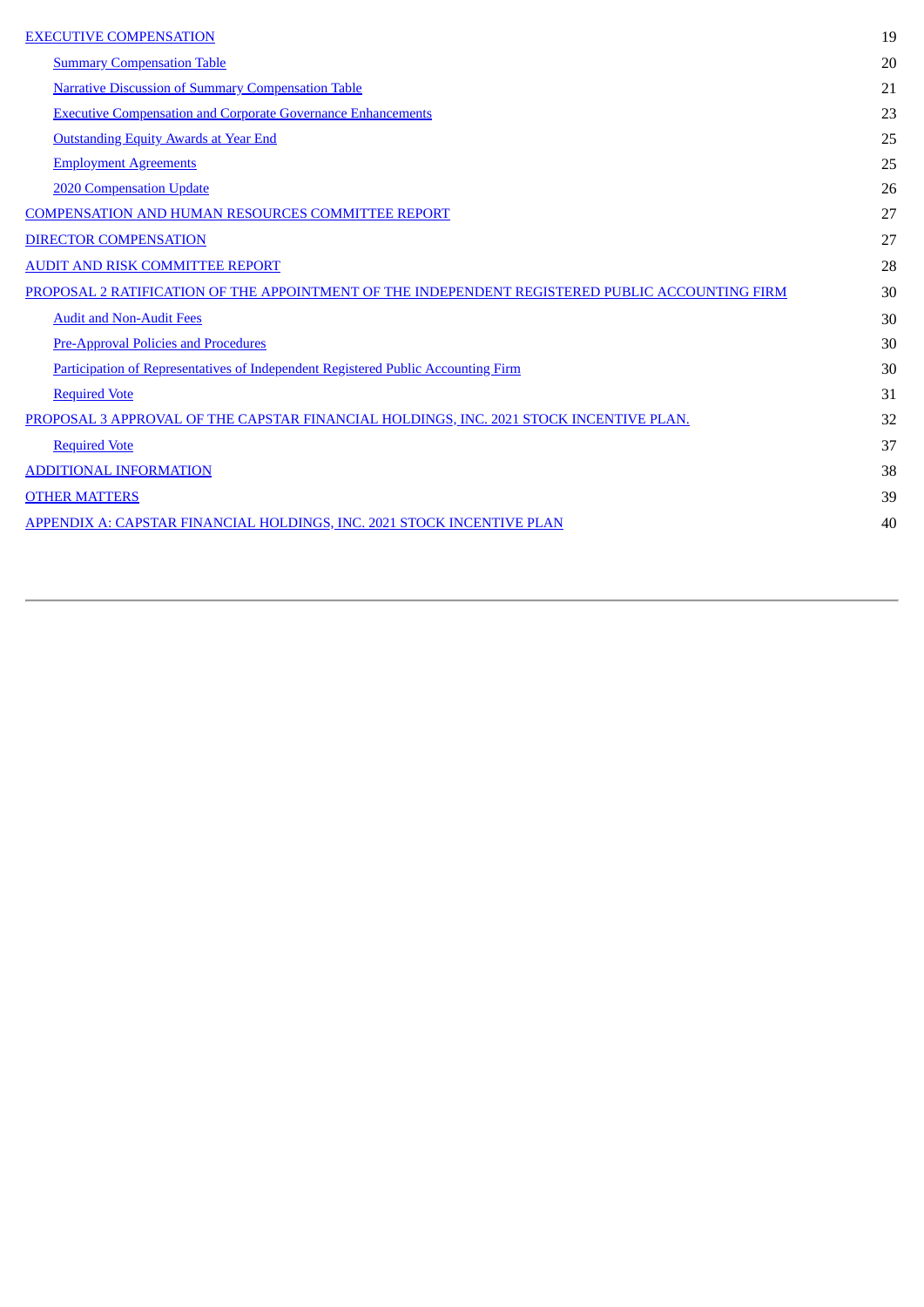| | |
|---|---|
| EXECUTIVE COMPENSATION | 19 |
| Summary Compensation Table | 20 |
| Narrative Discussion of Summary Compensation Table | 21 |
| Executive Compensation and Corporate Governance Enhancements | 23 |
| Outstanding Equity Awards at Year End | 25 |
| Employment Agreements | 25 |
| 2020 Compensation Update | 26 |
| COMPENSATION AND HUMAN RESOURCES COMMITTEE REPORT | 27 |
| DIRECTOR COMPENSATION | 27 |
| AUDIT AND RISK COMMITTEE REPORT | 28 |
| PROPOSAL 2 RATIFICATION OF THE APPOINTMENT OF THE INDEPENDENT REGISTERED PUBLIC ACCOUNTING FIRM | 30 |
| Audit and Non-Audit Fees | 30 |
| Pre-Approval Policies and Procedures | 30 |
| Participation of Representatives of Independent Registered Public Accounting Firm | 30 |
| Required Vote | 31 |
| PROPOSAL 3 APPROVAL OF THE CAPSTAR FINANCIAL HOLDINGS, INC. 2021 STOCK INCENTIVE PLAN. | 32 |
| Required Vote | 37 |
| ADDITIONAL INFORMATION | 38 |
| OTHER MATTERS | 39 |
| APPENDIX A: CAPSTAR FINANCIAL HOLDINGS, INC. 2021 STOCK INCENTIVE PLAN | 40 |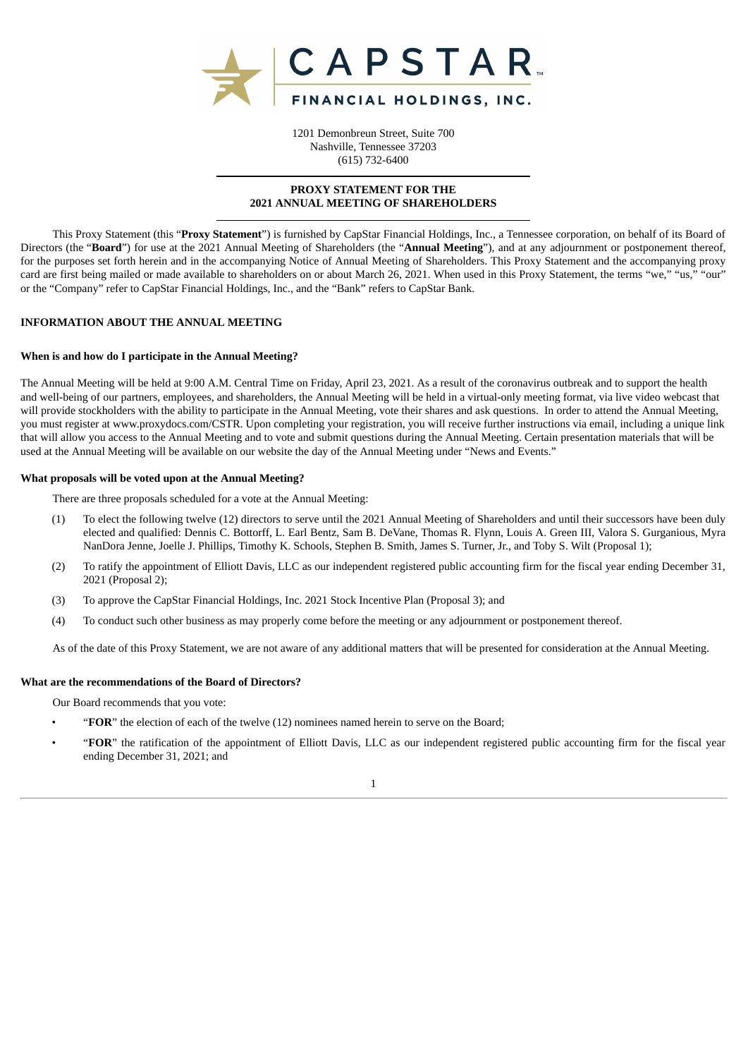# CAPSTAR

## FINANCIAL HOLDINGS, INC.

1201 Demonbreun Street, Suite 700
Nashville, Tennessee 37203
(615) 732-6400

**PROXY STATEMENT FOR THE**
**2021 ANNUAL MEETING OF SHAREHOLDERS**

This Proxy Statement (this "**Proxy Statement**") is furnished by CapStar Financial Holdings, Inc., a Tennessee corporation, on behalf of its Board of Directors (the "**Board**") for use at the 2021 Annual Meeting of Shareholders (the "**Annual Meeting**"), and at any adjournment or postponement thereof, for the purposes set forth herein and in the accompanying Notice of Annual Meeting of Shareholders. This Proxy Statement and the accompanying proxy card are first being mailed or made available to shareholders on or about March 26, 2021. When used in this Proxy Statement, the terms "we," "us," "our" or the "Company" refer to CapStar Financial Holdings, Inc., and the "Bank" refers to CapStar Bank.

### INFORMATION ABOUT THE ANNUAL MEETING

#### When is and how do I participate in the Annual Meeting?

The Annual Meeting will be held at 9:00 A.M. Central Time on Friday, April 23, 2021. As a result of the coronavirus outbreak and to support the health and well-being of our partners, employees, and shareholders, the Annual Meeting will be held in a virtual-only meeting format, via live video webcast that will provide stockholders with the ability to participate in the Annual Meeting, vote their shares and ask questions. In order to attend the Annual Meeting, you must register at www.proxydocs.com/CSTR. Upon completing your registration, you will receive further instructions via email, including a unique link that will allow you access to the Annual Meeting and to vote and submit questions during the Annual Meeting. Certain presentation materials that will be used at the Annual Meeting will be available on our website the day of the Annual Meeting under "News and Events."

#### What proposals will be voted upon at the Annual Meeting?

There are three proposals scheduled for a vote at the Annual Meeting:

(1) To elect the following twelve (12) directors to serve until the 2021 Annual Meeting of Shareholders and until their successors have been duly elected and qualified: Dennis C. Bottorff, L. Earl Bentz, Sam B. DeVane, Thomas R. Flynn, Louis A. Green III, Valora S. Gurganious, Myra NanDora Jenne, Joelle J. Phillips, Timothy K. Schools, Stephen B. Smith, James S. Turner, Jr., and Toby S. Wilt (Proposal 1);

(2) To ratify the appointment of Elliott Davis, LLC as our independent registered public accounting firm for the fiscal year ending December 31, 2021 (Proposal 2);

(3) To approve the CapStar Financial Holdings, Inc. 2021 Stock Incentive Plan (Proposal 3); and

(4) To conduct such other business as may properly come before the meeting or any adjournment or postponement thereof.

As of the date of this Proxy Statement, we are not aware of any additional matters that will be presented for consideration at the Annual Meeting.

#### What are the recommendations of the Board of Directors?

Our Board recommends that you vote:

- "**FOR**" the election of each of the twelve (12) nominees named herein to serve on the Board;
- "**FOR**" the ratification of the appointment of Elliott Davis, LLC as our independent registered public accounting firm for the fiscal year ending December 31, 2021; and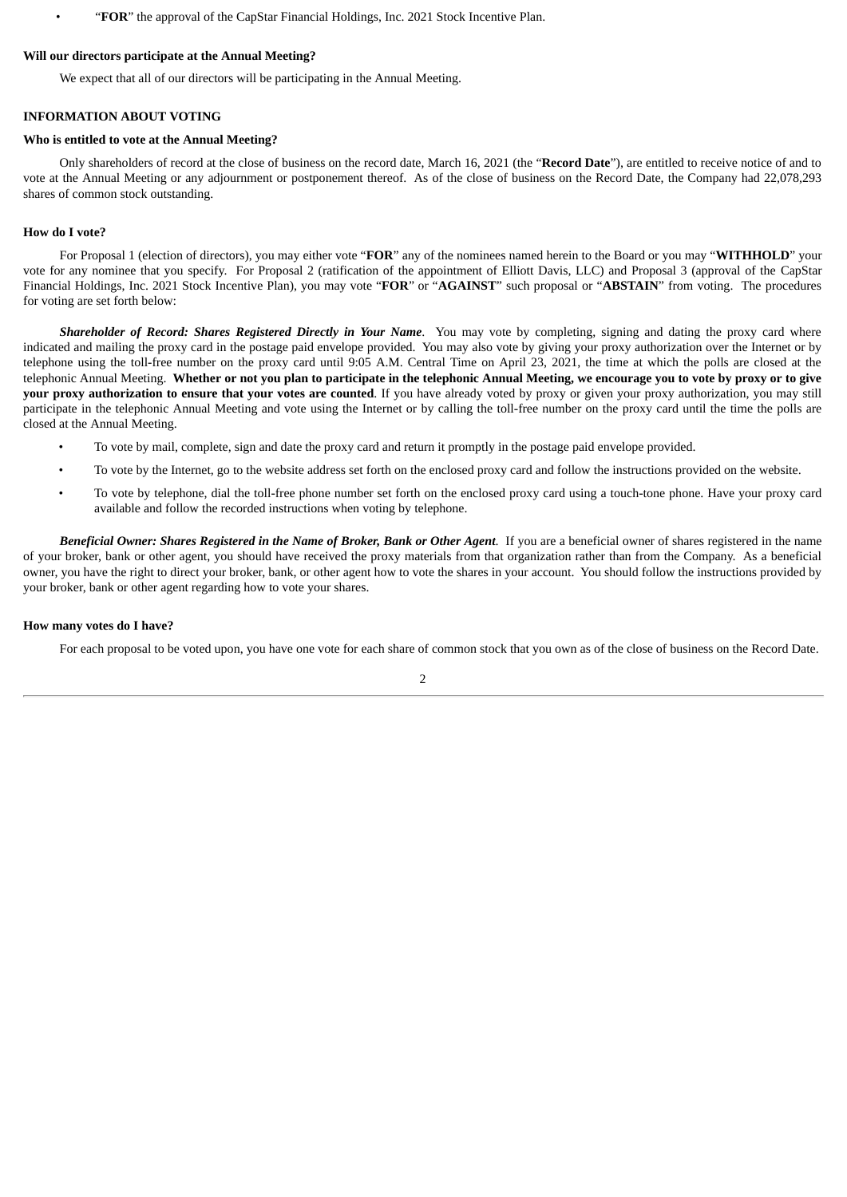- "**FOR**" the approval of the CapStar Financial Holdings, Inc. 2021 Stock Incentive Plan.

**Will our directors participate at the Annual Meeting?**

We expect that all of our directors will be participating in the Annual Meeting.

**INFORMATION ABOUT VOTING**

**Who is entitled to vote at the Annual Meeting?**

Only shareholders of record at the close of business on the record date, March 16, 2021 (the "**Record Date**"), are entitled to receive notice of and to vote at the Annual Meeting or any adjournment or postponement thereof. As of the close of business on the Record Date, the Company had 22,078,293 shares of common stock outstanding.

**How do I vote?**

For Proposal 1 (election of directors), you may either vote "**FOR**" any of the nominees named herein to the Board or you may "**WITHHOLD**" your vote for any nominee that you specify. For Proposal 2 (ratification of the appointment of Elliott Davis, LLC) and Proposal 3 (approval of the CapStar Financial Holdings, Inc. 2021 Stock Incentive Plan), you may vote "**FOR**" or "**AGAINST**" such proposal or "**ABSTAIN**" from voting. The procedures for voting are set forth below:

***Shareholder of Record: Shares Registered Directly in Your Name***. You may vote by completing, signing and dating the proxy card where indicated and mailing the proxy card in the postage paid envelope provided. You may also vote by giving your proxy authorization over the Internet or by telephone using the toll-free number on the proxy card until 9:05 A.M. Central Time on April 23, 2021, the time at which the polls are closed at the telephonic Annual Meeting. **Whether or not you plan to participate in the telephonic Annual Meeting, we encourage you to vote by proxy or to give your proxy authorization to ensure that your votes are counted**. If you have already voted by proxy or given your proxy authorization, you may still participate in the telephonic Annual Meeting and vote using the Internet or by calling the toll-free number on the proxy card until the time the polls are closed at the Annual Meeting.

- To vote by mail, complete, sign and date the proxy card and return it promptly in the postage paid envelope provided.
- To vote by the Internet, go to the website address set forth on the enclosed proxy card and follow the instructions provided on the website.
- To vote by telephone, dial the toll-free phone number set forth on the enclosed proxy card using a touch-tone phone. Have your proxy card available and follow the recorded instructions when voting by telephone.

***Beneficial Owner: Shares Registered in the Name of Broker, Bank or Other Agent***. If you are a beneficial owner of shares registered in the name of your broker, bank or other agent, you should have received the proxy materials from that organization rather than from the Company. As a beneficial owner, you have the right to direct your broker, bank, or other agent how to vote the shares in your account. You should follow the instructions provided by your broker, bank or other agent regarding how to vote your shares.

**How many votes do I have?**

For each proposal to be voted upon, you have one vote for each share of common stock that you own as of the close of business on the Record Date.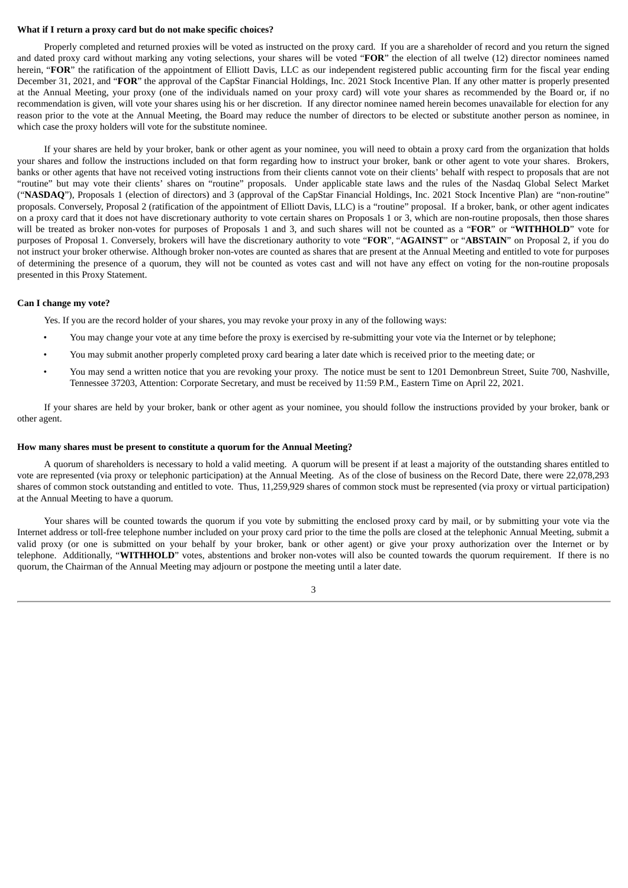**What if I return a proxy card but do not make specific choices?**

Properly completed and returned proxies will be voted as instructed on the proxy card. If you are a shareholder of record and you return the signed and dated proxy card without marking any voting selections, your shares will be voted "**FOR**" the election of all twelve (12) director nominees named herein, "**FOR**" the ratification of the appointment of Elliott Davis, LLC as our independent registered public accounting firm for the fiscal year ending December 31, 2021, and "**FOR**" the approval of the CapStar Financial Holdings, Inc. 2021 Stock Incentive Plan. If any other matter is properly presented at the Annual Meeting, your proxy (one of the individuals named on your proxy card) will vote your shares as recommended by the Board or, if no recommendation is given, will vote your shares using his or her discretion. If any director nominee named herein becomes unavailable for election for any reason prior to the vote at the Annual Meeting, the Board may reduce the number of directors to be elected or substitute another person as nominee, in which case the proxy holders will vote for the substitute nominee.

If your shares are held by your broker, bank or other agent as your nominee, you will need to obtain a proxy card from the organization that holds your shares and follow the instructions included on that form regarding how to instruct your broker, bank or other agent to vote your shares. Brokers, banks or other agents that have not received voting instructions from their clients cannot vote on their clients' behalf with respect to proposals that are not "routine" but may vote their clients' shares on "routine" proposals. Under applicable state laws and the rules of the Nasdaq Global Select Market ("**NASDAQ**"), Proposals 1 (election of directors) and 3 (approval of the CapStar Financial Holdings, Inc. 2021 Stock Incentive Plan) are "non-routine" proposals. Conversely, Proposal 2 (ratification of the appointment of Elliott Davis, LLC) is a "routine" proposal. If a broker, bank, or other agent indicates on a proxy card that it does not have discretionary authority to vote certain shares on Proposals 1 or 3, which are non-routine proposals, then those shares will be treated as broker non-votes for purposes of Proposals 1 and 3, and such shares will not be counted as a "**FOR**" or "**WITHHOLD**" vote for purposes of Proposal 1. Conversely, brokers will have the discretionary authority to vote "**FOR**", "**AGAINST**" or "**ABSTAIN**" on Proposal 2, if you do not instruct your broker otherwise. Although broker non-votes are counted as shares that are present at the Annual Meeting and entitled to vote for purposes of determining the presence of a quorum, they will not be counted as votes cast and will not have any effect on voting for the non-routine proposals presented in this Proxy Statement.

**Can I change my vote?**

Yes. If you are the record holder of your shares, you may revoke your proxy in any of the following ways:

- You may change your vote at any time before the proxy is exercised by re-submitting your vote via the Internet or by telephone;
- You may submit another properly completed proxy card bearing a later date which is received prior to the meeting date; or
- You may send a written notice that you are revoking your proxy. The notice must be sent to 1201 Demonbreun Street, Suite 700, Nashville, Tennessee 37203, Attention: Corporate Secretary, and must be received by 11:59 P.M., Eastern Time on April 22, 2021.

If your shares are held by your broker, bank or other agent as your nominee, you should follow the instructions provided by your broker, bank or other agent.

**How many shares must be present to constitute a quorum for the Annual Meeting?**

A quorum of shareholders is necessary to hold a valid meeting. A quorum will be present if at least a majority of the outstanding shares entitled to vote are represented (via proxy or telephonic participation) at the Annual Meeting. As of the close of business on the Record Date, there were 22,078,293 shares of common stock outstanding and entitled to vote. Thus, 11,259,929 shares of common stock must be represented (via proxy or virtual participation) at the Annual Meeting to have a quorum.

Your shares will be counted towards the quorum if you vote by submitting the enclosed proxy card by mail, or by submitting your vote via the Internet address or toll-free telephone number included on your proxy card prior to the time the polls are closed at the telephonic Annual Meeting, submit a valid proxy (or one is submitted on your behalf by your broker, bank or other agent) or give your proxy authorization over the Internet or by telephone. Additionally, "**WITHHOLD**" votes, abstentions and broker non-votes will also be counted towards the quorum requirement. If there is no quorum, the Chairman of the Annual Meeting may adjourn or postpone the meeting until a later date.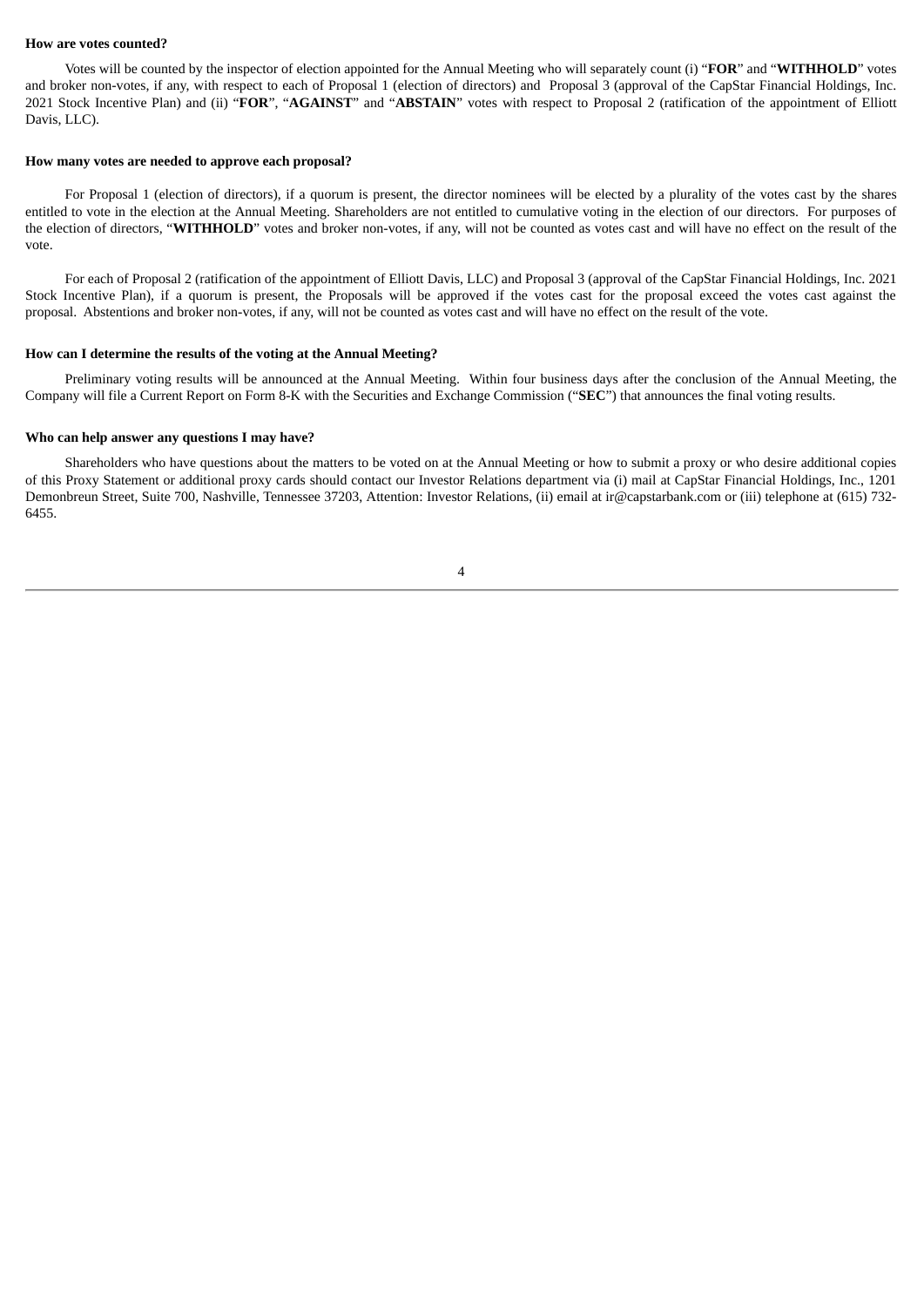**How are votes counted?**

Votes will be counted by the inspector of election appointed for the Annual Meeting who will separately count (i) "**FOR**" and "**WITHHOLD**" votes and broker non-votes, if any, with respect to each of Proposal 1 (election of directors) and Proposal 3 (approval of the CapStar Financial Holdings, Inc. 2021 Stock Incentive Plan) and (ii) "**FOR**", "**AGAINST**" and "**ABSTAIN**" votes with respect to Proposal 2 (ratification of the appointment of Elliott Davis, LLC).

**How many votes are needed to approve each proposal?**

For Proposal 1 (election of directors), if a quorum is present, the director nominees will be elected by a plurality of the votes cast by the shares entitled to vote in the election at the Annual Meeting. Shareholders are not entitled to cumulative voting in the election of our directors. For purposes of the election of directors, "**WITHHOLD**" votes and broker non-votes, if any, will not be counted as votes cast and will have no effect on the result of the vote.

For each of Proposal 2 (ratification of the appointment of Elliott Davis, LLC) and Proposal 3 (approval of the CapStar Financial Holdings, Inc. 2021 Stock Incentive Plan), if a quorum is present, the Proposals will be approved if the votes cast for the proposal exceed the votes cast against the proposal. Abstentions and broker non-votes, if any, will not be counted as votes cast and will have no effect on the result of the vote.

**How can I determine the results of the voting at the Annual Meeting?**

Preliminary voting results will be announced at the Annual Meeting. Within four business days after the conclusion of the Annual Meeting, the Company will file a Current Report on Form 8-K with the Securities and Exchange Commission ("**SEC**") that announces the final voting results.

**Who can help answer any questions I may have?**

Shareholders who have questions about the matters to be voted on at the Annual Meeting or how to submit a proxy or who desire additional copies of this Proxy Statement or additional proxy cards should contact our Investor Relations department via (i) mail at CapStar Financial Holdings, Inc., 1201 Demonbreun Street, Suite 700, Nashville, Tennessee 37203, Attention: Investor Relations, (ii) email at ir@capstarbank.com or (iii) telephone at (615) 732-6455.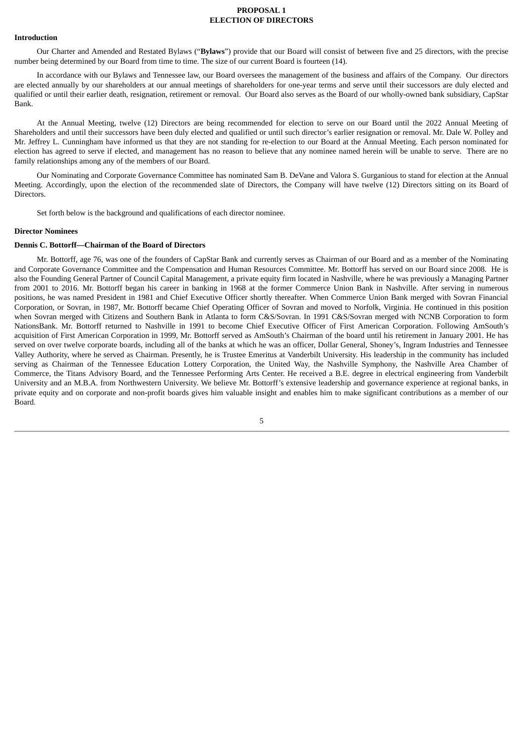# PROPOSAL 1
# ELECTION OF DIRECTORS

**Introduction**

Our Charter and Amended and Restated Bylaws ("**Bylaws**") provide that our Board will consist of between five and 25 directors, with the precise number being determined by our Board from time to time. The size of our current Board is fourteen (14).

In accordance with our Bylaws and Tennessee law, our Board oversees the management of the business and affairs of the Company. Our directors are elected annually by our shareholders at our annual meetings of shareholders for one-year terms and serve until their successors are duly elected and qualified or until their earlier death, resignation, retirement or removal. Our Board also serves as the Board of our wholly-owned bank subsidiary, CapStar Bank.

At the Annual Meeting, twelve (12) Directors are being recommended for election to serve on our Board until the 2022 Annual Meeting of Shareholders and until their successors have been duly elected and qualified or until such director's earlier resignation or removal. Mr. Dale W. Polley and Mr. Jeffrey L. Cunningham have informed us that they are not standing for re-election to our Board at the Annual Meeting. Each person nominated for election has agreed to serve if elected, and management has no reason to believe that any nominee named herein will be unable to serve. There are no family relationships among any of the members of our Board.

Our Nominating and Corporate Governance Committee has nominated Sam B. DeVane and Valora S. Gurganious to stand for election at the Annual Meeting. Accordingly, upon the election of the recommended slate of Directors, the Company will have twelve (12) Directors sitting on its Board of Directors.

Set forth below is the background and qualifications of each director nominee.

**Director Nominees**

**Dennis C. Bottorff—Chairman of the Board of Directors**

Mr. Bottorff, age 76, was one of the founders of CapStar Bank and currently serves as Chairman of our Board and as a member of the Nominating and Corporate Governance Committee and the Compensation and Human Resources Committee. Mr. Bottorff has served on our Board since 2008. He is also the Founding General Partner of Council Capital Management, a private equity firm located in Nashville, where he was previously a Managing Partner from 2001 to 2016. Mr. Bottorff began his career in banking in 1968 at the former Commerce Union Bank in Nashville. After serving in numerous positions, he was named President in 1981 and Chief Executive Officer shortly thereafter. When Commerce Union Bank merged with Sovran Financial Corporation, or Sovran, in 1987, Mr. Bottorff became Chief Operating Officer of Sovran and moved to Norfolk, Virginia. He continued in this position when Sovran merged with Citizens and Southern Bank in Atlanta to form C&S/Sovran. In 1991 C&S/Sovran merged with NCNB Corporation to form NationsBank. Mr. Bottorff returned to Nashville in 1991 to become Chief Executive Officer of First American Corporation. Following AmSouth's acquisition of First American Corporation in 1999, Mr. Bottorff served as AmSouth's Chairman of the board until his retirement in January 2001. He has served on over twelve corporate boards, including all of the banks at which he was an officer, Dollar General, Shoney's, Ingram Industries and Tennessee Valley Authority, where he served as Chairman. Presently, he is Trustee Emeritus at Vanderbilt University. His leadership in the community has included serving as Chairman of the Tennessee Education Lottery Corporation, the United Way, the Nashville Symphony, the Nashville Area Chamber of Commerce, the Titans Advisory Board, and the Tennessee Performing Arts Center. He received a B.E. degree in electrical engineering from Vanderbilt University and an M.B.A. from Northwestern University. We believe Mr. Bottorff's extensive leadership and governance experience at regional banks, in private equity and on corporate and non-profit boards gives him valuable insight and enables him to make significant contributions as a member of our Board.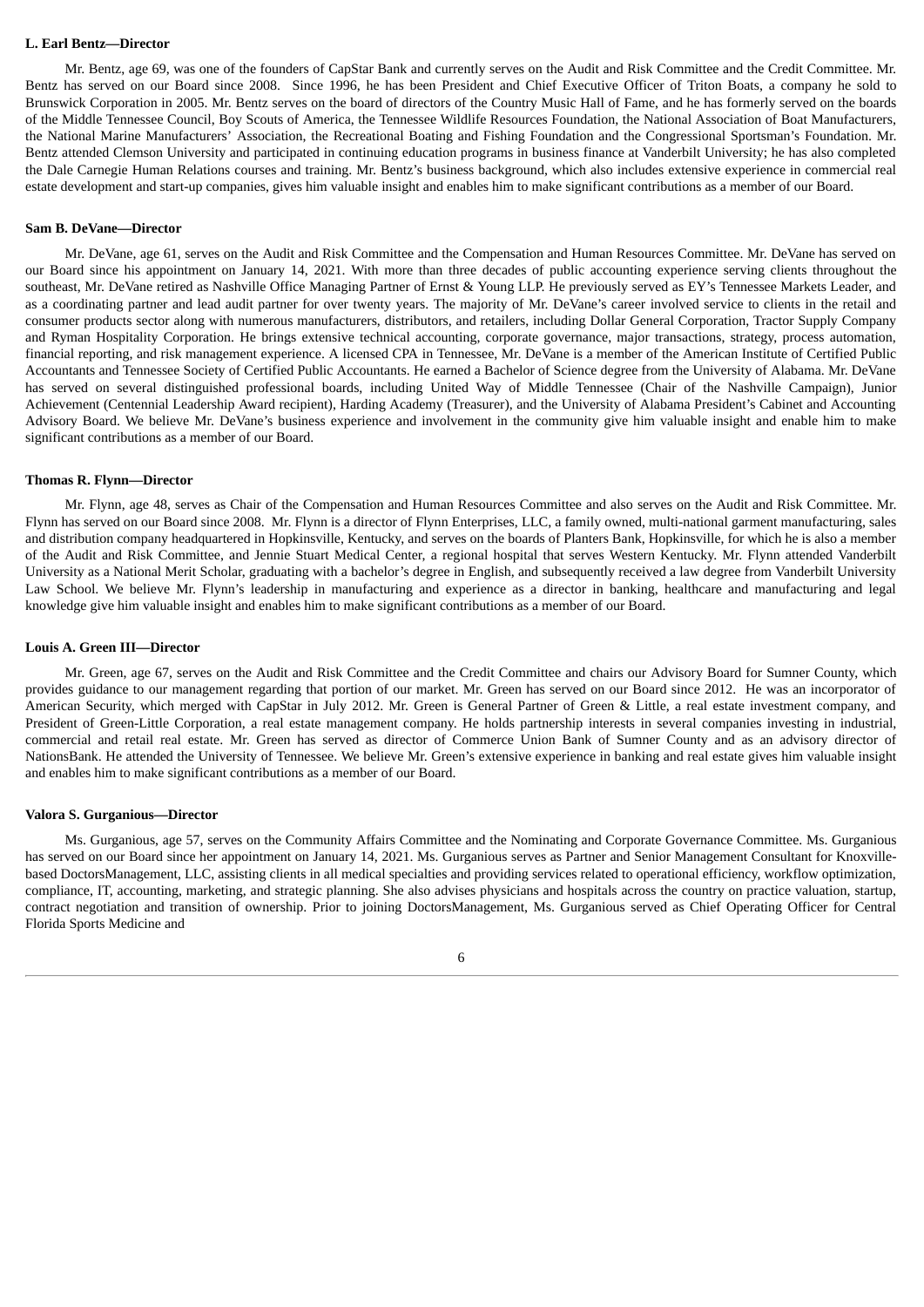**L. Earl Bentz—Director**

Mr. Bentz, age 69, was one of the founders of CapStar Bank and currently serves on the Audit and Risk Committee and the Credit Committee. Mr. Bentz has served on our Board since 2008. Since 1996, he has been President and Chief Executive Officer of Triton Boats, a company he sold to Brunswick Corporation in 2005. Mr. Bentz serves on the board of directors of the Country Music Hall of Fame, and he has formerly served on the boards of the Middle Tennessee Council, Boy Scouts of America, the Tennessee Wildlife Resources Foundation, the National Association of Boat Manufacturers, the National Marine Manufacturers' Association, the Recreational Boating and Fishing Foundation and the Congressional Sportsman's Foundation. Mr. Bentz attended Clemson University and participated in continuing education programs in business finance at Vanderbilt University; he has also completed the Dale Carnegie Human Relations courses and training. Mr. Bentz's business background, which also includes extensive experience in commercial real estate development and start-up companies, gives him valuable insight and enables him to make significant contributions as a member of our Board.

**Sam B. DeVane—Director**

Mr. DeVane, age 61, serves on the Audit and Risk Committee and the Compensation and Human Resources Committee. Mr. DeVane has served on our Board since his appointment on January 14, 2021. With more than three decades of public accounting experience serving clients throughout the southeast, Mr. DeVane retired as Nashville Office Managing Partner of Ernst & Young LLP. He previously served as EY's Tennessee Markets Leader, and as a coordinating partner and lead audit partner for over twenty years. The majority of Mr. DeVane's career involved service to clients in the retail and consumer products sector along with numerous manufacturers, distributors, and retailers, including Dollar General Corporation, Tractor Supply Company and Ryman Hospitality Corporation. He brings extensive technical accounting, corporate governance, major transactions, strategy, process automation, financial reporting, and risk management experience. A licensed CPA in Tennessee, Mr. DeVane is a member of the American Institute of Certified Public Accountants and Tennessee Society of Certified Public Accountants. He earned a Bachelor of Science degree from the University of Alabama. Mr. DeVane has served on several distinguished professional boards, including United Way of Middle Tennessee (Chair of the Nashville Campaign), Junior Achievement (Centennial Leadership Award recipient), Harding Academy (Treasurer), and the University of Alabama President's Cabinet and Accounting Advisory Board. We believe Mr. DeVane's business experience and involvement in the community give him valuable insight and enable him to make significant contributions as a member of our Board.

**Thomas R. Flynn—Director**

Mr. Flynn, age 48, serves as Chair of the Compensation and Human Resources Committee and also serves on the Audit and Risk Committee. Mr. Flynn has served on our Board since 2008. Mr. Flynn is a director of Flynn Enterprises, LLC, a family owned, multi-national garment manufacturing, sales and distribution company headquartered in Hopkinsville, Kentucky, and serves on the boards of Planters Bank, Hopkinsville, for which he is also a member of the Audit and Risk Committee, and Jennie Stuart Medical Center, a regional hospital that serves Western Kentucky. Mr. Flynn attended Vanderbilt University as a National Merit Scholar, graduating with a bachelor's degree in English, and subsequently received a law degree from Vanderbilt University Law School. We believe Mr. Flynn's leadership in manufacturing and experience as a director in banking, healthcare and manufacturing and legal knowledge give him valuable insight and enables him to make significant contributions as a member of our Board.

**Louis A. Green III—Director**

Mr. Green, age 67, serves on the Audit and Risk Committee and the Credit Committee and chairs our Advisory Board for Sumner County, which provides guidance to our management regarding that portion of our market. Mr. Green has served on our Board since 2012. He was an incorporator of American Security, which merged with CapStar in July 2012. Mr. Green is General Partner of Green & Little, a real estate investment company, and President of Green-Little Corporation, a real estate management company. He holds partnership interests in several companies investing in industrial, commercial and retail real estate. Mr. Green has served as director of Commerce Union Bank of Sumner County and as an advisory director of NationsBank. He attended the University of Tennessee. We believe Mr. Green's extensive experience in banking and real estate gives him valuable insight and enables him to make significant contributions as a member of our Board.

**Valora S. Gurganious—Director**

Ms. Gurganious, age 57, serves on the Community Affairs Committee and the Nominating and Corporate Governance Committee. Ms. Gurganious has served on our Board since her appointment on January 14, 2021. Ms. Gurganious serves as Partner and Senior Management Consultant for Knoxville-based DoctorsManagement, LLC, assisting clients in all medical specialties and providing services related to operational efficiency, workflow optimization, compliance, IT, accounting, marketing, and strategic planning. She also advises physicians and hospitals across the country on practice valuation, startup, contract negotiation and transition of ownership. Prior to joining DoctorsManagement, Ms. Gurganious served as Chief Operating Officer for Central Florida Sports Medicine and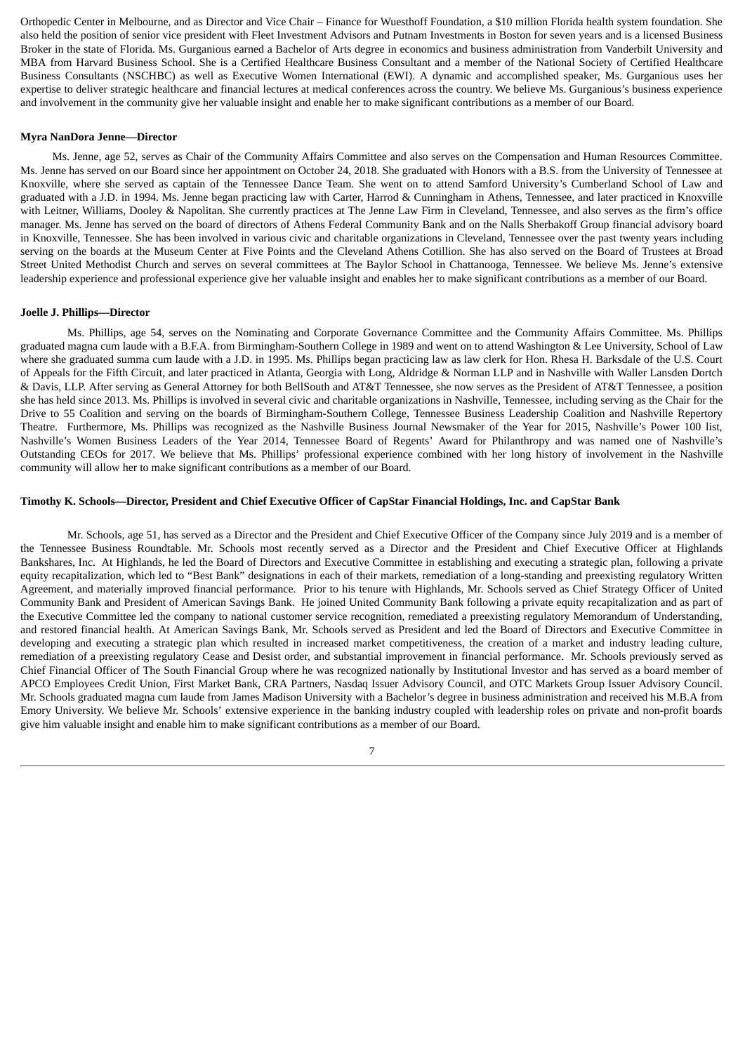Orthopedic Center in Melbourne, and as Director and Vice Chair – Finance for Wuesthoff Foundation, a $10 million Florida health system foundation. She also held the position of senior vice president with Fleet Investment Advisors and Putnam Investments in Boston for seven years and is a licensed Business Broker in the state of Florida. Ms. Gurganious earned a Bachelor of Arts degree in economics and business administration from Vanderbilt University and MBA from Harvard Business School. She is a Certified Healthcare Business Consultant and a member of the National Society of Certified Healthcare Business Consultants (NSCHBC) as well as Executive Women International (EWI). A dynamic and accomplished speaker, Ms. Gurganious uses her expertise to deliver strategic healthcare and financial lectures at medical conferences across the country. We believe Ms. Gurganious's business experience and involvement in the community give her valuable insight and enable her to make significant contributions as a member of our Board.

**Myra NanDora Jenne—Director**

Ms. Jenne, age 52, serves as Chair of the Community Affairs Committee and also serves on the Compensation and Human Resources Committee. Ms. Jenne has served on our Board since her appointment on October 24, 2018. She graduated with Honors with a B.S. from the University of Tennessee at Knoxville, where she served as captain of the Tennessee Dance Team. She went on to attend Samford University's Cumberland School of Law and graduated with a J.D. in 1994. Ms. Jenne began practicing law with Carter, Harrod & Cunningham in Athens, Tennessee, and later practiced in Knoxville with Leitner, Williams, Dooley & Napolitan. She currently practices at The Jenne Law Firm in Cleveland, Tennessee, and also serves as the firm's office manager. Ms. Jenne has served on the board of directors of Athens Federal Community Bank and on the Nalls Sherbakoff Group financial advisory board in Knoxville, Tennessee. She has been involved in various civic and charitable organizations in Cleveland, Tennessee over the past twenty years including serving on the boards at the Museum Center at Five Points and the Cleveland Athens Cotillion. She has also served on the Board of Trustees at Broad Street United Methodist Church and serves on several committees at The Baylor School in Chattanooga, Tennessee. We believe Ms. Jenne's extensive leadership experience and professional experience give her valuable insight and enables her to make significant contributions as a member of our Board.

**Joelle J. Phillips—Director**

Ms. Phillips, age 54, serves on the Nominating and Corporate Governance Committee and the Community Affairs Committee. Ms. Phillips graduated magna cum laude with a B.F.A. from Birmingham-Southern College in 1989 and went on to attend Washington & Lee University, School of Law where she graduated summa cum laude with a J.D. in 1995. Ms. Phillips began practicing law as law clerk for Hon. Rhesa H. Barksdale of the U.S. Court of Appeals for the Fifth Circuit, and later practiced in Atlanta, Georgia with Long, Aldridge & Norman LLP and in Nashville with Waller Lansden Dortch & Davis, LLP. After serving as General Attorney for both BellSouth and AT&T Tennessee, she now serves as the President of AT&T Tennessee, a position she has held since 2013. Ms. Phillips is involved in several civic and charitable organizations in Nashville, Tennessee, including serving as the Chair for the Drive to 55 Coalition and serving on the boards of Birmingham-Southern College, Tennessee Business Leadership Coalition and Nashville Repertory Theatre. Furthermore, Ms. Phillips was recognized as the Nashville Business Journal Newsmaker of the Year for 2015, Nashville's Power 100 list, Nashville's Women Business Leaders of the Year 2014, Tennessee Board of Regents' Award for Philanthropy and was named one of Nashville's Outstanding CEOs for 2017. We believe that Ms. Phillips' professional experience combined with her long history of involvement in the Nashville community will allow her to make significant contributions as a member of our Board.

**Timothy K. Schools—Director, President and Chief Executive Officer of CapStar Financial Holdings, Inc. and CapStar Bank**

Mr. Schools, age 51, has served as a Director and the President and Chief Executive Officer of the Company since July 2019 and is a member of the Tennessee Business Roundtable. Mr. Schools most recently served as a Director and the President and Chief Executive Officer at Highlands Bankshares, Inc. At Highlands, he led the Board of Directors and Executive Committee in establishing and executing a strategic plan, following a private equity recapitalization, which led to "Best Bank" designations in each of their markets, remediation of a long-standing and preexisting regulatory Written Agreement, and materially improved financial performance. Prior to his tenure with Highlands, Mr. Schools served as Chief Strategy Officer of United Community Bank and President of American Savings Bank. He joined United Community Bank following a private equity recapitalization and as part of the Executive Committee led the company to national customer service recognition, remediated a preexisting regulatory Memorandum of Understanding, and restored financial health. At American Savings Bank, Mr. Schools served as President and led the Board of Directors and Executive Committee in developing and executing a strategic plan which resulted in increased market competitiveness, the creation of a market and industry leading culture, remediation of a preexisting regulatory Cease and Desist order, and substantial improvement in financial performance. Mr. Schools previously served as Chief Financial Officer of The South Financial Group where he was recognized nationally by Institutional Investor and has served as a board member of APCO Employees Credit Union, First Market Bank, CRA Partners, Nasdaq Issuer Advisory Council, and OTC Markets Group Issuer Advisory Council. Mr. Schools graduated magna cum laude from James Madison University with a Bachelor's degree in business administration and received his M.B.A from Emory University. We believe Mr. Schools' extensive experience in the banking industry coupled with leadership roles on private and non-profit boards give him valuable insight and enable him to make significant contributions as a member of our Board.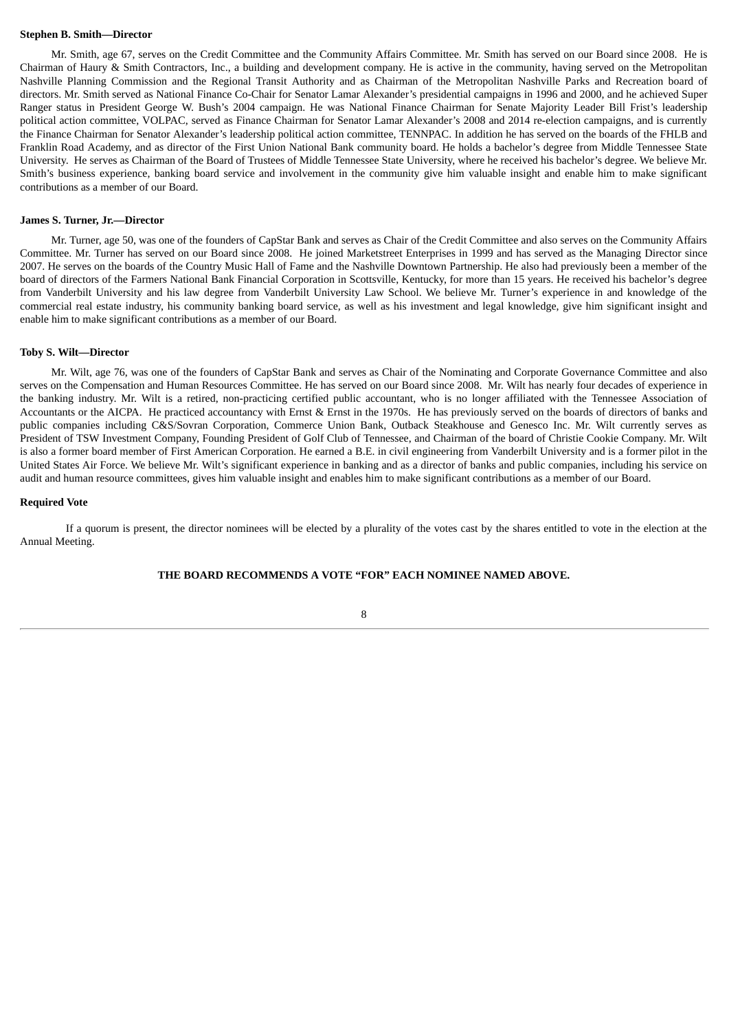**Stephen B. Smith—Director**

Mr. Smith, age 67, serves on the Credit Committee and the Community Affairs Committee. Mr. Smith has served on our Board since 2008. He is Chairman of Haury & Smith Contractors, Inc., a building and development company. He is active in the community, having served on the Metropolitan Nashville Planning Commission and the Regional Transit Authority and as Chairman of the Metropolitan Nashville Parks and Recreation board of directors. Mr. Smith served as National Finance Co-Chair for Senator Lamar Alexander's presidential campaigns in 1996 and 2000, and he achieved Super Ranger status in President George W. Bush's 2004 campaign. He was National Finance Chairman for Senate Majority Leader Bill Frist's leadership political action committee, VOLPAC, served as Finance Chairman for Senator Lamar Alexander's 2008 and 2014 re-election campaigns, and is currently the Finance Chairman for Senator Alexander's leadership political action committee, TENNPAC. In addition he has served on the boards of the FHLB and Franklin Road Academy, and as director of the First Union National Bank community board. He holds a bachelor's degree from Middle Tennessee State University. He serves as Chairman of the Board of Trustees of Middle Tennessee State University, where he received his bachelor's degree. We believe Mr. Smith's business experience, banking board service and involvement in the community give him valuable insight and enable him to make significant contributions as a member of our Board.

**James S. Turner, Jr.—Director**

Mr. Turner, age 50, was one of the founders of CapStar Bank and serves as Chair of the Credit Committee and also serves on the Community Affairs Committee. Mr. Turner has served on our Board since 2008. He joined Marketstreet Enterprises in 1999 and has served as the Managing Director since 2007. He serves on the boards of the Country Music Hall of Fame and the Nashville Downtown Partnership. He also had previously been a member of the board of directors of the Farmers National Bank Financial Corporation in Scottsville, Kentucky, for more than 15 years. He received his bachelor's degree from Vanderbilt University and his law degree from Vanderbilt University Law School. We believe Mr. Turner's experience in and knowledge of the commercial real estate industry, his community banking board service, as well as his investment and legal knowledge, give him significant insight and enable him to make significant contributions as a member of our Board.

**Toby S. Wilt—Director**

Mr. Wilt, age 76, was one of the founders of CapStar Bank and serves as Chair of the Nominating and Corporate Governance Committee and also serves on the Compensation and Human Resources Committee. He has served on our Board since 2008. Mr. Wilt has nearly four decades of experience in the banking industry. Mr. Wilt is a retired, non-practicing certified public accountant, who is no longer affiliated with the Tennessee Association of Accountants or the AICPA. He practiced accountancy with Ernst & Ernst in the 1970s. He has previously served on the boards of directors of banks and public companies including C&S/Sovran Corporation, Commerce Union Bank, Outback Steakhouse and Genesco Inc. Mr. Wilt currently serves as President of TSW Investment Company, Founding President of Golf Club of Tennessee, and Chairman of the board of Christie Cookie Company. Mr. Wilt is also a former board member of First American Corporation. He earned a B.E. in civil engineering from Vanderbilt University and is a former pilot in the United States Air Force. We believe Mr. Wilt's significant experience in banking and as a director of banks and public companies, including his service on audit and human resource committees, gives him valuable insight and enables him to make significant contributions as a member of our Board.

**Required Vote**

If a quorum is present, the director nominees will be elected by a plurality of the votes cast by the shares entitled to vote in the election at the Annual Meeting.

**THE BOARD RECOMMENDS A VOTE "FOR" EACH NOMINEE NAMED ABOVE.**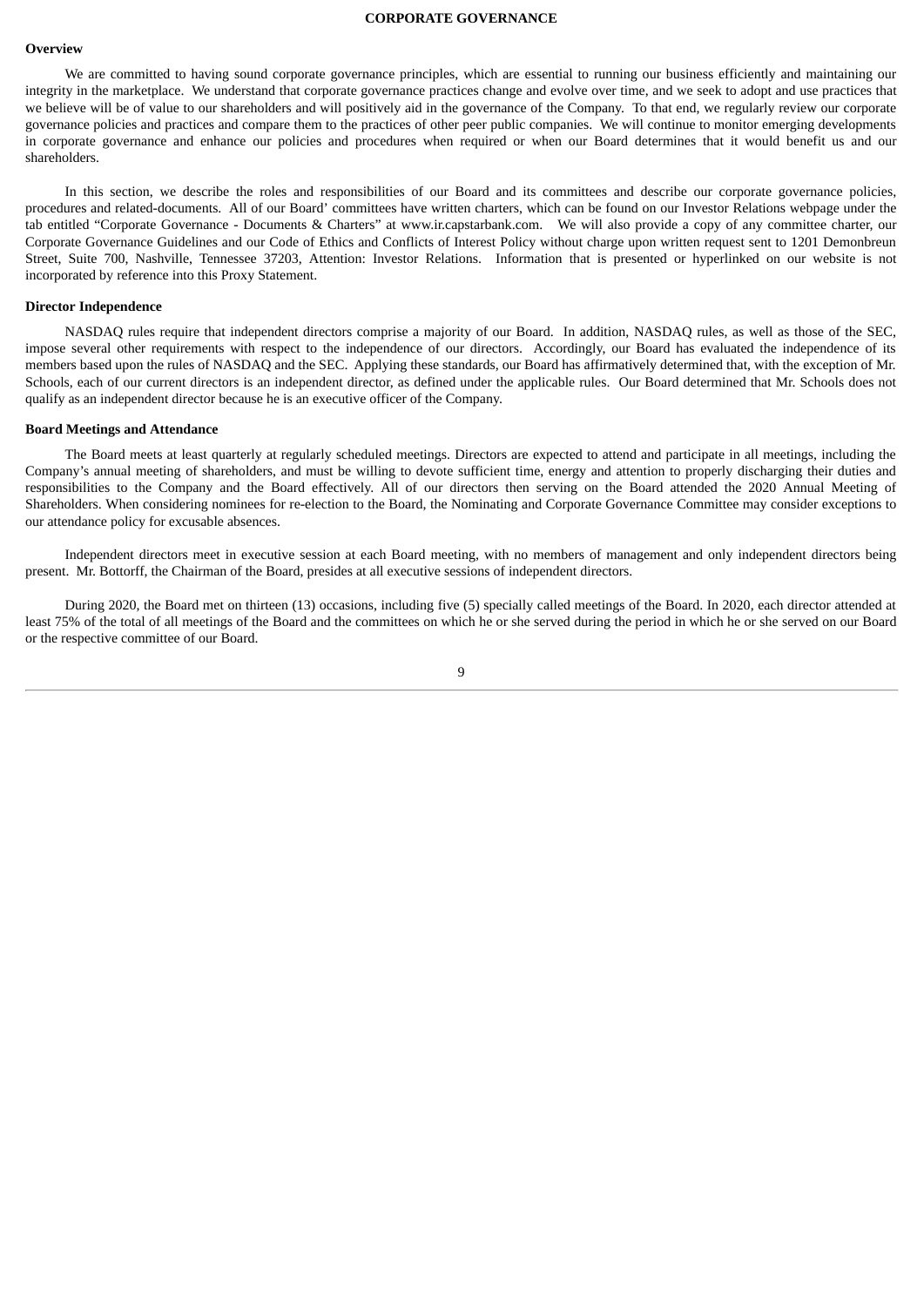# CORPORATE GOVERNANCE

## Overview

We are committed to having sound corporate governance principles, which are essential to running our business efficiently and maintaining our integrity in the marketplace. We understand that corporate governance practices change and evolve over time, and we seek to adopt and use practices that we believe will be of value to our shareholders and will positively aid in the governance of the Company. To that end, we regularly review our corporate governance policies and practices and compare them to the practices of other peer public companies. We will continue to monitor emerging developments in corporate governance and enhance our policies and procedures when required or when our Board determines that it would benefit us and our shareholders.

In this section, we describe the roles and responsibilities of our Board and its committees and describe our corporate governance policies, procedures and related-documents. All of our Board' committees have written charters, which can be found on our Investor Relations webpage under the tab entitled "Corporate Governance - Documents & Charters" at www.ir.capstarbank.com. We will also provide a copy of any committee charter, our Corporate Governance Guidelines and our Code of Ethics and Conflicts of Interest Policy without charge upon written request sent to 1201 Demonbreun Street, Suite 700, Nashville, Tennessee 37203, Attention: Investor Relations. Information that is presented or hyperlinked on our website is not incorporated by reference into this Proxy Statement.

## Director Independence

NASDAQ rules require that independent directors comprise a majority of our Board. In addition, NASDAQ rules, as well as those of the SEC, impose several other requirements with respect to the independence of our directors. Accordingly, our Board has evaluated the independence of its members based upon the rules of NASDAQ and the SEC. Applying these standards, our Board has affirmatively determined that, with the exception of Mr. Schools, each of our current directors is an independent director, as defined under the applicable rules. Our Board determined that Mr. Schools does not qualify as an independent director because he is an executive officer of the Company.

## Board Meetings and Attendance

The Board meets at least quarterly at regularly scheduled meetings. Directors are expected to attend and participate in all meetings, including the Company's annual meeting of shareholders, and must be willing to devote sufficient time, energy and attention to properly discharging their duties and responsibilities to the Company and the Board effectively. All of our directors then serving on the Board attended the 2020 Annual Meeting of Shareholders. When considering nominees for re-election to the Board, the Nominating and Corporate Governance Committee may consider exceptions to our attendance policy for excusable absences.

Independent directors meet in executive session at each Board meeting, with no members of management and only independent directors being present. Mr. Bottorff, the Chairman of the Board, presides at all executive sessions of independent directors.

During 2020, the Board met on thirteen (13) occasions, including five (5) specially called meetings of the Board. In 2020, each director attended at least 75% of the total of all meetings of the Board and the committees on which he or she served during the period in which he or she served on our Board or the respective committee of our Board.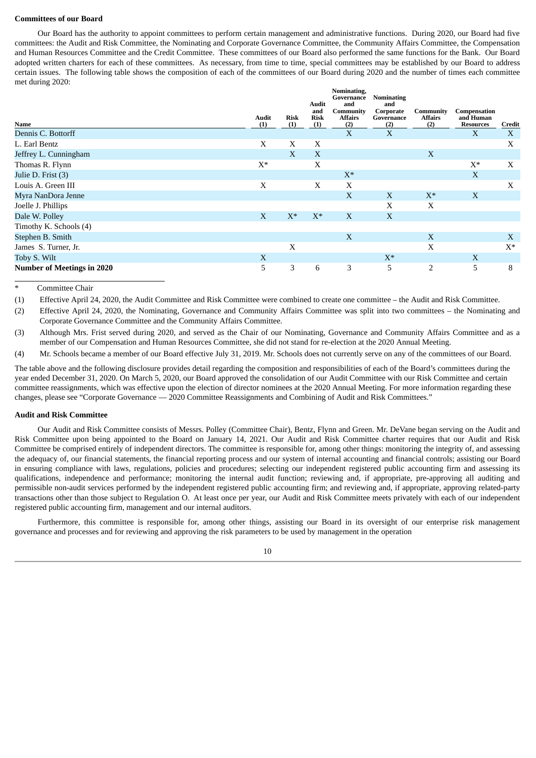**Committees of our Board**

Our Board has the authority to appoint committees to perform certain management and administrative functions. During 2020, our Board had five committees: the Audit and Risk Committee, the Nominating and Corporate Governance Committee, the Community Affairs Committee, the Compensation and Human Resources Committee and the Credit Committee. These committees of our Board also performed the same functions for the Bank. Our Board adopted written charters for each of these committees. As necessary, from time to time, special committees may be established by our Board to address certain issues. The following table shows the composition of each of the committees of our Board during 2020 and the number of times each committee met during 2020:

| Name | Audit (1) | Risk (1) | Audit and Risk (1) | Nominating, Governance and Community Affairs (2) | Nominating and Corporate Governance (2) | Community Affairs (2) | Compensation and Human Resources | Credit |
|---|---|---|---|---|---|---|---|---|
| Dennis C. Bottorff | | | | X | X | | X | X |
| L. Earl Bentz | X | X | X | | | | | X |
| Jeffrey L. Cunningham | | X | X | | | X | | |
| Thomas R. Flynn | X* | | X | | | | X* | X |
| Julie D. Frist (3) | | | | X* | | | X | |
| Louis A. Green III | X | | X | X | | | | X |
| Myra NanDora Jenne | | | | X | X | X* | X | |
| Joelle J. Phillips | | | | | X | X | | |
| Dale W. Polley | X | X* | X* | X | X | | | |
| Timothy K. Schools (4) | | | | | | | | |
| Stephen B. Smith | | | | X | | X | | X |
| James S. Turner, Jr. | | X | | | | X | | X* |
| Toby S. Wilt | X | | | | X* | | X | |
| **Number of Meetings in 2020** | 5 | 3 | 6 | 3 | 5 | 2 | 5 | 8 |

\* Committee Chair

(1) Effective April 24, 2020, the Audit Committee and Risk Committee were combined to create one committee – the Audit and Risk Committee.

(2) Effective April 24, 2020, the Nominating, Governance and Community Affairs Committee was split into two committees – the Nominating and Corporate Governance Committee and the Community Affairs Committee.

(3) Although Mrs. Frist served during 2020, and served as the Chair of our Nominating, Governance and Community Affairs Committee and as a member of our Compensation and Human Resources Committee, she did not stand for re-election at the 2020 Annual Meeting.

(4) Mr. Schools became a member of our Board effective July 31, 2019. Mr. Schools does not currently serve on any of the committees of our Board.

The table above and the following disclosure provides detail regarding the composition and responsibilities of each of the Board's committees during the year ended December 31, 2020. On March 5, 2020, our Board approved the consolidation of our Audit Committee with our Risk Committee and certain committee reassignments, which was effective upon the election of director nominees at the 2020 Annual Meeting. For more information regarding these changes, please see "Corporate Governance — 2020 Committee Reassignments and Combining of Audit and Risk Committees."

**Audit and Risk Committee**

Our Audit and Risk Committee consists of Messrs. Polley (Committee Chair), Bentz, Flynn and Green. Mr. DeVane began serving on the Audit and Risk Committee upon being appointed to the Board on January 14, 2021. Our Audit and Risk Committee charter requires that our Audit and Risk Committee be comprised entirely of independent directors. The committee is responsible for, among other things: monitoring the integrity of, and assessing the adequacy of, our financial statements, the financial reporting process and our system of internal accounting and financial controls; assisting our Board in ensuring compliance with laws, regulations, policies and procedures; selecting our independent registered public accounting firm and assessing its qualifications, independence and performance; monitoring the internal audit function; reviewing and, if appropriate, pre-approving all auditing and permissible non-audit services performed by the independent registered public accounting firm; and reviewing and, if appropriate, approving related-party transactions other than those subject to Regulation O. At least once per year, our Audit and Risk Committee meets privately with each of our independent registered public accounting firm, management and our internal auditors.

Furthermore, this committee is responsible for, among other things, assisting our Board in its oversight of our enterprise risk management governance and processes and for reviewing and approving the risk parameters to be used by management in the operation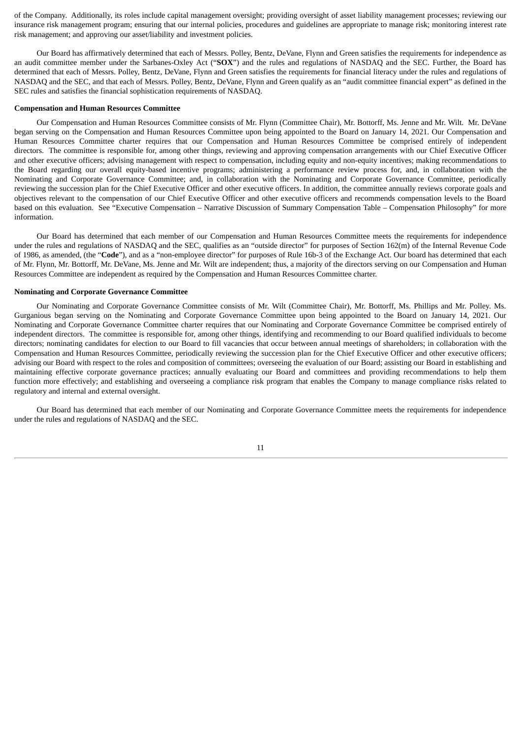of the Company. Additionally, its roles include capital management oversight; providing oversight of asset liability management processes; reviewing our insurance risk management program; ensuring that our internal policies, procedures and guidelines are appropriate to manage risk; monitoring interest rate risk management; and approving our asset/liability and investment policies.

Our Board has affirmatively determined that each of Messrs. Polley, Bentz, DeVane, Flynn and Green satisfies the requirements for independence as an audit committee member under the Sarbanes-Oxley Act ("**SOX**") and the rules and regulations of NASDAQ and the SEC. Further, the Board has determined that each of Messrs. Polley, Bentz, DeVane, Flynn and Green satisfies the requirements for financial literacy under the rules and regulations of NASDAQ and the SEC, and that each of Messrs. Polley, Bentz, DeVane, Flynn and Green qualify as an "audit committee financial expert" as defined in the SEC rules and satisfies the financial sophistication requirements of NASDAQ.

**Compensation and Human Resources Committee**

Our Compensation and Human Resources Committee consists of Mr. Flynn (Committee Chair), Mr. Bottorff, Ms. Jenne and Mr. Wilt. Mr. DeVane began serving on the Compensation and Human Resources Committee upon being appointed to the Board on January 14, 2021. Our Compensation and Human Resources Committee charter requires that our Compensation and Human Resources Committee be comprised entirely of independent directors. The committee is responsible for, among other things, reviewing and approving compensation arrangements with our Chief Executive Officer and other executive officers; advising management with respect to compensation, including equity and non-equity incentives; making recommendations to the Board regarding our overall equity-based incentive programs; administering a performance review process for, and, in collaboration with the Nominating and Corporate Governance Committee; and, in collaboration with the Nominating and Corporate Governance Committee, periodically reviewing the succession plan for the Chief Executive Officer and other executive officers. In addition, the committee annually reviews corporate goals and objectives relevant to the compensation of our Chief Executive Officer and other executive officers and recommends compensation levels to the Board based on this evaluation. See "Executive Compensation – Narrative Discussion of Summary Compensation Table – Compensation Philosophy" for more information.

Our Board has determined that each member of our Compensation and Human Resources Committee meets the requirements for independence under the rules and regulations of NASDAQ and the SEC, qualifies as an "outside director" for purposes of Section 162(m) of the Internal Revenue Code of 1986, as amended, (the "**Code**"), and as a "non-employee director" for purposes of Rule 16b-3 of the Exchange Act. Our board has determined that each of Mr. Flynn, Mr. Bottorff, Mr. DeVane, Ms. Jenne and Mr. Wilt are independent; thus, a majority of the directors serving on our Compensation and Human Resources Committee are independent as required by the Compensation and Human Resources Committee charter.

**Nominating and Corporate Governance Committee**

Our Nominating and Corporate Governance Committee consists of Mr. Wilt (Committee Chair), Mr. Bottorff, Ms. Phillips and Mr. Polley. Ms. Gurganious began serving on the Nominating and Corporate Governance Committee upon being appointed to the Board on January 14, 2021. Our Nominating and Corporate Governance Committee charter requires that our Nominating and Corporate Governance Committee be comprised entirely of independent directors. The committee is responsible for, among other things, identifying and recommending to our Board qualified individuals to become directors; nominating candidates for election to our Board to fill vacancies that occur between annual meetings of shareholders; in collaboration with the Compensation and Human Resources Committee, periodically reviewing the succession plan for the Chief Executive Officer and other executive officers; advising our Board with respect to the roles and composition of committees; overseeing the evaluation of our Board; assisting our Board in establishing and maintaining effective corporate governance practices; annually evaluating our Board and committees and providing recommendations to help them function more effectively; and establishing and overseeing a compliance risk program that enables the Company to manage compliance risks related to regulatory and internal and external oversight.

Our Board has determined that each member of our Nominating and Corporate Governance Committee meets the requirements for independence under the rules and regulations of NASDAQ and the SEC.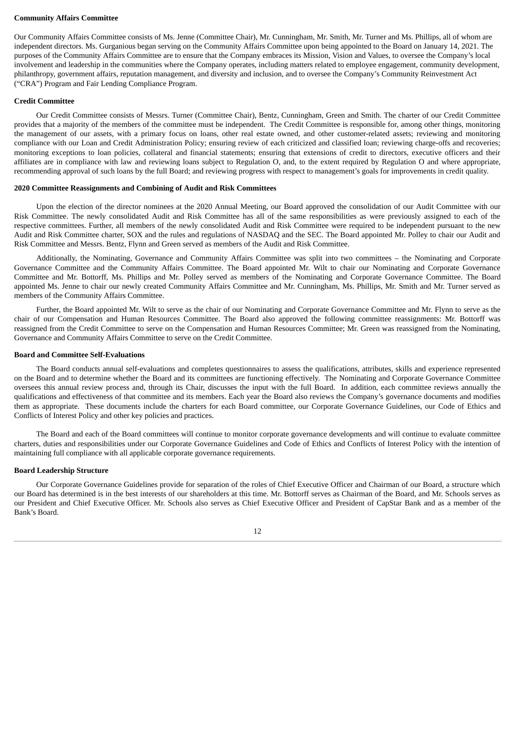**Community Affairs Committee**

Our Community Affairs Committee consists of Ms. Jenne (Committee Chair), Mr. Cunningham, Mr. Smith, Mr. Turner and Ms. Phillips, all of whom are independent directors. Ms. Gurganious began serving on the Community Affairs Committee upon being appointed to the Board on January 14, 2021. The purposes of the Community Affairs Committee are to ensure that the Company embraces its Mission, Vision and Values, to oversee the Company's local involvement and leadership in the communities where the Company operates, including matters related to employee engagement, community development, philanthropy, government affairs, reputation management, and diversity and inclusion, and to oversee the Company's Community Reinvestment Act ("CRA") Program and Fair Lending Compliance Program.

**Credit Committee**

Our Credit Committee consists of Messrs. Turner (Committee Chair), Bentz, Cunningham, Green and Smith. The charter of our Credit Committee provides that a majority of the members of the committee must be independent. The Credit Committee is responsible for, among other things, monitoring the management of our assets, with a primary focus on loans, other real estate owned, and other customer-related assets; reviewing and monitoring compliance with our Loan and Credit Administration Policy; ensuring review of each criticized and classified loan; reviewing charge-offs and recoveries; monitoring exceptions to loan policies, collateral and financial statements; ensuring that extensions of credit to directors, executive officers and their affiliates are in compliance with law and reviewing loans subject to Regulation O, and, to the extent required by Regulation O and where appropriate, recommending approval of such loans by the full Board; and reviewing progress with respect to management's goals for improvements in credit quality.

**2020 Committee Reassignments and Combining of Audit and Risk Committees**

Upon the election of the director nominees at the 2020 Annual Meeting, our Board approved the consolidation of our Audit Committee with our Risk Committee. The newly consolidated Audit and Risk Committee has all of the same responsibilities as were previously assigned to each of the respective committees. Further, all members of the newly consolidated Audit and Risk Committee were required to be independent pursuant to the new Audit and Risk Committee charter, SOX and the rules and regulations of NASDAQ and the SEC. The Board appointed Mr. Polley to chair our Audit and Risk Committee and Messrs. Bentz, Flynn and Green served as members of the Audit and Risk Committee.

Additionally, the Nominating, Governance and Community Affairs Committee was split into two committees – the Nominating and Corporate Governance Committee and the Community Affairs Committee. The Board appointed Mr. Wilt to chair our Nominating and Corporate Governance Committee and Mr. Bottorff, Ms. Phillips and Mr. Polley served as members of the Nominating and Corporate Governance Committee. The Board appointed Ms. Jenne to chair our newly created Community Affairs Committee and Mr. Cunningham, Ms. Phillips, Mr. Smith and Mr. Turner served as members of the Community Affairs Committee.

Further, the Board appointed Mr. Wilt to serve as the chair of our Nominating and Corporate Governance Committee and Mr. Flynn to serve as the chair of our Compensation and Human Resources Committee. The Board also approved the following committee reassignments: Mr. Bottorff was reassigned from the Credit Committee to serve on the Compensation and Human Resources Committee; Mr. Green was reassigned from the Nominating, Governance and Community Affairs Committee to serve on the Credit Committee.

**Board and Committee Self-Evaluations**

The Board conducts annual self-evaluations and completes questionnaires to assess the qualifications, attributes, skills and experience represented on the Board and to determine whether the Board and its committees are functioning effectively. The Nominating and Corporate Governance Committee oversees this annual review process and, through its Chair, discusses the input with the full Board. In addition, each committee reviews annually the qualifications and effectiveness of that committee and its members. Each year the Board also reviews the Company's governance documents and modifies them as appropriate. These documents include the charters for each Board committee, our Corporate Governance Guidelines, our Code of Ethics and Conflicts of Interest Policy and other key policies and practices.

The Board and each of the Board committees will continue to monitor corporate governance developments and will continue to evaluate committee charters, duties and responsibilities under our Corporate Governance Guidelines and Code of Ethics and Conflicts of Interest Policy with the intention of maintaining full compliance with all applicable corporate governance requirements.

**Board Leadership Structure**

Our Corporate Governance Guidelines provide for separation of the roles of Chief Executive Officer and Chairman of our Board, a structure which our Board has determined is in the best interests of our shareholders at this time. Mr. Bottorff serves as Chairman of the Board, and Mr. Schools serves as our President and Chief Executive Officer. Mr. Schools also serves as Chief Executive Officer and President of CapStar Bank and as a member of the Bank's Board.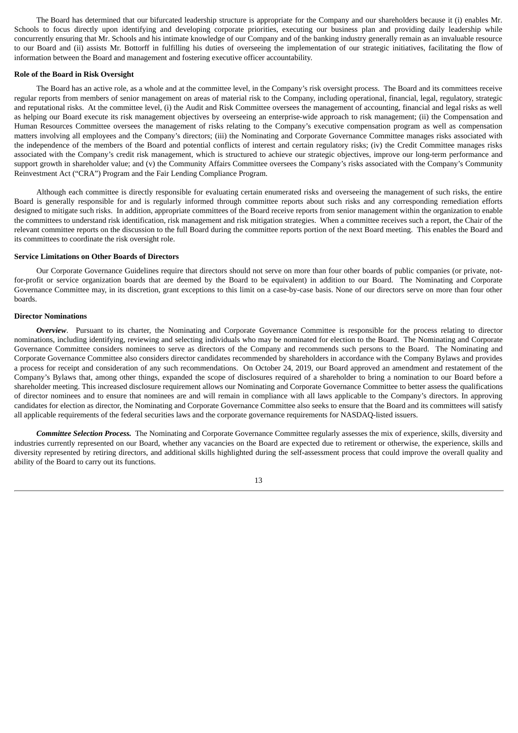The Board has determined that our bifurcated leadership structure is appropriate for the Company and our shareholders because it (i) enables Mr. Schools to focus directly upon identifying and developing corporate priorities, executing our business plan and providing daily leadership while concurrently ensuring that Mr. Schools and his intimate knowledge of our Company and of the banking industry generally remain as an invaluable resource to our Board and (ii) assists Mr. Bottorff in fulfilling his duties of overseeing the implementation of our strategic initiatives, facilitating the flow of information between the Board and management and fostering executive officer accountability.

**Role of the Board in Risk Oversight**

The Board has an active role, as a whole and at the committee level, in the Company's risk oversight process. The Board and its committees receive regular reports from members of senior management on areas of material risk to the Company, including operational, financial, legal, regulatory, strategic and reputational risks. At the committee level, (i) the Audit and Risk Committee oversees the management of accounting, financial and legal risks as well as helping our Board execute its risk management objectives by overseeing an enterprise-wide approach to risk management; (ii) the Compensation and Human Resources Committee oversees the management of risks relating to the Company's executive compensation program as well as compensation matters involving all employees and the Company's directors; (iii) the Nominating and Corporate Governance Committee manages risks associated with the independence of the members of the Board and potential conflicts of interest and certain regulatory risks; (iv) the Credit Committee manages risks associated with the Company's credit risk management, which is structured to achieve our strategic objectives, improve our long-term performance and support growth in shareholder value; and (v) the Community Affairs Committee oversees the Company's risks associated with the Company's Community Reinvestment Act ("CRA") Program and the Fair Lending Compliance Program.

Although each committee is directly responsible for evaluating certain enumerated risks and overseeing the management of such risks, the entire Board is generally responsible for and is regularly informed through committee reports about such risks and any corresponding remediation efforts designed to mitigate such risks. In addition, appropriate committees of the Board receive reports from senior management within the organization to enable the committees to understand risk identification, risk management and risk mitigation strategies. When a committee receives such a report, the Chair of the relevant committee reports on the discussion to the full Board during the committee reports portion of the next Board meeting. This enables the Board and its committees to coordinate the risk oversight role.

**Service Limitations on Other Boards of Directors**

Our Corporate Governance Guidelines require that directors should not serve on more than four other boards of public companies (or private, not-for-profit or service organization boards that are deemed by the Board to be equivalent) in addition to our Board. The Nominating and Corporate Governance Committee may, in its discretion, grant exceptions to this limit on a case-by-case basis. None of our directors serve on more than four other boards.

**Director Nominations**

***Overview***. Pursuant to its charter, the Nominating and Corporate Governance Committee is responsible for the process relating to director nominations, including identifying, reviewing and selecting individuals who may be nominated for election to the Board. The Nominating and Corporate Governance Committee considers nominees to serve as directors of the Company and recommends such persons to the Board. The Nominating and Corporate Governance Committee also considers director candidates recommended by shareholders in accordance with the Company Bylaws and provides a process for receipt and consideration of any such recommendations. On October 24, 2019, our Board approved an amendment and restatement of the Company's Bylaws that, among other things, expanded the scope of disclosures required of a shareholder to bring a nomination to our Board before a shareholder meeting. This increased disclosure requirement allows our Nominating and Corporate Governance Committee to better assess the qualifications of director nominees and to ensure that nominees are and will remain in compliance with all laws applicable to the Company's directors. In approving candidates for election as director, the Nominating and Corporate Governance Committee also seeks to ensure that the Board and its committees will satisfy all applicable requirements of the federal securities laws and the corporate governance requirements for NASDAQ-listed issuers.

***Committee Selection Process.*** The Nominating and Corporate Governance Committee regularly assesses the mix of experience, skills, diversity and industries currently represented on our Board, whether any vacancies on the Board are expected due to retirement or otherwise, the experience, skills and diversity represented by retiring directors, and additional skills highlighted during the self-assessment process that could improve the overall quality and ability of the Board to carry out its functions.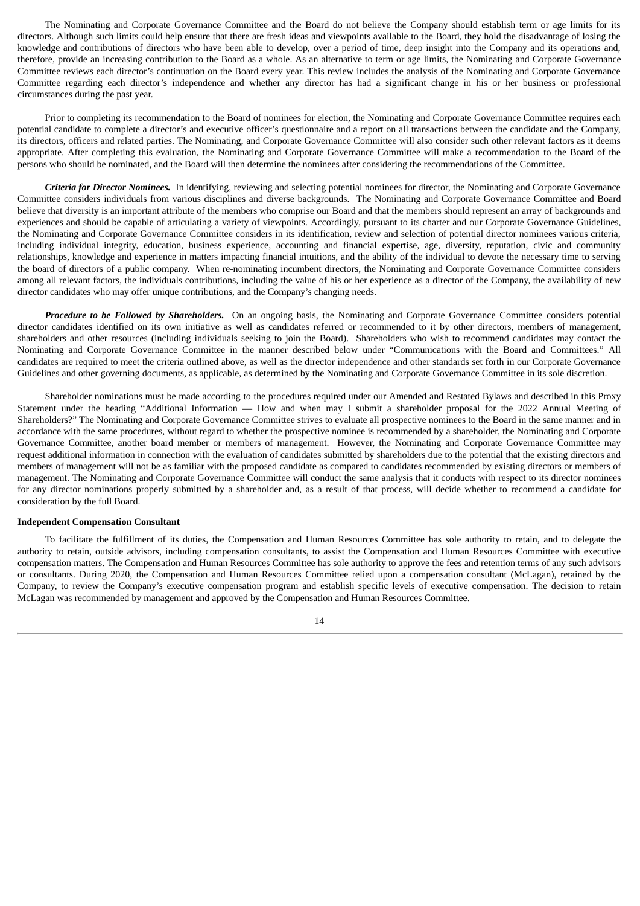The Nominating and Corporate Governance Committee and the Board do not believe the Company should establish term or age limits for its directors. Although such limits could help ensure that there are fresh ideas and viewpoints available to the Board, they hold the disadvantage of losing the knowledge and contributions of directors who have been able to develop, over a period of time, deep insight into the Company and its operations and, therefore, provide an increasing contribution to the Board as a whole. As an alternative to term or age limits, the Nominating and Corporate Governance Committee reviews each director's continuation on the Board every year. This review includes the analysis of the Nominating and Corporate Governance Committee regarding each director's independence and whether any director has had a significant change in his or her business or professional circumstances during the past year.

Prior to completing its recommendation to the Board of nominees for election, the Nominating and Corporate Governance Committee requires each potential candidate to complete a director's and executive officer's questionnaire and a report on all transactions between the candidate and the Company, its directors, officers and related parties. The Nominating, and Corporate Governance Committee will also consider such other relevant factors as it deems appropriate. After completing this evaluation, the Nominating and Corporate Governance Committee will make a recommendation to the Board of the persons who should be nominated, and the Board will then determine the nominees after considering the recommendations of the Committee.

***Criteria for Director Nominees.*** In identifying, reviewing and selecting potential nominees for director, the Nominating and Corporate Governance Committee considers individuals from various disciplines and diverse backgrounds. The Nominating and Corporate Governance Committee and Board believe that diversity is an important attribute of the members who comprise our Board and that the members should represent an array of backgrounds and experiences and should be capable of articulating a variety of viewpoints. Accordingly, pursuant to its charter and our Corporate Governance Guidelines, the Nominating and Corporate Governance Committee considers in its identification, review and selection of potential director nominees various criteria, including individual integrity, education, business experience, accounting and financial expertise, age, diversity, reputation, civic and community relationships, knowledge and experience in matters impacting financial intuitions, and the ability of the individual to devote the necessary time to serving the board of directors of a public company. When re-nominating incumbent directors, the Nominating and Corporate Governance Committee considers among all relevant factors, the individuals contributions, including the value of his or her experience as a director of the Company, the availability of new director candidates who may offer unique contributions, and the Company's changing needs.

***Procedure to be Followed by Shareholders.*** On an ongoing basis, the Nominating and Corporate Governance Committee considers potential director candidates identified on its own initiative as well as candidates referred or recommended to it by other directors, members of management, shareholders and other resources (including individuals seeking to join the Board). Shareholders who wish to recommend candidates may contact the Nominating and Corporate Governance Committee in the manner described below under "Communications with the Board and Committees." All candidates are required to meet the criteria outlined above, as well as the director independence and other standards set forth in our Corporate Governance Guidelines and other governing documents, as applicable, as determined by the Nominating and Corporate Governance Committee in its sole discretion.

Shareholder nominations must be made according to the procedures required under our Amended and Restated Bylaws and described in this Proxy Statement under the heading "Additional Information — How and when may I submit a shareholder proposal for the 2022 Annual Meeting of Shareholders?" The Nominating and Corporate Governance Committee strives to evaluate all prospective nominees to the Board in the same manner and in accordance with the same procedures, without regard to whether the prospective nominee is recommended by a shareholder, the Nominating and Corporate Governance Committee, another board member or members of management. However, the Nominating and Corporate Governance Committee may request additional information in connection with the evaluation of candidates submitted by shareholders due to the potential that the existing directors and members of management will not be as familiar with the proposed candidate as compared to candidates recommended by existing directors or members of management. The Nominating and Corporate Governance Committee will conduct the same analysis that it conducts with respect to its director nominees for any director nominations properly submitted by a shareholder and, as a result of that process, will decide whether to recommend a candidate for consideration by the full Board.

**Independent Compensation Consultant**

To facilitate the fulfillment of its duties, the Compensation and Human Resources Committee has sole authority to retain, and to delegate the authority to retain, outside advisors, including compensation consultants, to assist the Compensation and Human Resources Committee with executive compensation matters. The Compensation and Human Resources Committee has sole authority to approve the fees and retention terms of any such advisors or consultants. During 2020, the Compensation and Human Resources Committee relied upon a compensation consultant (McLagan), retained by the Company, to review the Company's executive compensation program and establish specific levels of executive compensation. The decision to retain McLagan was recommended by management and approved by the Compensation and Human Resources Committee.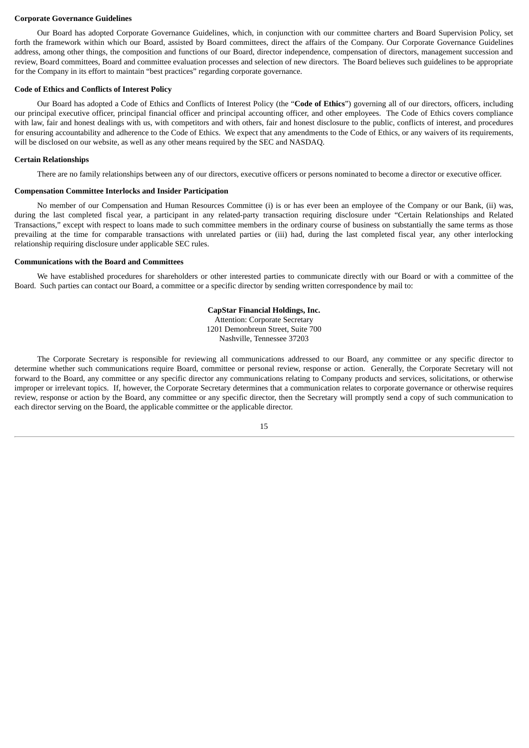**Corporate Governance Guidelines**

Our Board has adopted Corporate Governance Guidelines, which, in conjunction with our committee charters and Board Supervision Policy, set forth the framework within which our Board, assisted by Board committees, direct the affairs of the Company. Our Corporate Governance Guidelines address, among other things, the composition and functions of our Board, director independence, compensation of directors, management succession and review, Board committees, Board and committee evaluation processes and selection of new directors. The Board believes such guidelines to be appropriate for the Company in its effort to maintain "best practices" regarding corporate governance.

**Code of Ethics and Conflicts of Interest Policy**

Our Board has adopted a Code of Ethics and Conflicts of Interest Policy (the "**Code of Ethics**") governing all of our directors, officers, including our principal executive officer, principal financial officer and principal accounting officer, and other employees. The Code of Ethics covers compliance with law, fair and honest dealings with us, with competitors and with others, fair and honest disclosure to the public, conflicts of interest, and procedures for ensuring accountability and adherence to the Code of Ethics. We expect that any amendments to the Code of Ethics, or any waivers of its requirements, will be disclosed on our website, as well as any other means required by the SEC and NASDAQ.

**Certain Relationships**

There are no family relationships between any of our directors, executive officers or persons nominated to become a director or executive officer.

**Compensation Committee Interlocks and Insider Participation**

No member of our Compensation and Human Resources Committee (i) is or has ever been an employee of the Company or our Bank, (ii) was, during the last completed fiscal year, a participant in any related-party transaction requiring disclosure under "Certain Relationships and Related Transactions," except with respect to loans made to such committee members in the ordinary course of business on substantially the same terms as those prevailing at the time for comparable transactions with unrelated parties or (iii) had, during the last completed fiscal year, any other interlocking relationship requiring disclosure under applicable SEC rules.

**Communications with the Board and Committees**

We have established procedures for shareholders or other interested parties to communicate directly with our Board or with a committee of the Board. Such parties can contact our Board, a committee or a specific director by sending written correspondence by mail to:

**CapStar Financial Holdings, Inc.**
Attention: Corporate Secretary
1201 Demonbreun Street, Suite 700
Nashville, Tennessee 37203

The Corporate Secretary is responsible for reviewing all communications addressed to our Board, any committee or any specific director to determine whether such communications require Board, committee or personal review, response or action. Generally, the Corporate Secretary will not forward to the Board, any committee or any specific director any communications relating to Company products and services, solicitations, or otherwise improper or irrelevant topics. If, however, the Corporate Secretary determines that a communication relates to corporate governance or otherwise requires review, response or action by the Board, any committee or any specific director, then the Secretary will promptly send a copy of such communication to each director serving on the Board, the applicable committee or the applicable director.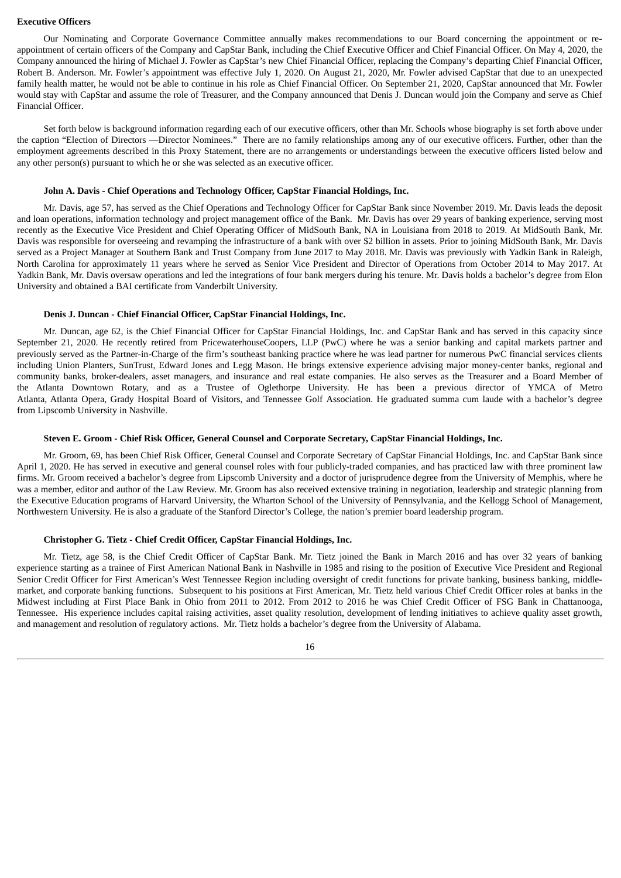## Executive Officers

Our Nominating and Corporate Governance Committee annually makes recommendations to our Board concerning the appointment or re-appointment of certain officers of the Company and CapStar Bank, including the Chief Executive Officer and Chief Financial Officer. On May 4, 2020, the Company announced the hiring of Michael J. Fowler as CapStar's new Chief Financial Officer, replacing the Company's departing Chief Financial Officer, Robert B. Anderson. Mr. Fowler's appointment was effective July 1, 2020. On August 21, 2020, Mr. Fowler advised CapStar that due to an unexpected family health matter, he would not be able to continue in his role as Chief Financial Officer. On September 21, 2020, CapStar announced that Mr. Fowler would stay with CapStar and assume the role of Treasurer, and the Company announced that Denis J. Duncan would join the Company and serve as Chief Financial Officer.

Set forth below is background information regarding each of our executive officers, other than Mr. Schools whose biography is set forth above under the caption "Election of Directors —Director Nominees." There are no family relationships among any of our executive officers. Further, other than the employment agreements described in this Proxy Statement, there are no arrangements or understandings between the executive officers listed below and any other person(s) pursuant to which he or she was selected as an executive officer.

### John A. Davis - Chief Operations and Technology Officer, CapStar Financial Holdings, Inc.

Mr. Davis, age 57, has served as the Chief Operations and Technology Officer for CapStar Bank since November 2019. Mr. Davis leads the deposit and loan operations, information technology and project management office of the Bank. Mr. Davis has over 29 years of banking experience, serving most recently as the Executive Vice President and Chief Operating Officer of MidSouth Bank, NA in Louisiana from 2018 to 2019. At MidSouth Bank, Mr. Davis was responsible for overseeing and revamping the infrastructure of a bank with over $2 billion in assets. Prior to joining MidSouth Bank, Mr. Davis served as a Project Manager at Southern Bank and Trust Company from June 2017 to May 2018. Mr. Davis was previously with Yadkin Bank in Raleigh, North Carolina for approximately 11 years where he served as Senior Vice President and Director of Operations from October 2014 to May 2017. At Yadkin Bank, Mr. Davis oversaw operations and led the integrations of four bank mergers during his tenure. Mr. Davis holds a bachelor's degree from Elon University and obtained a BAI certificate from Vanderbilt University.

### Denis J. Duncan - Chief Financial Officer, CapStar Financial Holdings, Inc.

Mr. Duncan, age 62, is the Chief Financial Officer for CapStar Financial Holdings, Inc. and CapStar Bank and has served in this capacity since September 21, 2020. He recently retired from PricewaterhouseCoopers, LLP (PwC) where he was a senior banking and capital markets partner and previously served as the Partner-in-Charge of the firm's southeast banking practice where he was lead partner for numerous PwC financial services clients including Union Planters, SunTrust, Edward Jones and Legg Mason. He brings extensive experience advising major money-center banks, regional and community banks, broker-dealers, asset managers, and insurance and real estate companies. He also serves as the Treasurer and a Board Member of the Atlanta Downtown Rotary, and as a Trustee of Oglethorpe University. He has been a previous director of YMCA of Metro Atlanta, Atlanta Opera, Grady Hospital Board of Visitors, and Tennessee Golf Association. He graduated summa cum laude with a bachelor's degree from Lipscomb University in Nashville.

### Steven E. Groom - Chief Risk Officer, General Counsel and Corporate Secretary, CapStar Financial Holdings, Inc.

Mr. Groom, 69, has been Chief Risk Officer, General Counsel and Corporate Secretary of CapStar Financial Holdings, Inc. and CapStar Bank since April 1, 2020. He has served in executive and general counsel roles with four publicly-traded companies, and has practiced law with three prominent law firms. Mr. Groom received a bachelor's degree from Lipscomb University and a doctor of jurisprudence degree from the University of Memphis, where he was a member, editor and author of the Law Review. Mr. Groom has also received extensive training in negotiation, leadership and strategic planning from the Executive Education programs of Harvard University, the Wharton School of the University of Pennsylvania, and the Kellogg School of Management, Northwestern University. He is also a graduate of the Stanford Director's College, the nation's premier board leadership program.

### Christopher G. Tietz - Chief Credit Officer, CapStar Financial Holdings, Inc.

Mr. Tietz, age 58, is the Chief Credit Officer of CapStar Bank. Mr. Tietz joined the Bank in March 2016 and has over 32 years of banking experience starting as a trainee of First American National Bank in Nashville in 1985 and rising to the position of Executive Vice President and Regional Senior Credit Officer for First American's West Tennessee Region including oversight of credit functions for private banking, business banking, middle-market, and corporate banking functions. Subsequent to his positions at First American, Mr. Tietz held various Chief Credit Officer roles at banks in the Midwest including at First Place Bank in Ohio from 2011 to 2012. From 2012 to 2016 he was Chief Credit Officer of FSG Bank in Chattanooga, Tennessee. His experience includes capital raising activities, asset quality resolution, development of lending initiatives to achieve quality asset growth, and management and resolution of regulatory actions. Mr. Tietz holds a bachelor's degree from the University of Alabama.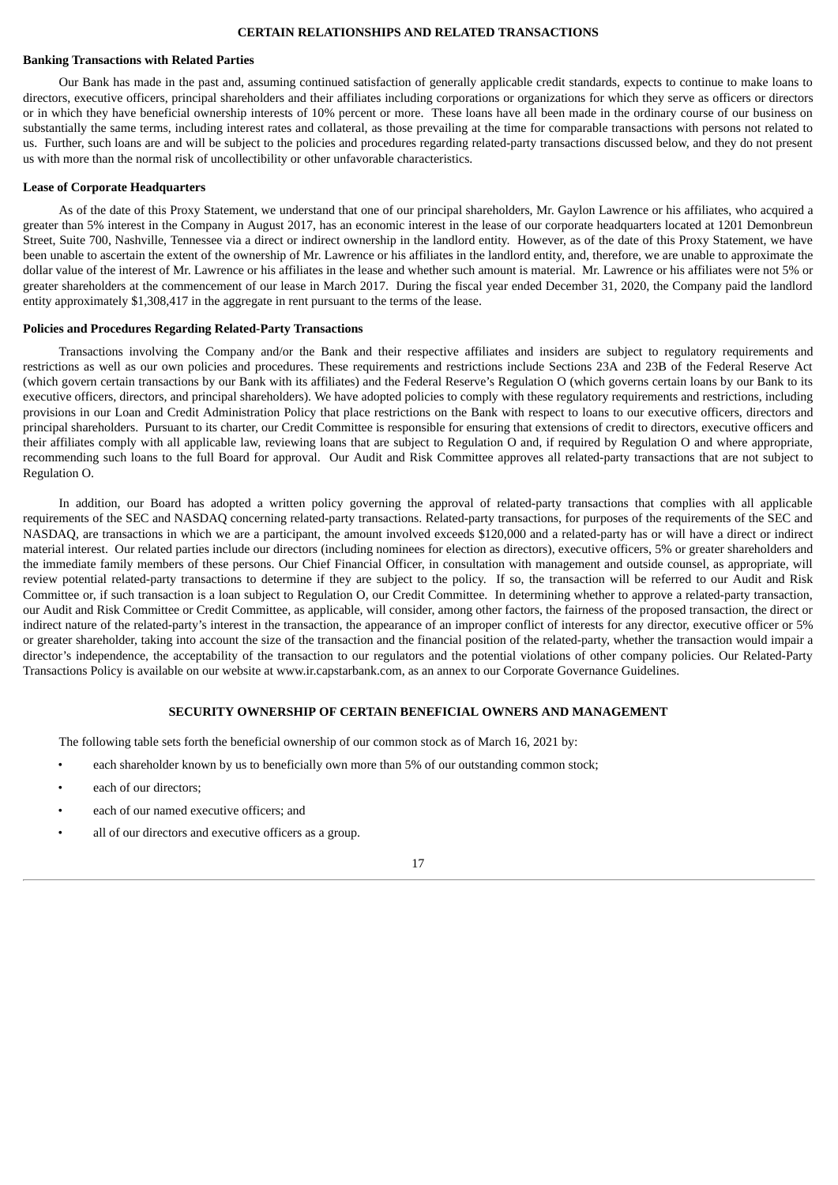## CERTAIN RELATIONSHIPS AND RELATED TRANSACTIONS

### Banking Transactions with Related Parties

Our Bank has made in the past and, assuming continued satisfaction of generally applicable credit standards, expects to continue to make loans to directors, executive officers, principal shareholders and their affiliates including corporations or organizations for which they serve as officers or directors or in which they have beneficial ownership interests of 10% percent or more. These loans have all been made in the ordinary course of our business on substantially the same terms, including interest rates and collateral, as those prevailing at the time for comparable transactions with persons not related to us. Further, such loans are and will be subject to the policies and procedures regarding related-party transactions discussed below, and they do not present us with more than the normal risk of uncollectibility or other unfavorable characteristics.

### Lease of Corporate Headquarters

As of the date of this Proxy Statement, we understand that one of our principal shareholders, Mr. Gaylon Lawrence or his affiliates, who acquired a greater than 5% interest in the Company in August 2017, has an economic interest in the lease of our corporate headquarters located at 1201 Demonbreun Street, Suite 700, Nashville, Tennessee via a direct or indirect ownership in the landlord entity. However, as of the date of this Proxy Statement, we have been unable to ascertain the extent of the ownership of Mr. Lawrence or his affiliates in the landlord entity, and, therefore, we are unable to approximate the dollar value of the interest of Mr. Lawrence or his affiliates in the lease and whether such amount is material. Mr. Lawrence or his affiliates were not 5% or greater shareholders at the commencement of our lease in March 2017. During the fiscal year ended December 31, 2020, the Company paid the landlord entity approximately $1,308,417 in the aggregate in rent pursuant to the terms of the lease.

### Policies and Procedures Regarding Related-Party Transactions

Transactions involving the Company and/or the Bank and their respective affiliates and insiders are subject to regulatory requirements and restrictions as well as our own policies and procedures. These requirements and restrictions include Sections 23A and 23B of the Federal Reserve Act (which govern certain transactions by our Bank with its affiliates) and the Federal Reserve's Regulation O (which governs certain loans by our Bank to its executive officers, directors, and principal shareholders). We have adopted policies to comply with these regulatory requirements and restrictions, including provisions in our Loan and Credit Administration Policy that place restrictions on the Bank with respect to loans to our executive officers, directors and principal shareholders. Pursuant to its charter, our Credit Committee is responsible for ensuring that extensions of credit to directors, executive officers and their affiliates comply with all applicable law, reviewing loans that are subject to Regulation O and, if required by Regulation O and where appropriate, recommending such loans to the full Board for approval. Our Audit and Risk Committee approves all related-party transactions that are not subject to Regulation O.

In addition, our Board has adopted a written policy governing the approval of related-party transactions that complies with all applicable requirements of the SEC and NASDAQ concerning related-party transactions. Related-party transactions, for purposes of the requirements of the SEC and NASDAQ, are transactions in which we are a participant, the amount involved exceeds $120,000 and a related-party has or will have a direct or indirect material interest. Our related parties include our directors (including nominees for election as directors), executive officers, 5% or greater shareholders and the immediate family members of these persons. Our Chief Financial Officer, in consultation with management and outside counsel, as appropriate, will review potential related-party transactions to determine if they are subject to the policy. If so, the transaction will be referred to our Audit and Risk Committee or, if such transaction is a loan subject to Regulation O, our Credit Committee. In determining whether to approve a related-party transaction, our Audit and Risk Committee or Credit Committee, as applicable, will consider, among other factors, the fairness of the proposed transaction, the direct or indirect nature of the related-party's interest in the transaction, the appearance of an improper conflict of interests for any director, executive officer or 5% or greater shareholder, taking into account the size of the transaction and the financial position of the related-party, whether the transaction would impair a director's independence, the acceptability of the transaction to our regulators and the potential violations of other company policies. Our Related-Party Transactions Policy is available on our website at www.ir.capstarbank.com, as an annex to our Corporate Governance Guidelines.

## SECURITY OWNERSHIP OF CERTAIN BENEFICIAL OWNERS AND MANAGEMENT

The following table sets forth the beneficial ownership of our common stock as of March 16, 2021 by:

- each shareholder known by us to beneficially own more than 5% of our outstanding common stock;
- each of our directors;
- each of our named executive officers; and
- all of our directors and executive officers as a group.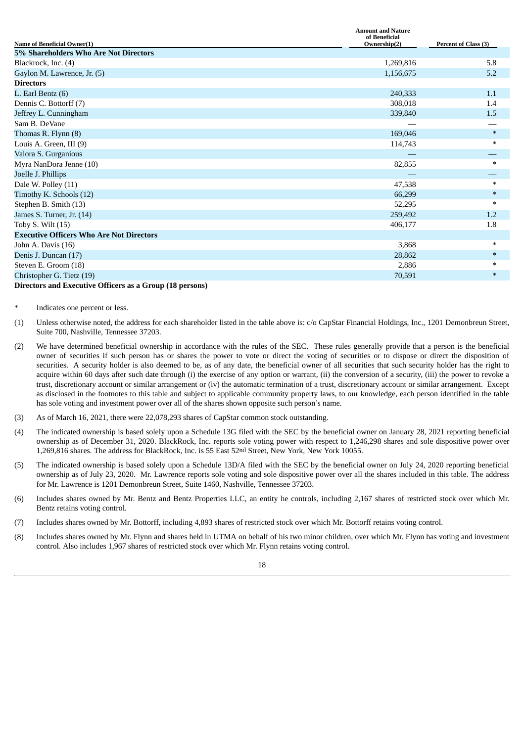| Name of Beneficial Owner(1) | Amount and Nature of Beneficial Ownership(2) | Percent of Class (3) |
|---|---|---|
| **5% Shareholders Who Are Not Directors** | | |
| Blackrock, Inc. (4) | 1,269,816 | 5.8 |
| Gaylon M. Lawrence, Jr. (5) | 1,156,675 | 5.2 |
| **Directors** | | |
| L. Earl Bentz (6) | 240,333 | 1.1 |
| Dennis C. Bottorff (7) | 308,018 | 1.4 |
| Jeffrey L. Cunningham | 339,840 | 1.5 |
| Sam B. DeVane | — | — |
| Thomas R. Flynn (8) | 169,046 | * |
| Louis A. Green, III (9) | 114,743 | * |
| Valora S. Gurganious | — | — |
| Myra NanDora Jenne (10) | 82,855 | * |
| Joelle J. Phillips | — | — |
| Dale W. Polley (11) | 47,538 | * |
| Timothy K. Schools (12) | 66,299 | * |
| Stephen B. Smith (13) | 52,295 | * |
| James S. Turner, Jr. (14) | 259,492 | 1.2 |
| Toby S. Wilt (15) | 406,177 | 1.8 |
| **Executive Officers Who Are Not Directors** | | |
| John A. Davis (16) | 3,868 | * |
| Denis J. Duncan (17) | 28,862 | * |
| Steven E. Groom (18) | 2,886 | * |
| Christopher G. Tietz (19) | 70,591 | * |
| **Directors and Executive Officers as a Group (18 persons)** | | |

\* Indicates one percent or less.

(1) Unless otherwise noted, the address for each shareholder listed in the table above is: c/o CapStar Financial Holdings, Inc., 1201 Demonbreun Street, Suite 700, Nashville, Tennessee 37203.

(2) We have determined beneficial ownership in accordance with the rules of the SEC. These rules generally provide that a person is the beneficial owner of securities if such person has or shares the power to vote or direct the voting of securities or to dispose or direct the disposition of securities. A security holder is also deemed to be, as of any date, the beneficial owner of all securities that such security holder has the right to acquire within 60 days after such date through (i) the exercise of any option or warrant, (ii) the conversion of a security, (iii) the power to revoke a trust, discretionary account or similar arrangement or (iv) the automatic termination of a trust, discretionary account or similar arrangement. Except as disclosed in the footnotes to this table and subject to applicable community property laws, to our knowledge, each person identified in the table has sole voting and investment power over all of the shares shown opposite such person's name.

(3) As of March 16, 2021, there were 22,078,293 shares of CapStar common stock outstanding.

(4) The indicated ownership is based solely upon a Schedule 13G filed with the SEC by the beneficial owner on January 28, 2021 reporting beneficial ownership as of December 31, 2020. BlackRock, Inc. reports sole voting power with respect to 1,246,298 shares and sole dispositive power over 1,269,816 shares. The address for BlackRock, Inc. is 55 East 52nd Street, New York, New York 10055.

(5) The indicated ownership is based solely upon a Schedule 13D/A filed with the SEC by the beneficial owner on July 24, 2020 reporting beneficial ownership as of July 23, 2020. Mr. Lawrence reports sole voting and sole dispositive power over all the shares included in this table. The address for Mr. Lawrence is 1201 Demonbreun Street, Suite 1460, Nashville, Tennessee 37203.

(6) Includes shares owned by Mr. Bentz and Bentz Properties LLC, an entity he controls, including 2,167 shares of restricted stock over which Mr. Bentz retains voting control.

(7) Includes shares owned by Mr. Bottorff, including 4,893 shares of restricted stock over which Mr. Bottorff retains voting control.

(8) Includes shares owned by Mr. Flynn and shares held in UTMA on behalf of his two minor children, over which Mr. Flynn has voting and investment control. Also includes 1,967 shares of restricted stock over which Mr. Flynn retains voting control.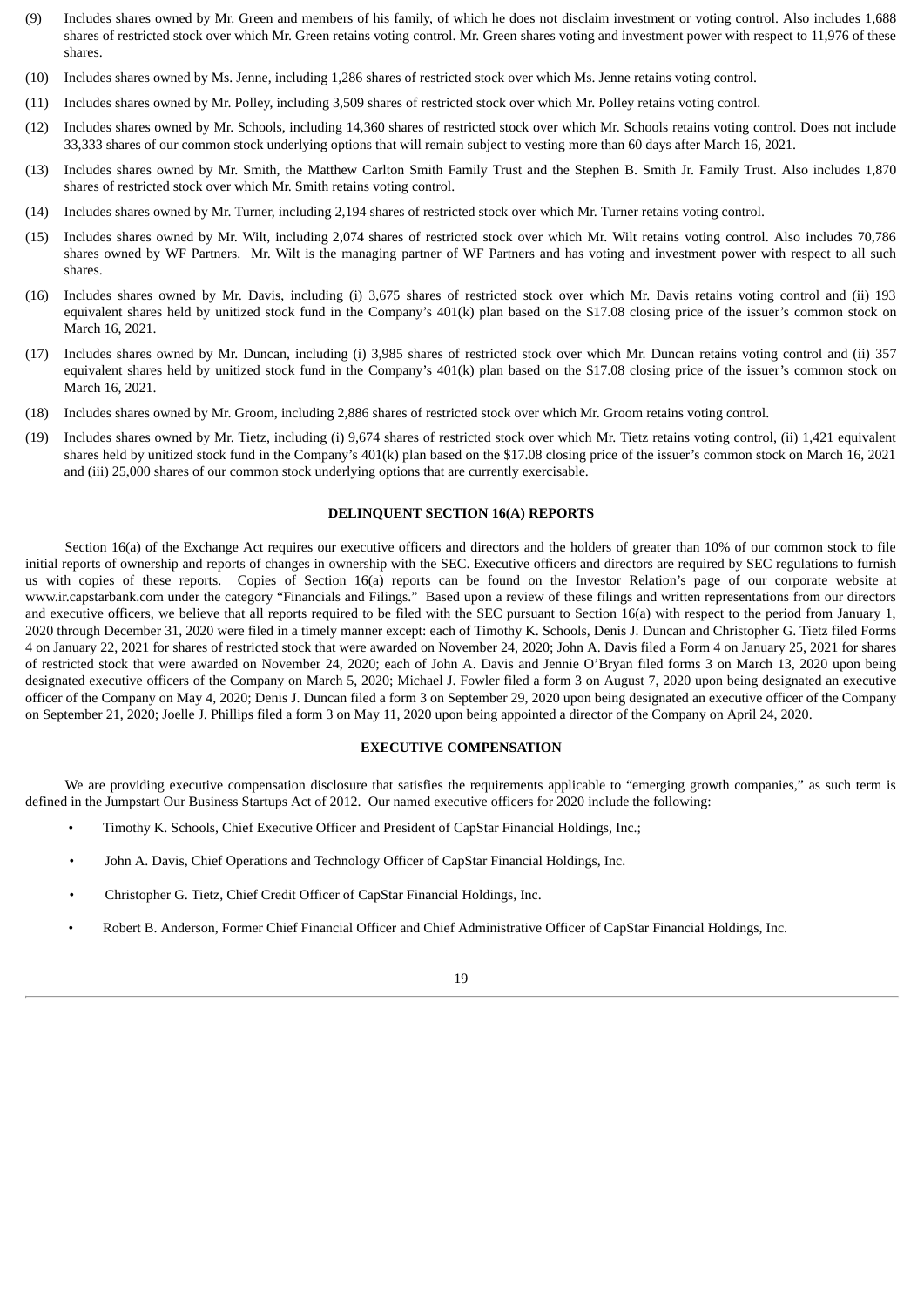(9) Includes shares owned by Mr. Green and members of his family, of which he does not disclaim investment or voting control. Also includes 1,688 shares of restricted stock over which Mr. Green retains voting control. Mr. Green shares voting and investment power with respect to 11,976 of these shares.

(10) Includes shares owned by Ms. Jenne, including 1,286 shares of restricted stock over which Ms. Jenne retains voting control.

(11) Includes shares owned by Mr. Polley, including 3,509 shares of restricted stock over which Mr. Polley retains voting control.

(12) Includes shares owned by Mr. Schools, including 14,360 shares of restricted stock over which Mr. Schools retains voting control. Does not include 33,333 shares of our common stock underlying options that will remain subject to vesting more than 60 days after March 16, 2021.

(13) Includes shares owned by Mr. Smith, the Matthew Carlton Smith Family Trust and the Stephen B. Smith Jr. Family Trust. Also includes 1,870 shares of restricted stock over which Mr. Smith retains voting control.

(14) Includes shares owned by Mr. Turner, including 2,194 shares of restricted stock over which Mr. Turner retains voting control.

(15) Includes shares owned by Mr. Wilt, including 2,074 shares of restricted stock over which Mr. Wilt retains voting control. Also includes 70,786 shares owned by WF Partners. Mr. Wilt is the managing partner of WF Partners and has voting and investment power with respect to all such shares.

(16) Includes shares owned by Mr. Davis, including (i) 3,675 shares of restricted stock over which Mr. Davis retains voting control and (ii) 193 equivalent shares held by unitized stock fund in the Company's 401(k) plan based on the $17.08 closing price of the issuer's common stock on March 16, 2021.

(17) Includes shares owned by Mr. Duncan, including (i) 3,985 shares of restricted stock over which Mr. Duncan retains voting control and (ii) 357 equivalent shares held by unitized stock fund in the Company's 401(k) plan based on the $17.08 closing price of the issuer's common stock on March 16, 2021.

(18) Includes shares owned by Mr. Groom, including 2,886 shares of restricted stock over which Mr. Groom retains voting control.

(19) Includes shares owned by Mr. Tietz, including (i) 9,674 shares of restricted stock over which Mr. Tietz retains voting control, (ii) 1,421 equivalent shares held by unitized stock fund in the Company's 401(k) plan based on the $17.08 closing price of the issuer's common stock on March 16, 2021 and (iii) 25,000 shares of our common stock underlying options that are currently exercisable.

## DELINQUENT SECTION 16(A) REPORTS

Section 16(a) of the Exchange Act requires our executive officers and directors and the holders of greater than 10% of our common stock to file initial reports of ownership and reports of changes in ownership with the SEC. Executive officers and directors are required by SEC regulations to furnish us with copies of these reports. Copies of Section 16(a) reports can be found on the Investor Relation's page of our corporate website at www.ir.capstarbank.com under the category "Financials and Filings." Based upon a review of these filings and written representations from our directors and executive officers, we believe that all reports required to be filed with the SEC pursuant to Section 16(a) with respect to the period from January 1, 2020 through December 31, 2020 were filed in a timely manner except: each of Timothy K. Schools, Denis J. Duncan and Christopher G. Tietz filed Forms 4 on January 22, 2021 for shares of restricted stock that were awarded on November 24, 2020; John A. Davis filed a Form 4 on January 25, 2021 for shares of restricted stock that were awarded on November 24, 2020; each of John A. Davis and Jennie O'Bryan filed forms 3 on March 13, 2020 upon being designated executive officers of the Company on March 5, 2020; Michael J. Fowler filed a form 3 on August 7, 2020 upon being designated an executive officer of the Company on May 4, 2020; Denis J. Duncan filed a form 3 on September 29, 2020 upon being designated an executive officer of the Company on September 21, 2020; Joelle J. Phillips filed a form 3 on May 11, 2020 upon being appointed a director of the Company on April 24, 2020.

## EXECUTIVE COMPENSATION

We are providing executive compensation disclosure that satisfies the requirements applicable to "emerging growth companies," as such term is defined in the Jumpstart Our Business Startups Act of 2012. Our named executive officers for 2020 include the following:

- Timothy K. Schools, Chief Executive Officer and President of CapStar Financial Holdings, Inc.;
- John A. Davis, Chief Operations and Technology Officer of CapStar Financial Holdings, Inc.
- Christopher G. Tietz, Chief Credit Officer of CapStar Financial Holdings, Inc.
- Robert B. Anderson, Former Chief Financial Officer and Chief Administrative Officer of CapStar Financial Holdings, Inc.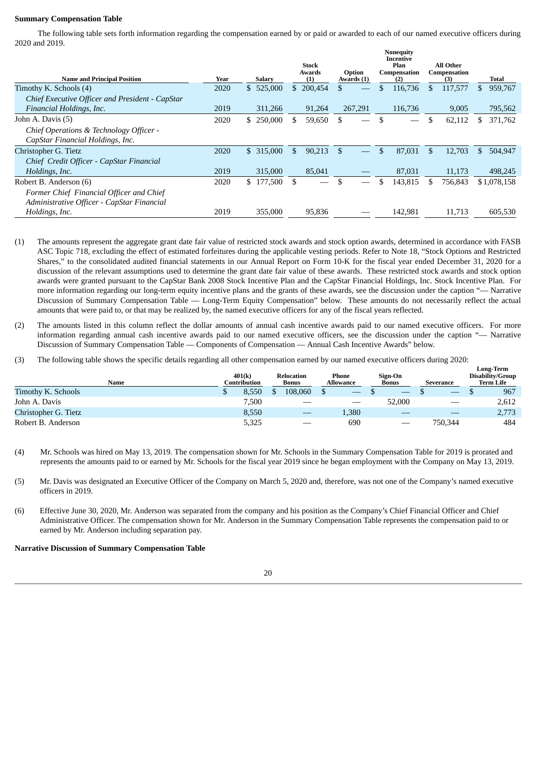**Summary Compensation Table**

The following table sets forth information regarding the compensation earned by or paid or awarded to each of our named executive officers during 2020 and 2019.

| Name and Principal Position | Year | Salary | Stock Awards (1) | Option Awards (1) | Nonequity Incentive Plan Compensation (2) | All Other Compensation (3) | Total |
|---|---|---|---|---|---|---|---|
| Timothy K. Schools (4) *Chief Executive Officer and President - CapStar Financial Holdings, Inc.* | 2020 | $ 525,000 | $ 200,454 | $ — | $ 116,736 | $ 117,577 | $ 959,767 |
| | 2019 | 311,266 | 91,264 | 267,291 | 116,736 | 9,005 | 795,562 |
| John A. Davis (5) *Chief Operations & Technology Officer - CapStar Financial Holdings, Inc.* | 2020 | $ 250,000 | $ 59,650 | $ — | $ — | $ 62,112 | $ 371,762 |
| Christopher G. Tietz *Chief Credit Officer - CapStar Financial Holdings, Inc.* | 2020 | $ 315,000 | $ 90,213 | $ — | $ 87,031 | $ 12,703 | $ 504,947 |
| | 2019 | 315,000 | 85,041 | — | 87,031 | 11,173 | 498,245 |
| Robert B. Anderson (6) *Former Chief Financial Officer and Chief Administrative Officer - CapStar Financial Holdings, Inc.* | 2020 | $ 177,500 | $ — | $ — | $ 143,815 | $ 756,843 | $1,078,158 |
| | 2019 | 355,000 | 95,836 | — | 142,981 | 11,713 | 605,530 |

(1) The amounts represent the aggregate grant date fair value of restricted stock awards and stock option awards, determined in accordance with FASB ASC Topic 718, excluding the effect of estimated forfeitures during the applicable vesting periods. Refer to Note 18, "Stock Options and Restricted Shares," to the consolidated audited financial statements in our Annual Report on Form 10-K for the fiscal year ended December 31, 2020 for a discussion of the relevant assumptions used to determine the grant date fair value of these awards. These restricted stock awards and stock option awards were granted pursuant to the CapStar Bank 2008 Stock Incentive Plan and the CapStar Financial Holdings, Inc. Stock Incentive Plan. For more information regarding our long-term equity incentive plans and the grants of these awards, see the discussion under the caption "— Narrative Discussion of Summary Compensation Table — Long-Term Equity Compensation" below. These amounts do not necessarily reflect the actual amounts that were paid to, or that may be realized by, the named executive officers for any of the fiscal years reflected.

(2) The amounts listed in this column reflect the dollar amounts of annual cash incentive awards paid to our named executive officers. For more information regarding annual cash incentive awards paid to our named executive officers, see the discussion under the caption "— Narrative Discussion of Summary Compensation Table — Components of Compensation — Annual Cash Incentive Awards" below.

(3) The following table shows the specific details regarding all other compensation earned by our named executive officers during 2020:

| Name | 401(k) Contribution | Relocation Bonus | Phone Allowance | Sign-On Bonus | Severance | Long-Term Disability/Group Term Life |
|---|---|---|---|---|---|---|
| Timothy K. Schools | $ 8,550 | $ 108,060 | $ — | $ — | $ — | $ 967 |
| John A. Davis | 7,500 | — | — | 52,000 | — | 2,612 |
| Christopher G. Tietz | 8,550 | — | 1,380 | — | — | 2,773 |
| Robert B. Anderson | 5,325 | — | 690 | — | 750,344 | 484 |

(4) Mr. Schools was hired on May 13, 2019. The compensation shown for Mr. Schools in the Summary Compensation Table for 2019 is prorated and represents the amounts paid to or earned by Mr. Schools for the fiscal year 2019 since he began employment with the Company on May 13, 2019.

(5) Mr. Davis was designated an Executive Officer of the Company on March 5, 2020 and, therefore, was not one of the Company's named executive officers in 2019.

(6) Effective June 30, 2020, Mr. Anderson was separated from the company and his position as the Company's Chief Financial Officer and Chief Administrative Officer. The compensation shown for Mr. Anderson in the Summary Compensation Table represents the compensation paid to or earned by Mr. Anderson including separation pay.

**Narrative Discussion of Summary Compensation Table**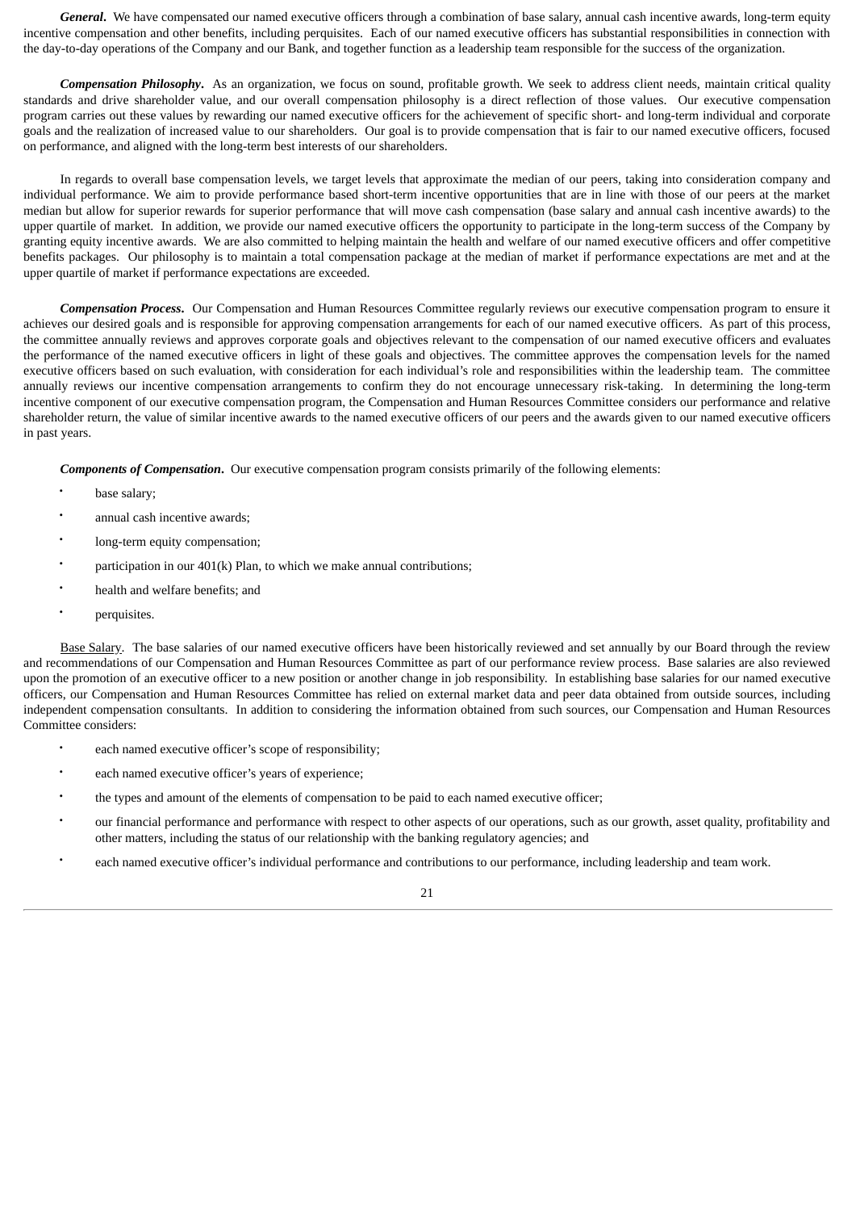***General***. We have compensated our named executive officers through a combination of base salary, annual cash incentive awards, long-term equity incentive compensation and other benefits, including perquisites. Each of our named executive officers has substantial responsibilities in connection with the day-to-day operations of the Company and our Bank, and together function as a leadership team responsible for the success of the organization.

***Compensation Philosophy***. As an organization, we focus on sound, profitable growth. We seek to address client needs, maintain critical quality standards and drive shareholder value, and our overall compensation philosophy is a direct reflection of those values. Our executive compensation program carries out these values by rewarding our named executive officers for the achievement of specific short- and long-term individual and corporate goals and the realization of increased value to our shareholders. Our goal is to provide compensation that is fair to our named executive officers, focused on performance, and aligned with the long-term best interests of our shareholders.

In regards to overall base compensation levels, we target levels that approximate the median of our peers, taking into consideration company and individual performance. We aim to provide performance based short-term incentive opportunities that are in line with those of our peers at the market median but allow for superior rewards for superior performance that will move cash compensation (base salary and annual cash incentive awards) to the upper quartile of market. In addition, we provide our named executive officers the opportunity to participate in the long-term success of the Company by granting equity incentive awards. We are also committed to helping maintain the health and welfare of our named executive officers and offer competitive benefits packages. Our philosophy is to maintain a total compensation package at the median of market if performance expectations are met and at the upper quartile of market if performance expectations are exceeded.

***Compensation Process***. Our Compensation and Human Resources Committee regularly reviews our executive compensation program to ensure it achieves our desired goals and is responsible for approving compensation arrangements for each of our named executive officers. As part of this process, the committee annually reviews and approves corporate goals and objectives relevant to the compensation of our named executive officers and evaluates the performance of the named executive officers in light of these goals and objectives. The committee approves the compensation levels for the named executive officers based on such evaluation, with consideration for each individual's role and responsibilities within the leadership team. The committee annually reviews our incentive compensation arrangements to confirm they do not encourage unnecessary risk-taking. In determining the long-term incentive component of our executive compensation program, the Compensation and Human Resources Committee considers our performance and relative shareholder return, the value of similar incentive awards to the named executive officers of our peers and the awards given to our named executive officers in past years.

***Components of Compensation***. Our executive compensation program consists primarily of the following elements:

- base salary;
- annual cash incentive awards;
- long-term equity compensation;
- participation in our 401(k) Plan, to which we make annual contributions;
- health and welfare benefits; and
- perquisites.

Base Salary. The base salaries of our named executive officers have been historically reviewed and set annually by our Board through the review and recommendations of our Compensation and Human Resources Committee as part of our performance review process. Base salaries are also reviewed upon the promotion of an executive officer to a new position or another change in job responsibility. In establishing base salaries for our named executive officers, our Compensation and Human Resources Committee has relied on external market data and peer data obtained from outside sources, including independent compensation consultants. In addition to considering the information obtained from such sources, our Compensation and Human Resources Committee considers:

- each named executive officer's scope of responsibility;
- each named executive officer's years of experience;
- the types and amount of the elements of compensation to be paid to each named executive officer;
- our financial performance and performance with respect to other aspects of our operations, such as our growth, asset quality, profitability and other matters, including the status of our relationship with the banking regulatory agencies; and
- each named executive officer's individual performance and contributions to our performance, including leadership and team work.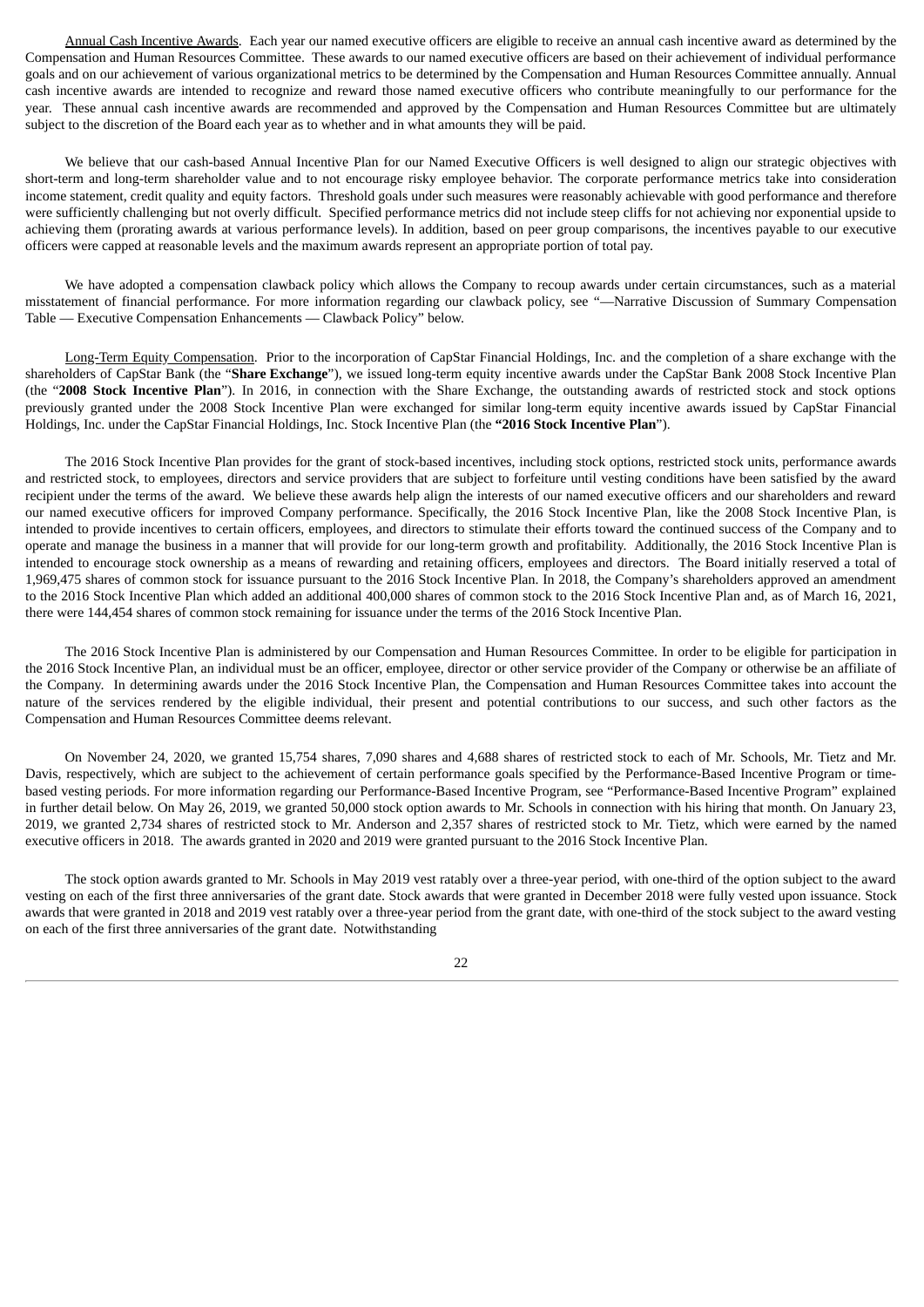Annual Cash Incentive Awards. Each year our named executive officers are eligible to receive an annual cash incentive award as determined by the Compensation and Human Resources Committee. These awards to our named executive officers are based on their achievement of individual performance goals and on our achievement of various organizational metrics to be determined by the Compensation and Human Resources Committee annually. Annual cash incentive awards are intended to recognize and reward those named executive officers who contribute meaningfully to our performance for the year. These annual cash incentive awards are recommended and approved by the Compensation and Human Resources Committee but are ultimately subject to the discretion of the Board each year as to whether and in what amounts they will be paid.

We believe that our cash-based Annual Incentive Plan for our Named Executive Officers is well designed to align our strategic objectives with short-term and long-term shareholder value and to not encourage risky employee behavior. The corporate performance metrics take into consideration income statement, credit quality and equity factors. Threshold goals under such measures were reasonably achievable with good performance and therefore were sufficiently challenging but not overly difficult. Specified performance metrics did not include steep cliffs for not achieving nor exponential upside to achieving them (prorating awards at various performance levels). In addition, based on peer group comparisons, the incentives payable to our executive officers were capped at reasonable levels and the maximum awards represent an appropriate portion of total pay.

We have adopted a compensation clawback policy which allows the Company to recoup awards under certain circumstances, such as a material misstatement of financial performance. For more information regarding our clawback policy, see "—Narrative Discussion of Summary Compensation Table — Executive Compensation Enhancements — Clawback Policy" below.

Long-Term Equity Compensation. Prior to the incorporation of CapStar Financial Holdings, Inc. and the completion of a share exchange with the shareholders of CapStar Bank (the "**Share Exchange**"), we issued long-term equity incentive awards under the CapStar Bank 2008 Stock Incentive Plan (the "**2008 Stock Incentive Plan**"). In 2016, in connection with the Share Exchange, the outstanding awards of restricted stock and stock options previously granted under the 2008 Stock Incentive Plan were exchanged for similar long-term equity incentive awards issued by CapStar Financial Holdings, Inc. under the CapStar Financial Holdings, Inc. Stock Incentive Plan (the **"2016 Stock Incentive Plan**").

The 2016 Stock Incentive Plan provides for the grant of stock-based incentives, including stock options, restricted stock units, performance awards and restricted stock, to employees, directors and service providers that are subject to forfeiture until vesting conditions have been satisfied by the award recipient under the terms of the award. We believe these awards help align the interests of our named executive officers and our shareholders and reward our named executive officers for improved Company performance. Specifically, the 2016 Stock Incentive Plan, like the 2008 Stock Incentive Plan, is intended to provide incentives to certain officers, employees, and directors to stimulate their efforts toward the continued success of the Company and to operate and manage the business in a manner that will provide for our long-term growth and profitability. Additionally, the 2016 Stock Incentive Plan is intended to encourage stock ownership as a means of rewarding and retaining officers, employees and directors. The Board initially reserved a total of 1,969,475 shares of common stock for issuance pursuant to the 2016 Stock Incentive Plan. In 2018, the Company's shareholders approved an amendment to the 2016 Stock Incentive Plan which added an additional 400,000 shares of common stock to the 2016 Stock Incentive Plan and, as of March 16, 2021, there were 144,454 shares of common stock remaining for issuance under the terms of the 2016 Stock Incentive Plan.

The 2016 Stock Incentive Plan is administered by our Compensation and Human Resources Committee. In order to be eligible for participation in the 2016 Stock Incentive Plan, an individual must be an officer, employee, director or other service provider of the Company or otherwise be an affiliate of the Company. In determining awards under the 2016 Stock Incentive Plan, the Compensation and Human Resources Committee takes into account the nature of the services rendered by the eligible individual, their present and potential contributions to our success, and such other factors as the Compensation and Human Resources Committee deems relevant.

On November 24, 2020, we granted 15,754 shares, 7,090 shares and 4,688 shares of restricted stock to each of Mr. Schools, Mr. Tietz and Mr. Davis, respectively, which are subject to the achievement of certain performance goals specified by the Performance-Based Incentive Program or time-based vesting periods. For more information regarding our Performance-Based Incentive Program, see "Performance-Based Incentive Program" explained in further detail below. On May 26, 2019, we granted 50,000 stock option awards to Mr. Schools in connection with his hiring that month. On January 23, 2019, we granted 2,734 shares of restricted stock to Mr. Anderson and 2,357 shares of restricted stock to Mr. Tietz, which were earned by the named executive officers in 2018. The awards granted in 2020 and 2019 were granted pursuant to the 2016 Stock Incentive Plan.

The stock option awards granted to Mr. Schools in May 2019 vest ratably over a three-year period, with one-third of the option subject to the award vesting on each of the first three anniversaries of the grant date. Stock awards that were granted in December 2018 were fully vested upon issuance. Stock awards that were granted in 2018 and 2019 vest ratably over a three-year period from the grant date, with one-third of the stock subject to the award vesting on each of the first three anniversaries of the grant date. Notwithstanding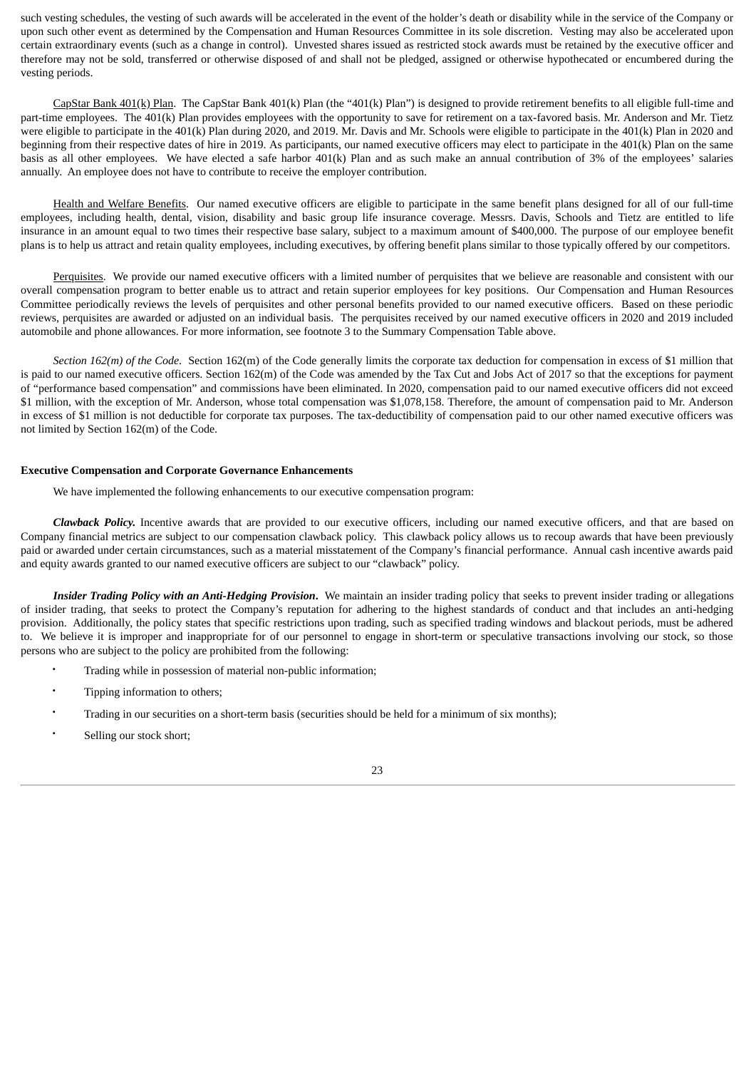such vesting schedules, the vesting of such awards will be accelerated in the event of the holder's death or disability while in the service of the Company or upon such other event as determined by the Compensation and Human Resources Committee in its sole discretion. Vesting may also be accelerated upon certain extraordinary events (such as a change in control). Unvested shares issued as restricted stock awards must be retained by the executive officer and therefore may not be sold, transferred or otherwise disposed of and shall not be pledged, assigned or otherwise hypothecated or encumbered during the vesting periods.

CapStar Bank 401(k) Plan. The CapStar Bank 401(k) Plan (the "401(k) Plan") is designed to provide retirement benefits to all eligible full-time and part-time employees. The 401(k) Plan provides employees with the opportunity to save for retirement on a tax-favored basis. Mr. Anderson and Mr. Tietz were eligible to participate in the 401(k) Plan during 2020, and 2019. Mr. Davis and Mr. Schools were eligible to participate in the 401(k) Plan in 2020 and beginning from their respective dates of hire in 2019. As participants, our named executive officers may elect to participate in the 401(k) Plan on the same basis as all other employees. We have elected a safe harbor 401(k) Plan and as such make an annual contribution of 3% of the employees' salaries annually. An employee does not have to contribute to receive the employer contribution.

Health and Welfare Benefits. Our named executive officers are eligible to participate in the same benefit plans designed for all of our full-time employees, including health, dental, vision, disability and basic group life insurance coverage. Messrs. Davis, Schools and Tietz are entitled to life insurance in an amount equal to two times their respective base salary, subject to a maximum amount of $400,000. The purpose of our employee benefit plans is to help us attract and retain quality employees, including executives, by offering benefit plans similar to those typically offered by our competitors.

Perquisites. We provide our named executive officers with a limited number of perquisites that we believe are reasonable and consistent with our overall compensation program to better enable us to attract and retain superior employees for key positions. Our Compensation and Human Resources Committee periodically reviews the levels of perquisites and other personal benefits provided to our named executive officers. Based on these periodic reviews, perquisites are awarded or adjusted on an individual basis. The perquisites received by our named executive officers in 2020 and 2019 included automobile and phone allowances. For more information, see footnote 3 to the Summary Compensation Table above.

*Section 162(m) of the Code*. Section 162(m) of the Code generally limits the corporate tax deduction for compensation in excess of $1 million that is paid to our named executive officers. Section 162(m) of the Code was amended by the Tax Cut and Jobs Act of 2017 so that the exceptions for payment of "performance based compensation" and commissions have been eliminated. In 2020, compensation paid to our named executive officers did not exceed $1 million, with the exception of Mr. Anderson, whose total compensation was $1,078,158. Therefore, the amount of compensation paid to Mr. Anderson in excess of $1 million is not deductible for corporate tax purposes. The tax-deductibility of compensation paid to our other named executive officers was not limited by Section 162(m) of the Code.

**Executive Compensation and Corporate Governance Enhancements**

We have implemented the following enhancements to our executive compensation program:

***Clawback Policy.*** Incentive awards that are provided to our executive officers, including our named executive officers, and that are based on Company financial metrics are subject to our compensation clawback policy. This clawback policy allows us to recoup awards that have been previously paid or awarded under certain circumstances, such as a material misstatement of the Company's financial performance. Annual cash incentive awards paid and equity awards granted to our named executive officers are subject to our "clawback" policy.

***Insider Trading Policy with an Anti-Hedging Provision***. We maintain an insider trading policy that seeks to prevent insider trading or allegations of insider trading, that seeks to protect the Company's reputation for adhering to the highest standards of conduct and that includes an anti-hedging provision. Additionally, the policy states that specific restrictions upon trading, such as specified trading windows and blackout periods, must be adhered to. We believe it is improper and inappropriate for of our personnel to engage in short-term or speculative transactions involving our stock, so those persons who are subject to the policy are prohibited from the following:

- Trading while in possession of material non-public information;
- Tipping information to others;
- Trading in our securities on a short-term basis (securities should be held for a minimum of six months);
- Selling our stock short;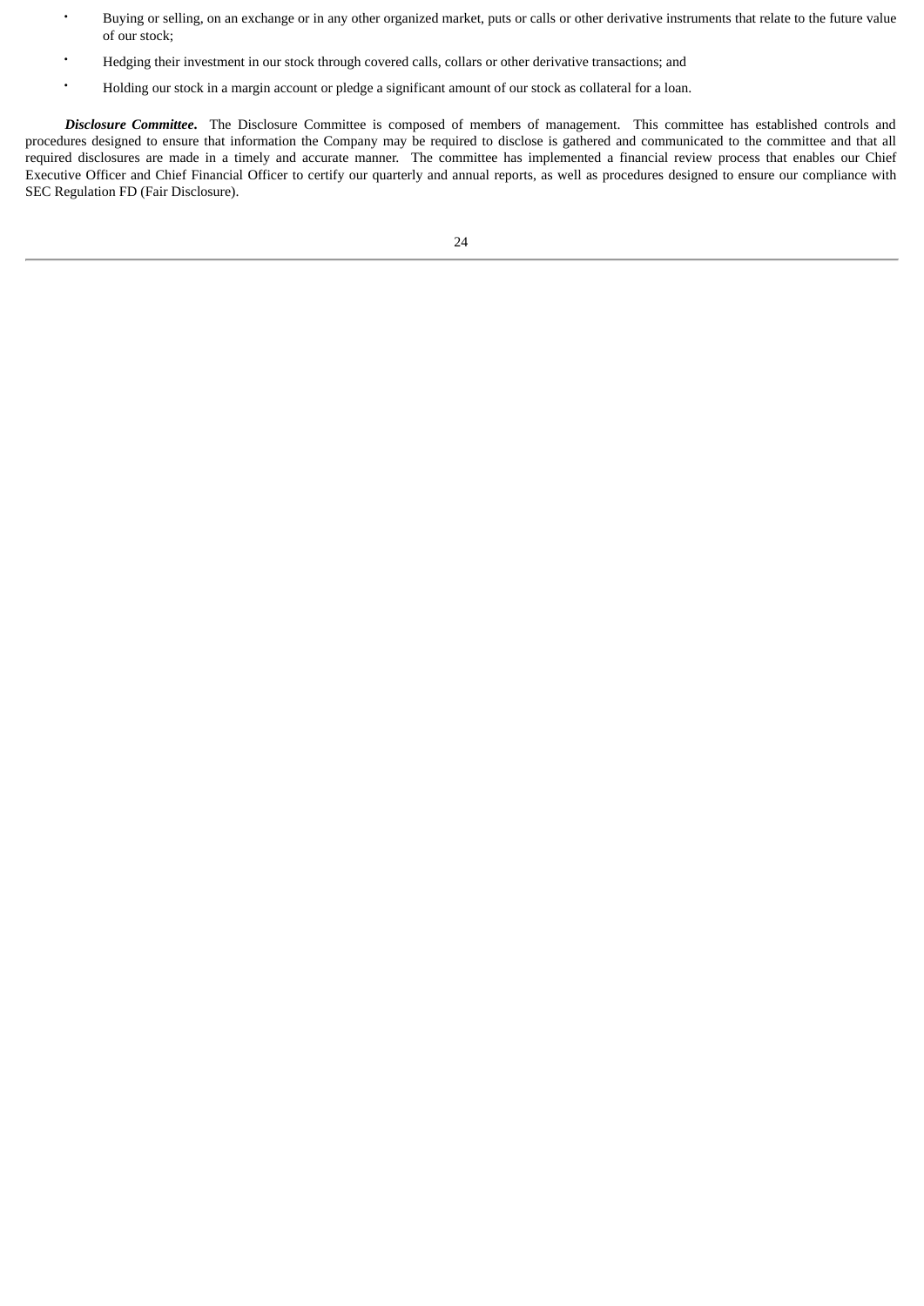- Buying or selling, on an exchange or in any other organized market, puts or calls or other derivative instruments that relate to the future value of our stock;
- Hedging their investment in our stock through covered calls, collars or other derivative transactions; and
- Holding our stock in a margin account or pledge a significant amount of our stock as collateral for a loan.

***Disclosure Committee***. The Disclosure Committee is composed of members of management. This committee has established controls and procedures designed to ensure that information the Company may be required to disclose is gathered and communicated to the committee and that all required disclosures are made in a timely and accurate manner. The committee has implemented a financial review process that enables our Chief Executive Officer and Chief Financial Officer to certify our quarterly and annual reports, as well as procedures designed to ensure our compliance with SEC Regulation FD (Fair Disclosure).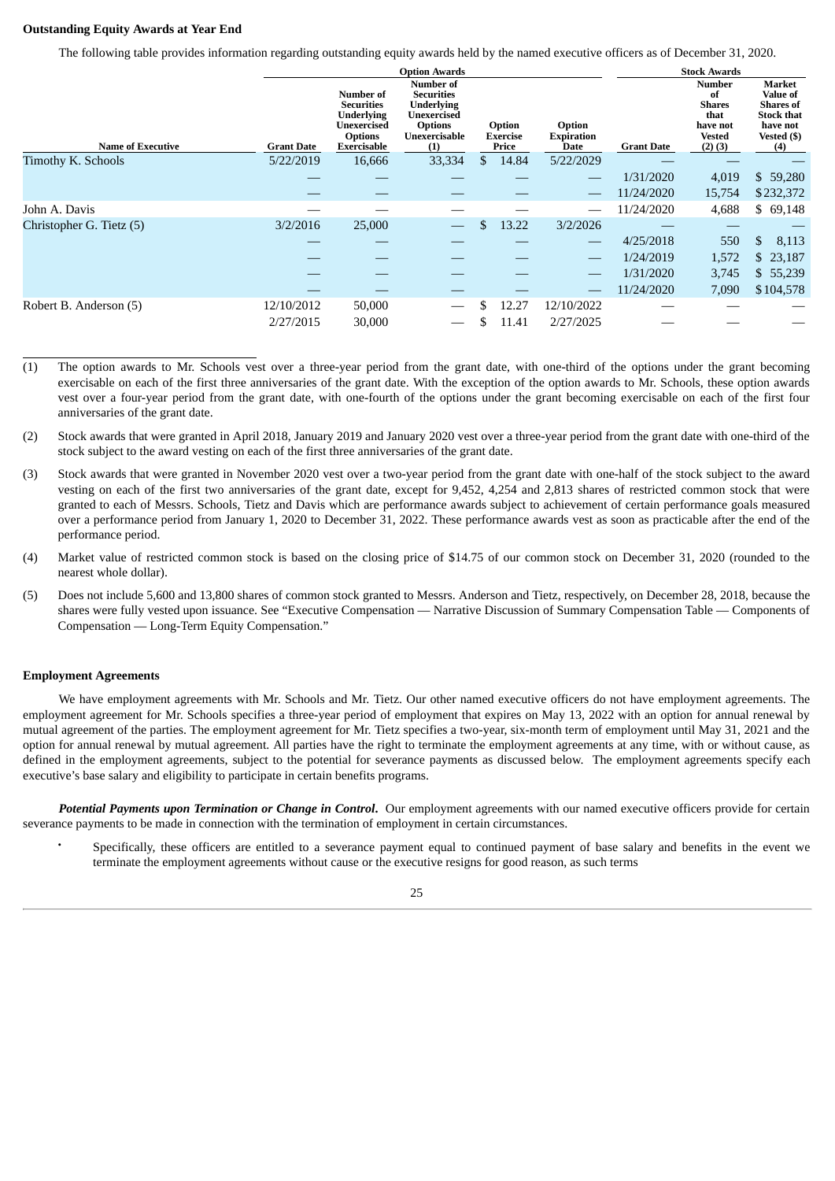**Outstanding Equity Awards at Year End**

The following table provides information regarding outstanding equity awards held by the named executive officers as of December 31, 2020.

| | Option Awards | | | | | Stock Awards | | |
|---|---|---|---|---|---|---|---|---|
| **Name of Executive** | **Grant Date** | **Number of Securities Underlying Unexercised Options Exercisable** | **Number of Securities Underlying Unexercised Options Unexercisable (1)** | **Option Exercise Price** | **Option Expiration Date** | **Grant Date** | **Number of Shares that have not Vested (2) (3)** | **Market Value of Shares of Stock that have not Vested ($) (4)** |
| Timothy K. Schools | 5/22/2019 | 16,666 | 33,334 | $ 14.84 | 5/22/2029 | — | — | — |
| | — | — | — | — | — | 1/31/2020 | 4,019 | $ 59,280 |
| | — | — | — | — | — | 11/24/2020 | 15,754 | $232,372 |
| John A. Davis | — | — | — | — | — | 11/24/2020 | 4,688 | $ 69,148 |
| Christopher G. Tietz (5) | 3/2/2016 | 25,000 | — | $ 13.22 | 3/2/2026 | — | — | — |
| | — | — | — | — | — | 4/25/2018 | 550 | $ 8,113 |
| | — | — | — | — | — | 1/24/2019 | 1,572 | $ 23,187 |
| | — | — | — | — | — | 1/31/2020 | 3,745 | $ 55,239 |
| | — | — | — | — | — | 11/24/2020 | 7,090 | $104,578 |
| Robert B. Anderson (5) | 12/10/2012 | 50,000 | — | $ 12.27 | 12/10/2022 | — | — | — |
| | 2/27/2015 | 30,000 | — | $ 11.41 | 2/27/2025 | — | — | — |

(1) The option awards to Mr. Schools vest over a three-year period from the grant date, with one-third of the options under the grant becoming exercisable on each of the first three anniversaries of the grant date. With the exception of the option awards to Mr. Schools, these option awards vest over a four-year period from the grant date, with one-fourth of the options under the grant becoming exercisable on each of the first four anniversaries of the grant date.

(2) Stock awards that were granted in April 2018, January 2019 and January 2020 vest over a three-year period from the grant date with one-third of the stock subject to the award vesting on each of the first three anniversaries of the grant date.

(3) Stock awards that were granted in November 2020 vest over a two-year period from the grant date with one-half of the stock subject to the award vesting on each of the first two anniversaries of the grant date, except for 9,452, 4,254 and 2,813 shares of restricted common stock that were granted to each of Messrs. Schools, Tietz and Davis which are performance awards subject to achievement of certain performance goals measured over a performance period from January 1, 2020 to December 31, 2022. These performance awards vest as soon as practicable after the end of the performance period.

(4) Market value of restricted common stock is based on the closing price of $14.75 of our common stock on December 31, 2020 (rounded to the nearest whole dollar).

(5) Does not include 5,600 and 13,800 shares of common stock granted to Messrs. Anderson and Tietz, respectively, on December 28, 2018, because the shares were fully vested upon issuance. See "Executive Compensation — Narrative Discussion of Summary Compensation Table — Components of Compensation — Long-Term Equity Compensation."

**Employment Agreements**

We have employment agreements with Mr. Schools and Mr. Tietz. Our other named executive officers do not have employment agreements. The employment agreement for Mr. Schools specifies a three-year period of employment that expires on May 13, 2022 with an option for annual renewal by mutual agreement of the parties. The employment agreement for Mr. Tietz specifies a two-year, six-month term of employment until May 31, 2021 and the option for annual renewal by mutual agreement. All parties have the right to terminate the employment agreements at any time, with or without cause, as defined in the employment agreements, subject to the potential for severance payments as discussed below. The employment agreements specify each executive's base salary and eligibility to participate in certain benefits programs.

***Potential Payments upon Termination or Change in Control.*** Our employment agreements with our named executive officers provide for certain severance payments to be made in connection with the termination of employment in certain circumstances.

- Specifically, these officers are entitled to a severance payment equal to continued payment of base salary and benefits in the event we terminate the employment agreements without cause or the executive resigns for good reason, as such terms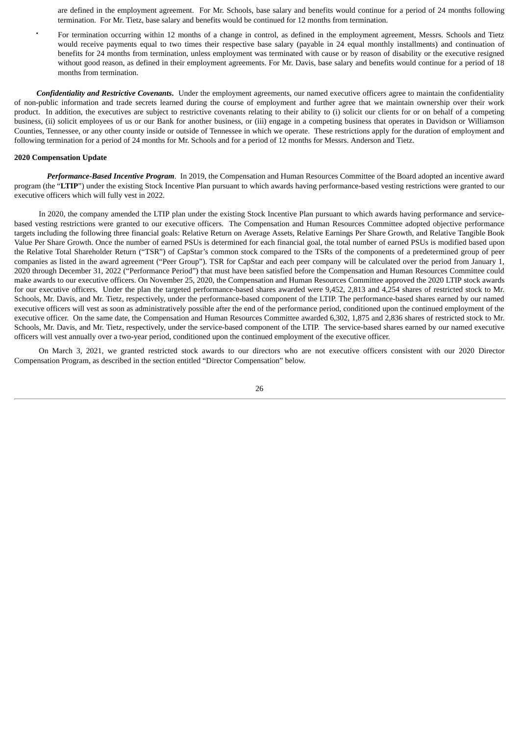are defined in the employment agreement. For Mr. Schools, base salary and benefits would continue for a period of 24 months following termination. For Mr. Tietz, base salary and benefits would be continued for 12 months from termination.

- For termination occurring within 12 months of a change in control, as defined in the employment agreement, Messrs. Schools and Tietz would receive payments equal to two times their respective base salary (payable in 24 equal monthly installments) and continuation of benefits for 24 months from termination, unless employment was terminated with cause or by reason of disability or the executive resigned without good reason, as defined in their employment agreements. For Mr. Davis, base salary and benefits would continue for a period of 18 months from termination.

***Confidentiality and Restrictive Covenants***. Under the employment agreements, our named executive officers agree to maintain the confidentiality of non-public information and trade secrets learned during the course of employment and further agree that we maintain ownership over their work product. In addition, the executives are subject to restrictive covenants relating to their ability to (i) solicit our clients for or on behalf of a competing business, (ii) solicit employees of us or our Bank for another business, or (iii) engage in a competing business that operates in Davidson or Williamson Counties, Tennessee, or any other county inside or outside of Tennessee in which we operate. These restrictions apply for the duration of employment and following termination for a period of 24 months for Mr. Schools and for a period of 12 months for Messrs. Anderson and Tietz.

**2020 Compensation Update**

***Performance-Based Incentive Program***. In 2019, the Compensation and Human Resources Committee of the Board adopted an incentive award program (the "**LTIP**") under the existing Stock Incentive Plan pursuant to which awards having performance-based vesting restrictions were granted to our executive officers which will fully vest in 2022.

In 2020, the company amended the LTIP plan under the existing Stock Incentive Plan pursuant to which awards having performance and service-based vesting restrictions were granted to our executive officers. The Compensation and Human Resources Committee adopted objective performance targets including the following three financial goals: Relative Return on Average Assets, Relative Earnings Per Share Growth, and Relative Tangible Book Value Per Share Growth. Once the number of earned PSUs is determined for each financial goal, the total number of earned PSUs is modified based upon the Relative Total Shareholder Return ("TSR") of CapStar's common stock compared to the TSRs of the components of a predetermined group of peer companies as listed in the award agreement ("Peer Group"). TSR for CapStar and each peer company will be calculated over the period from January 1, 2020 through December 31, 2022 ("Performance Period") that must have been satisfied before the Compensation and Human Resources Committee could make awards to our executive officers. On November 25, 2020, the Compensation and Human Resources Committee approved the 2020 LTIP stock awards for our executive officers. Under the plan the targeted performance-based shares awarded were 9,452, 2,813 and 4,254 shares of restricted stock to Mr. Schools, Mr. Davis, and Mr. Tietz, respectively, under the performance-based component of the LTIP. The performance-based shares earned by our named executive officers will vest as soon as administratively possible after the end of the performance period, conditioned upon the continued employment of the executive officer. On the same date, the Compensation and Human Resources Committee awarded 6,302, 1,875 and 2,836 shares of restricted stock to Mr. Schools, Mr. Davis, and Mr. Tietz, respectively, under the service-based component of the LTIP. The service-based shares earned by our named executive officers will vest annually over a two-year period, conditioned upon the continued employment of the executive officer.

On March 3, 2021, we granted restricted stock awards to our directors who are not executive officers consistent with our 2020 Director Compensation Program, as described in the section entitled "Director Compensation" below.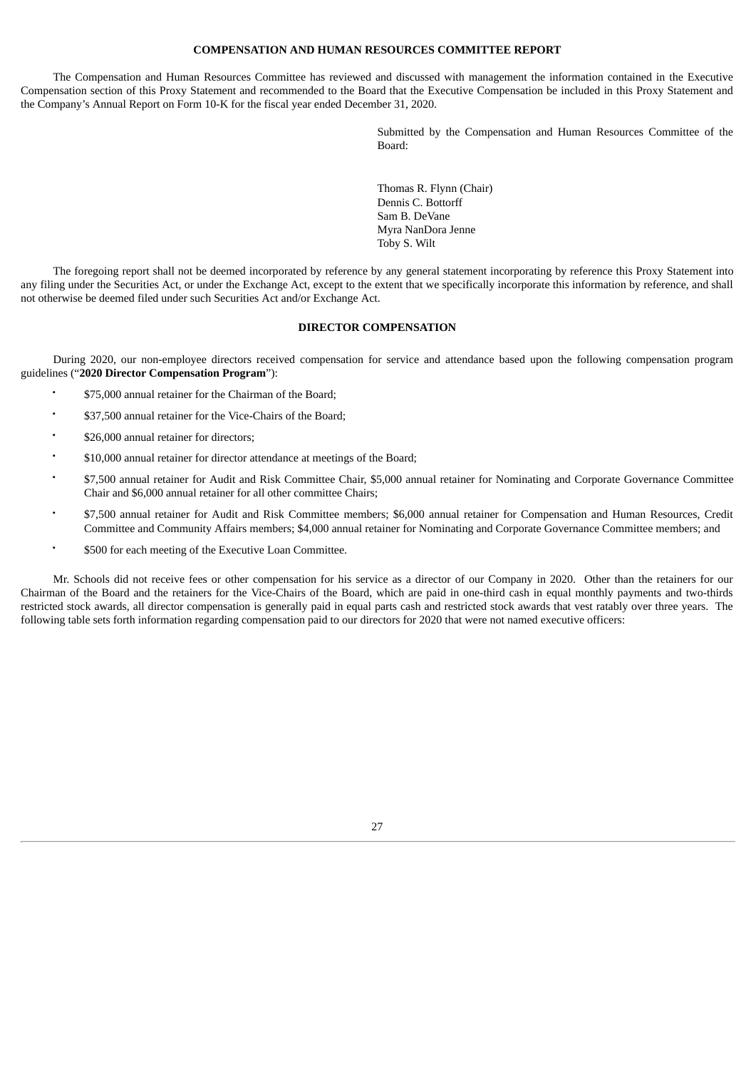## COMPENSATION AND HUMAN RESOURCES COMMITTEE REPORT

The Compensation and Human Resources Committee has reviewed and discussed with management the information contained in the Executive Compensation section of this Proxy Statement and recommended to the Board that the Executive Compensation be included in this Proxy Statement and the Company's Annual Report on Form 10-K for the fiscal year ended December 31, 2020.

Submitted by the Compensation and Human Resources Committee of the Board:

Thomas R. Flynn (Chair)
Dennis C. Bottorff
Sam B. DeVane
Myra NanDora Jenne
Toby S. Wilt

The foregoing report shall not be deemed incorporated by reference by any general statement incorporating by reference this Proxy Statement into any filing under the Securities Act, or under the Exchange Act, except to the extent that we specifically incorporate this information by reference, and shall not otherwise be deemed filed under such Securities Act and/or Exchange Act.

## DIRECTOR COMPENSATION

During 2020, our non-employee directors received compensation for service and attendance based upon the following compensation program guidelines ("**2020 Director Compensation Program**"):

- $75,000 annual retainer for the Chairman of the Board;
- $37,500 annual retainer for the Vice-Chairs of the Board;
- $26,000 annual retainer for directors;
- $10,000 annual retainer for director attendance at meetings of the Board;
- $7,500 annual retainer for Audit and Risk Committee Chair, $5,000 annual retainer for Nominating and Corporate Governance Committee Chair and $6,000 annual retainer for all other committee Chairs;
- $7,500 annual retainer for Audit and Risk Committee members; $6,000 annual retainer for Compensation and Human Resources, Credit Committee and Community Affairs members; $4,000 annual retainer for Nominating and Corporate Governance Committee members; and
- $500 for each meeting of the Executive Loan Committee.

Mr. Schools did not receive fees or other compensation for his service as a director of our Company in 2020. Other than the retainers for our Chairman of the Board and the retainers for the Vice-Chairs of the Board, which are paid in one-third cash in equal monthly payments and two-thirds restricted stock awards, all director compensation is generally paid in equal parts cash and restricted stock awards that vest ratably over three years. The following table sets forth information regarding compensation paid to our directors for 2020 that were not named executive officers: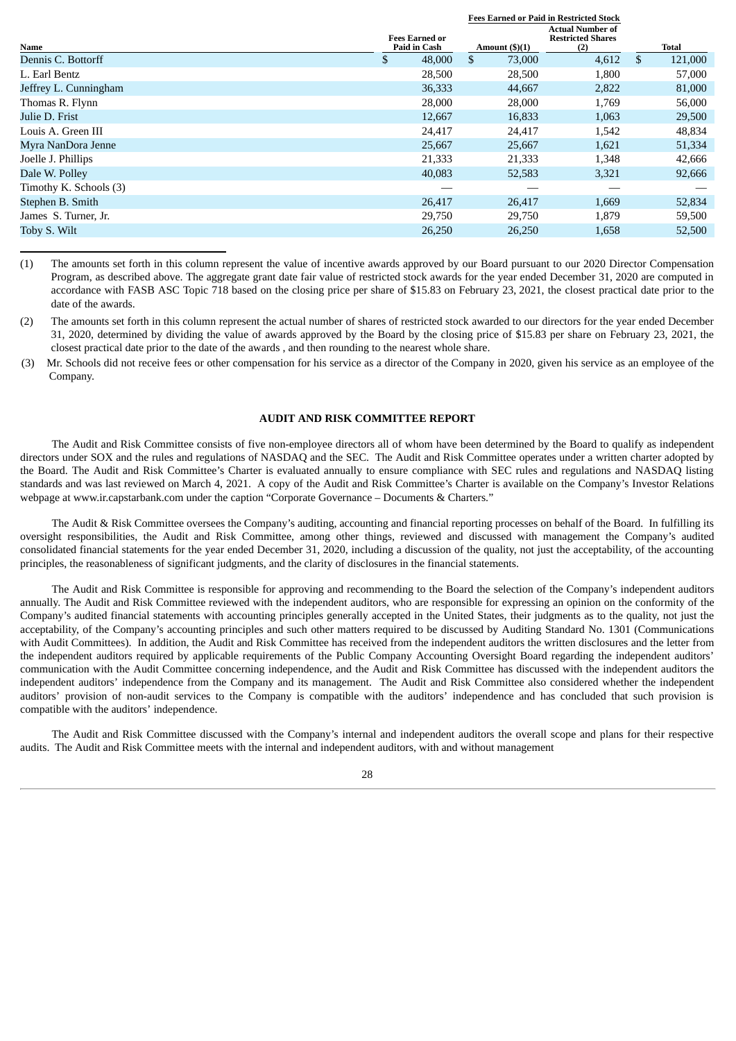| Name | Fees Earned or Paid in Cash | Fees Earned or Paid in Restricted Stock | | Total |
|---|---|---|---|---|
| | | Amount ($)(1) | Actual Number of Restricted Shares (2) | |
| Dennis C. Bottorff | $ 48,000 | $ 73,000 | 4,612 | $ 121,000 |
| L. Earl Bentz | 28,500 | 28,500 | 1,800 | 57,000 |
| Jeffrey L. Cunningham | 36,333 | 44,667 | 2,822 | 81,000 |
| Thomas R. Flynn | 28,000 | 28,000 | 1,769 | 56,000 |
| Julie D. Frist | 12,667 | 16,833 | 1,063 | 29,500 |
| Louis A. Green III | 24,417 | 24,417 | 1,542 | 48,834 |
| Myra NanDora Jenne | 25,667 | 25,667 | 1,621 | 51,334 |
| Joelle J. Phillips | 21,333 | 21,333 | 1,348 | 42,666 |
| Dale W. Polley | 40,083 | 52,583 | 3,321 | 92,666 |
| Timothy K. Schools (3) | — | — | — | — |
| Stephen B. Smith | 26,417 | 26,417 | 1,669 | 52,834 |
| James S. Turner, Jr. | 29,750 | 29,750 | 1,879 | 59,500 |
| Toby S. Wilt | 26,250 | 26,250 | 1,658 | 52,500 |

(1) The amounts set forth in this column represent the value of incentive awards approved by our Board pursuant to our 2020 Director Compensation Program, as described above. The aggregate grant date fair value of restricted stock awards for the year ended December 31, 2020 are computed in accordance with FASB ASC Topic 718 based on the closing price per share of $15.83 on February 23, 2021, the closest practical date prior to the date of the awards.

(2) The amounts set forth in this column represent the actual number of shares of restricted stock awarded to our directors for the year ended December 31, 2020, determined by dividing the value of awards approved by the Board by the closing price of $15.83 per share on February 23, 2021, the closest practical date prior to the date of the awards , and then rounding to the nearest whole share.

(3) Mr. Schools did not receive fees or other compensation for his service as a director of the Company in 2020, given his service as an employee of the Company.

## AUDIT AND RISK COMMITTEE REPORT

The Audit and Risk Committee consists of five non-employee directors all of whom have been determined by the Board to qualify as independent directors under SOX and the rules and regulations of NASDAQ and the SEC. The Audit and Risk Committee operates under a written charter adopted by the Board. The Audit and Risk Committee's Charter is evaluated annually to ensure compliance with SEC rules and regulations and NASDAQ listing standards and was last reviewed on March 4, 2021. A copy of the Audit and Risk Committee's Charter is available on the Company's Investor Relations webpage at www.ir.capstarbank.com under the caption "Corporate Governance – Documents & Charters."

The Audit & Risk Committee oversees the Company's auditing, accounting and financial reporting processes on behalf of the Board. In fulfilling its oversight responsibilities, the Audit and Risk Committee, among other things, reviewed and discussed with management the Company's audited consolidated financial statements for the year ended December 31, 2020, including a discussion of the quality, not just the acceptability, of the accounting principles, the reasonableness of significant judgments, and the clarity of disclosures in the financial statements.

The Audit and Risk Committee is responsible for approving and recommending to the Board the selection of the Company's independent auditors annually. The Audit and Risk Committee reviewed with the independent auditors, who are responsible for expressing an opinion on the conformity of the Company's audited financial statements with accounting principles generally accepted in the United States, their judgments as to the quality, not just the acceptability, of the Company's accounting principles and such other matters required to be discussed by Auditing Standard No. 1301 (Communications with Audit Committees). In addition, the Audit and Risk Committee has received from the independent auditors the written disclosures and the letter from the independent auditors required by applicable requirements of the Public Company Accounting Oversight Board regarding the independent auditors' communication with the Audit Committee concerning independence, and the Audit and Risk Committee has discussed with the independent auditors the independent auditors' independence from the Company and its management. The Audit and Risk Committee also considered whether the independent auditors' provision of non-audit services to the Company is compatible with the auditors' independence and has concluded that such provision is compatible with the auditors' independence.

The Audit and Risk Committee discussed with the Company's internal and independent auditors the overall scope and plans for their respective audits. The Audit and Risk Committee meets with the internal and independent auditors, with and without management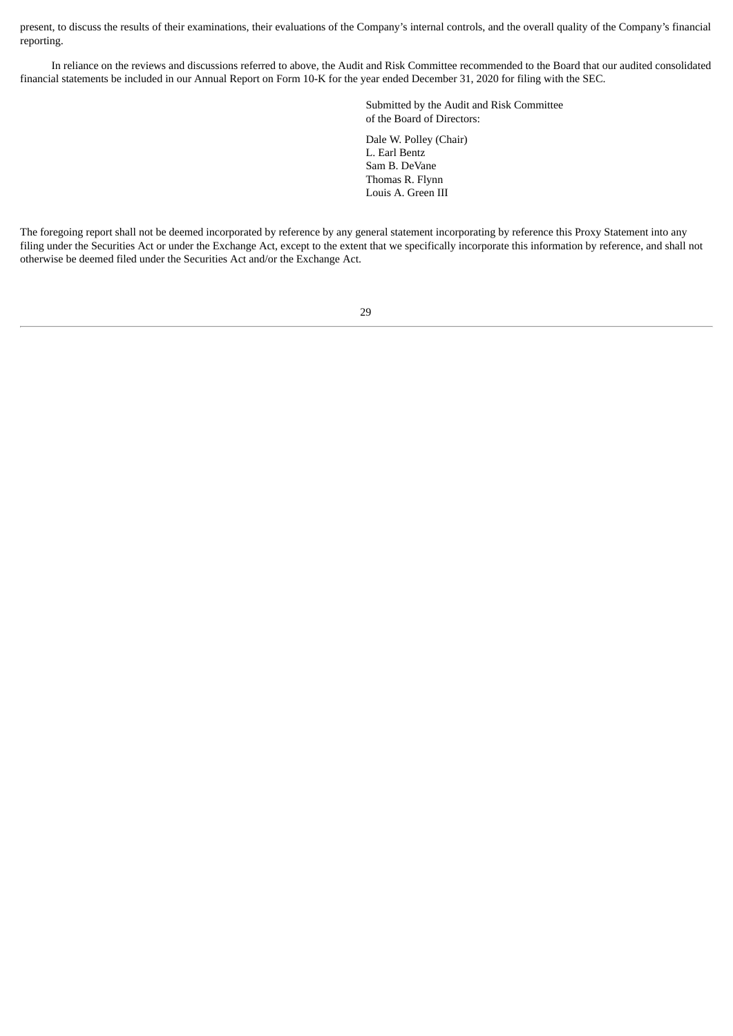present, to discuss the results of their examinations, their evaluations of the Company's internal controls, and the overall quality of the Company's financial reporting.

In reliance on the reviews and discussions referred to above, the Audit and Risk Committee recommended to the Board that our audited consolidated financial statements be included in our Annual Report on Form 10-K for the year ended December 31, 2020 for filing with the SEC.

Submitted by the Audit and Risk Committee
of the Board of Directors:

Dale W. Polley (Chair)
L. Earl Bentz
Sam B. DeVane
Thomas R. Flynn
Louis A. Green III

The foregoing report shall not be deemed incorporated by reference by any general statement incorporating by reference this Proxy Statement into any filing under the Securities Act or under the Exchange Act, except to the extent that we specifically incorporate this information by reference, and shall not otherwise be deemed filed under the Securities Act and/or the Exchange Act.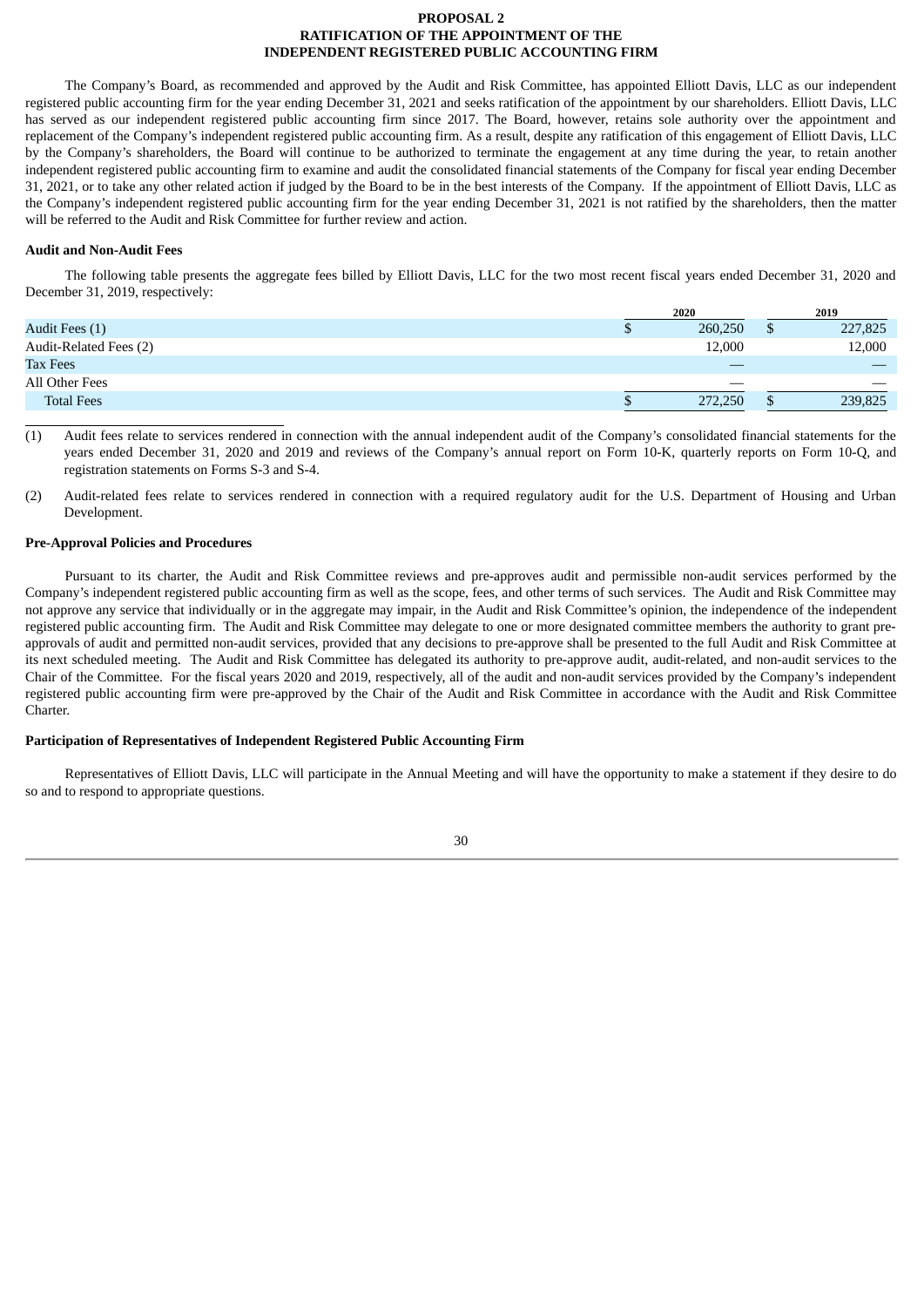# PROPOSAL 2
# RATIFICATION OF THE APPOINTMENT OF THE INDEPENDENT REGISTERED PUBLIC ACCOUNTING FIRM

The Company's Board, as recommended and approved by the Audit and Risk Committee, has appointed Elliott Davis, LLC as our independent registered public accounting firm for the year ending December 31, 2021 and seeks ratification of the appointment by our shareholders. Elliott Davis, LLC has served as our independent registered public accounting firm since 2017. The Board, however, retains sole authority over the appointment and replacement of the Company's independent registered public accounting firm. As a result, despite any ratification of this engagement of Elliott Davis, LLC by the Company's shareholders, the Board will continue to be authorized to terminate the engagement at any time during the year, to retain another independent registered public accounting firm to examine and audit the consolidated financial statements of the Company for fiscal year ending December 31, 2021, or to take any other related action if judged by the Board to be in the best interests of the Company. If the appointment of Elliott Davis, LLC as the Company's independent registered public accounting firm for the year ending December 31, 2021 is not ratified by the shareholders, then the matter will be referred to the Audit and Risk Committee for further review and action.

**Audit and Non-Audit Fees**

The following table presents the aggregate fees billed by Elliott Davis, LLC for the two most recent fiscal years ended December 31, 2020 and December 31, 2019, respectively:

| | 2020 | 2019 |
|---|---|---|
| Audit Fees (1) | $ 260,250 | $ 227,825 |
| Audit-Related Fees (2) | 12,000 | 12,000 |
| Tax Fees | — | — |
| All Other Fees | — | — |
| Total Fees | $ 272,250 | $ 239,825 |

(1) Audit fees relate to services rendered in connection with the annual independent audit of the Company's consolidated financial statements for the years ended December 31, 2020 and 2019 and reviews of the Company's annual report on Form 10-K, quarterly reports on Form 10-Q, and registration statements on Forms S-3 and S-4.

(2) Audit-related fees relate to services rendered in connection with a required regulatory audit for the U.S. Department of Housing and Urban Development.

**Pre-Approval Policies and Procedures**

Pursuant to its charter, the Audit and Risk Committee reviews and pre-approves audit and permissible non-audit services performed by the Company's independent registered public accounting firm as well as the scope, fees, and other terms of such services. The Audit and Risk Committee may not approve any service that individually or in the aggregate may impair, in the Audit and Risk Committee's opinion, the independence of the independent registered public accounting firm. The Audit and Risk Committee may delegate to one or more designated committee members the authority to grant pre-approvals of audit and permitted non-audit services, provided that any decisions to pre-approve shall be presented to the full Audit and Risk Committee at its next scheduled meeting. The Audit and Risk Committee has delegated its authority to pre-approve audit, audit-related, and non-audit services to the Chair of the Committee. For the fiscal years 2020 and 2019, respectively, all of the audit and non-audit services provided by the Company's independent registered public accounting firm were pre-approved by the Chair of the Audit and Risk Committee in accordance with the Audit and Risk Committee Charter.

**Participation of Representatives of Independent Registered Public Accounting Firm**

Representatives of Elliott Davis, LLC will participate in the Annual Meeting and will have the opportunity to make a statement if they desire to do so and to respond to appropriate questions.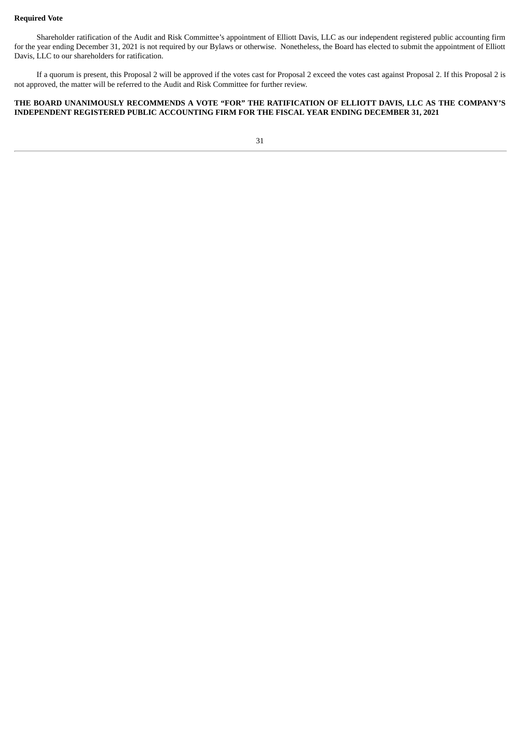**Required Vote**

Shareholder ratification of the Audit and Risk Committee's appointment of Elliott Davis, LLC as our independent registered public accounting firm for the year ending December 31, 2021 is not required by our Bylaws or otherwise. Nonetheless, the Board has elected to submit the appointment of Elliott Davis, LLC to our shareholders for ratification.

If a quorum is present, this Proposal 2 will be approved if the votes cast for Proposal 2 exceed the votes cast against Proposal 2. If this Proposal 2 is not approved, the matter will be referred to the Audit and Risk Committee for further review.

**THE BOARD UNANIMOUSLY RECOMMENDS A VOTE "FOR" THE RATIFICATION OF ELLIOTT DAVIS, LLC AS THE COMPANY'S INDEPENDENT REGISTERED PUBLIC ACCOUNTING FIRM FOR THE FISCAL YEAR ENDING DECEMBER 31, 2021**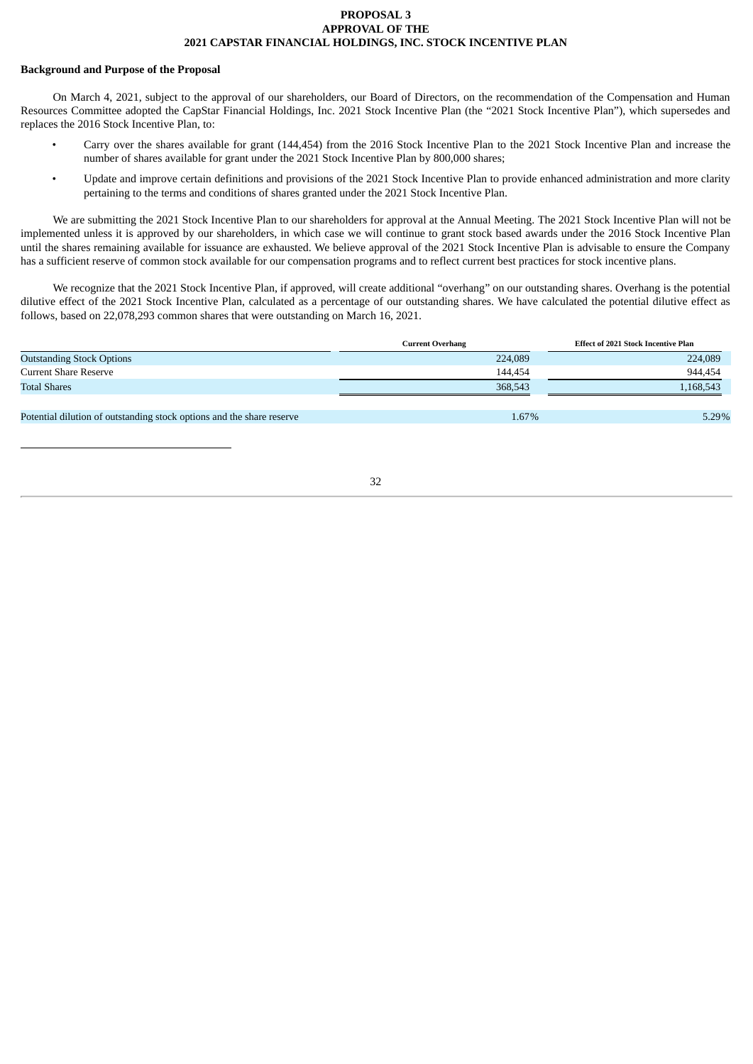# PROPOSAL 3
# APPROVAL OF THE
# 2021 CAPSTAR FINANCIAL HOLDINGS, INC. STOCK INCENTIVE PLAN

**Background and Purpose of the Proposal**

On March 4, 2021, subject to the approval of our shareholders, our Board of Directors, on the recommendation of the Compensation and Human Resources Committee adopted the CapStar Financial Holdings, Inc. 2021 Stock Incentive Plan (the "2021 Stock Incentive Plan"), which supersedes and replaces the 2016 Stock Incentive Plan, to:

- Carry over the shares available for grant (144,454) from the 2016 Stock Incentive Plan to the 2021 Stock Incentive Plan and increase the number of shares available for grant under the 2021 Stock Incentive Plan by 800,000 shares;
- Update and improve certain definitions and provisions of the 2021 Stock Incentive Plan to provide enhanced administration and more clarity pertaining to the terms and conditions of shares granted under the 2021 Stock Incentive Plan.

We are submitting the 2021 Stock Incentive Plan to our shareholders for approval at the Annual Meeting. The 2021 Stock Incentive Plan will not be implemented unless it is approved by our shareholders, in which case we will continue to grant stock based awards under the 2016 Stock Incentive Plan until the shares remaining available for issuance are exhausted. We believe approval of the 2021 Stock Incentive Plan is advisable to ensure the Company has a sufficient reserve of common stock available for our compensation programs and to reflect current best practices for stock incentive plans.

We recognize that the 2021 Stock Incentive Plan, if approved, will create additional "overhang" on our outstanding shares. Overhang is the potential dilutive effect of the 2021 Stock Incentive Plan, calculated as a percentage of our outstanding shares. We have calculated the potential dilutive effect as follows, based on 22,078,293 common shares that were outstanding on March 16, 2021.

| | Current Overhang | Effect of 2021 Stock Incentive Plan |
|---|---|---|
| Outstanding Stock Options | 224,089 | 224,089 |
| Current Share Reserve | 144,454 | 944,454 |
| Total Shares | 368,543 | 1,168,543 |
| Potential dilution of outstanding stock options and the share reserve | 1.67% | 5.29% |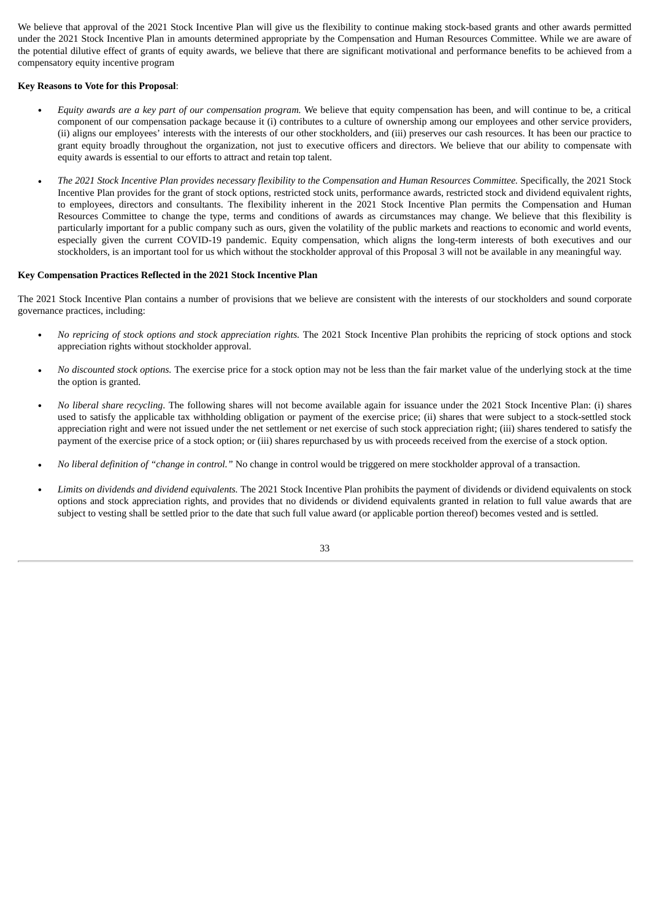We believe that approval of the 2021 Stock Incentive Plan will give us the flexibility to continue making stock-based grants and other awards permitted under the 2021 Stock Incentive Plan in amounts determined appropriate by the Compensation and Human Resources Committee. While we are aware of the potential dilutive effect of grants of equity awards, we believe that there are significant motivational and performance benefits to be achieved from a compensatory equity incentive program

**Key Reasons to Vote for this Proposal**:

- *Equity awards are a key part of our compensation program.* We believe that equity compensation has been, and will continue to be, a critical component of our compensation package because it (i) contributes to a culture of ownership among our employees and other service providers, (ii) aligns our employees' interests with the interests of our other stockholders, and (iii) preserves our cash resources. It has been our practice to grant equity broadly throughout the organization, not just to executive officers and directors. We believe that our ability to compensate with equity awards is essential to our efforts to attract and retain top talent.

- *The 2021 Stock Incentive Plan provides necessary flexibility to the Compensation and Human Resources Committee.* Specifically, the 2021 Stock Incentive Plan provides for the grant of stock options, restricted stock units, performance awards, restricted stock and dividend equivalent rights, to employees, directors and consultants. The flexibility inherent in the 2021 Stock Incentive Plan permits the Compensation and Human Resources Committee to change the type, terms and conditions of awards as circumstances may change. We believe that this flexibility is particularly important for a public company such as ours, given the volatility of the public markets and reactions to economic and world events, especially given the current COVID-19 pandemic. Equity compensation, which aligns the long-term interests of both executives and our stockholders, is an important tool for us which without the stockholder approval of this Proposal 3 will not be available in any meaningful way.

**Key Compensation Practices Reflected in the 2021 Stock Incentive Plan**

The 2021 Stock Incentive Plan contains a number of provisions that we believe are consistent with the interests of our stockholders and sound corporate governance practices, including:

- *No repricing of stock options and stock appreciation rights.* The 2021 Stock Incentive Plan prohibits the repricing of stock options and stock appreciation rights without stockholder approval.

- *No discounted stock options.* The exercise price for a stock option may not be less than the fair market value of the underlying stock at the time the option is granted.

- *No liberal share recycling*. The following shares will not become available again for issuance under the 2021 Stock Incentive Plan: (i) shares used to satisfy the applicable tax withholding obligation or payment of the exercise price; (ii) shares that were subject to a stock-settled stock appreciation right and were not issued under the net settlement or net exercise of such stock appreciation right; (iii) shares tendered to satisfy the payment of the exercise price of a stock option; or (iii) shares repurchased by us with proceeds received from the exercise of a stock option.

- *No liberal definition of "change in control."* No change in control would be triggered on mere stockholder approval of a transaction.

- *Limits on dividends and dividend equivalents.* The 2021 Stock Incentive Plan prohibits the payment of dividends or dividend equivalents on stock options and stock appreciation rights, and provides that no dividends or dividend equivalents granted in relation to full value awards that are subject to vesting shall be settled prior to the date that such full value award (or applicable portion thereof) becomes vested and is settled.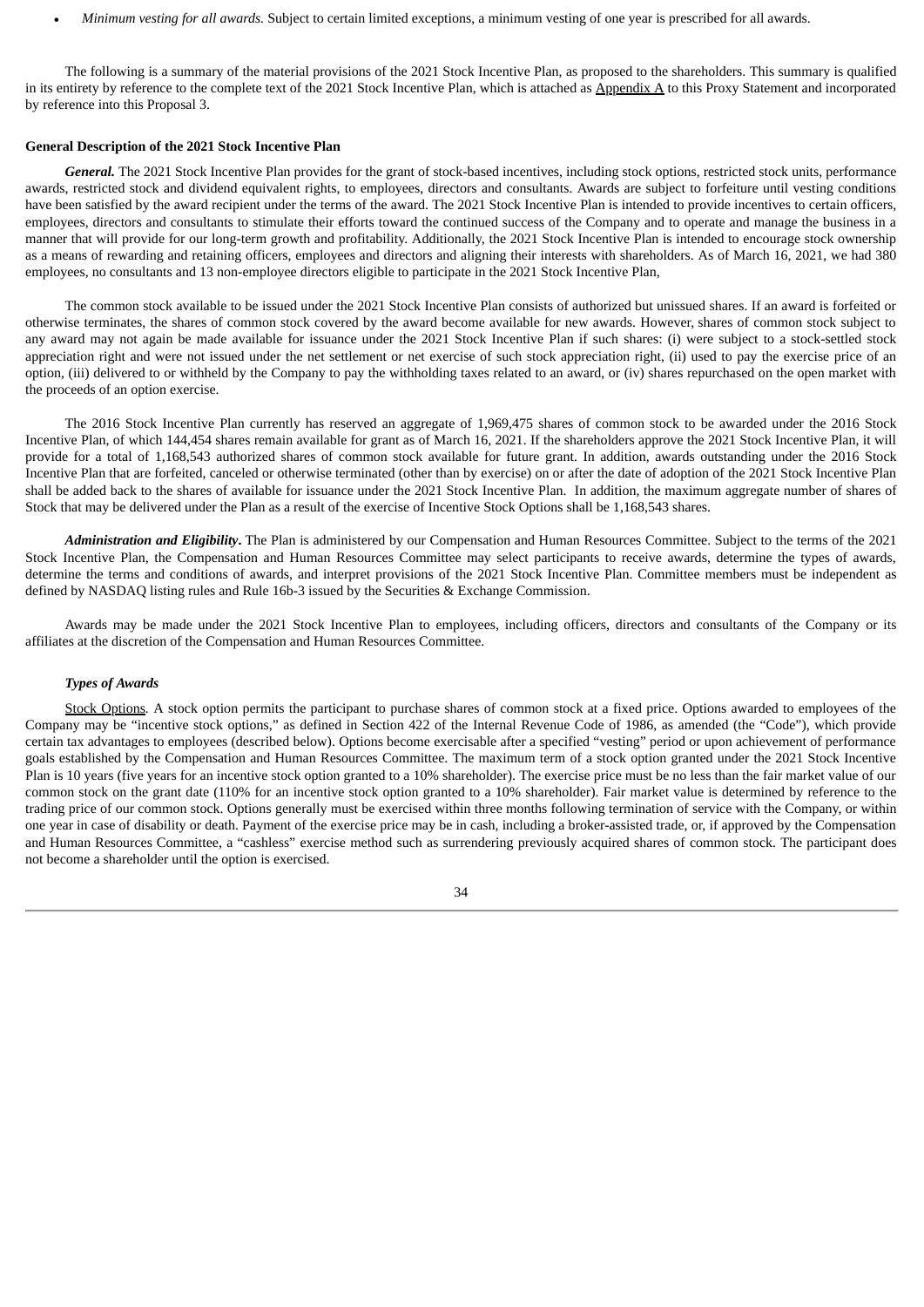- *Minimum vesting for all awards.* Subject to certain limited exceptions, a minimum vesting of one year is prescribed for all awards.

The following is a summary of the material provisions of the 2021 Stock Incentive Plan, as proposed to the shareholders. This summary is qualified in its entirety by reference to the complete text of the 2021 Stock Incentive Plan, which is attached as Appendix A to this Proxy Statement and incorporated by reference into this Proposal 3.

**General Description of the 2021 Stock Incentive Plan**

***General.*** The 2021 Stock Incentive Plan provides for the grant of stock-based incentives, including stock options, restricted stock units, performance awards, restricted stock and dividend equivalent rights, to employees, directors and consultants. Awards are subject to forfeiture until vesting conditions have been satisfied by the award recipient under the terms of the award. The 2021 Stock Incentive Plan is intended to provide incentives to certain officers, employees, directors and consultants to stimulate their efforts toward the continued success of the Company and to operate and manage the business in a manner that will provide for our long-term growth and profitability. Additionally, the 2021 Stock Incentive Plan is intended to encourage stock ownership as a means of rewarding and retaining officers, employees and directors and aligning their interests with shareholders. As of March 16, 2021, we had 380 employees, no consultants and 13 non-employee directors eligible to participate in the 2021 Stock Incentive Plan,

The common stock available to be issued under the 2021 Stock Incentive Plan consists of authorized but unissued shares. If an award is forfeited or otherwise terminates, the shares of common stock covered by the award become available for new awards. However, shares of common stock subject to any award may not again be made available for issuance under the 2021 Stock Incentive Plan if such shares: (i) were subject to a stock-settled stock appreciation right and were not issued under the net settlement or net exercise of such stock appreciation right, (ii) used to pay the exercise price of an option, (iii) delivered to or withheld by the Company to pay the withholding taxes related to an award, or (iv) shares repurchased on the open market with the proceeds of an option exercise.

The 2016 Stock Incentive Plan currently has reserved an aggregate of 1,969,475 shares of common stock to be awarded under the 2016 Stock Incentive Plan, of which 144,454 shares remain available for grant as of March 16, 2021. If the shareholders approve the 2021 Stock Incentive Plan, it will provide for a total of 1,168,543 authorized shares of common stock available for future grant. In addition, awards outstanding under the 2016 Stock Incentive Plan that are forfeited, canceled or otherwise terminated (other than by exercise) on or after the date of adoption of the 2021 Stock Incentive Plan shall be added back to the shares of available for issuance under the 2021 Stock Incentive Plan. In addition, the maximum aggregate number of shares of Stock that may be delivered under the Plan as a result of the exercise of Incentive Stock Options shall be 1,168,543 shares.

***Administration and Eligibility*****.** The Plan is administered by our Compensation and Human Resources Committee. Subject to the terms of the 2021 Stock Incentive Plan, the Compensation and Human Resources Committee may select participants to receive awards, determine the types of awards, determine the terms and conditions of awards, and interpret provisions of the 2021 Stock Incentive Plan. Committee members must be independent as defined by NASDAQ listing rules and Rule 16b-3 issued by the Securities & Exchange Commission.

Awards may be made under the 2021 Stock Incentive Plan to employees, including officers, directors and consultants of the Company or its affiliates at the discretion of the Compensation and Human Resources Committee.

***Types of Awards***

Stock Options. A stock option permits the participant to purchase shares of common stock at a fixed price. Options awarded to employees of the Company may be "incentive stock options," as defined in Section 422 of the Internal Revenue Code of 1986, as amended (the "Code"), which provide certain tax advantages to employees (described below). Options become exercisable after a specified "vesting" period or upon achievement of performance goals established by the Compensation and Human Resources Committee. The maximum term of a stock option granted under the 2021 Stock Incentive Plan is 10 years (five years for an incentive stock option granted to a 10% shareholder). The exercise price must be no less than the fair market value of our common stock on the grant date (110% for an incentive stock option granted to a 10% shareholder). Fair market value is determined by reference to the trading price of our common stock. Options generally must be exercised within three months following termination of service with the Company, or within one year in case of disability or death. Payment of the exercise price may be in cash, including a broker-assisted trade, or, if approved by the Compensation and Human Resources Committee, a "cashless" exercise method such as surrendering previously acquired shares of common stock. The participant does not become a shareholder until the option is exercised.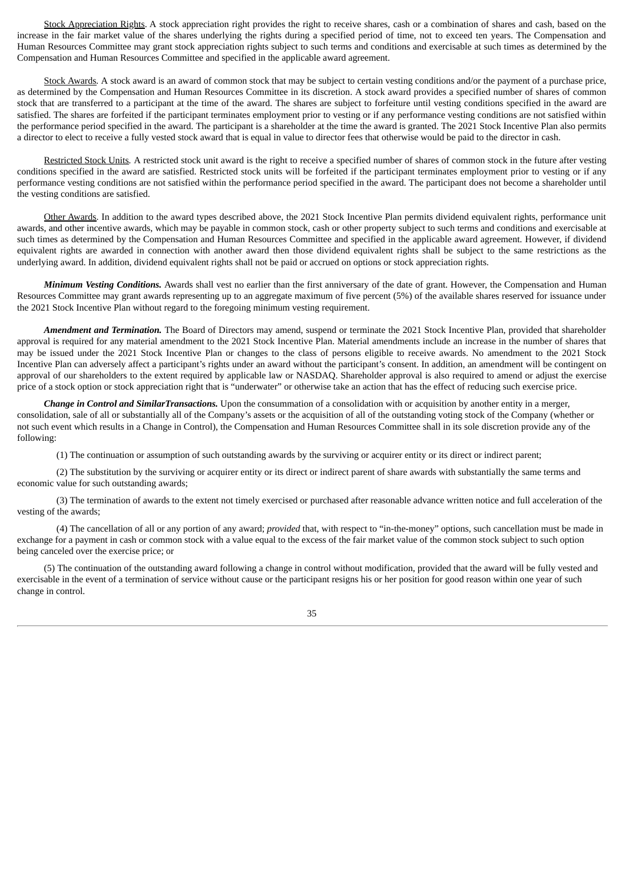Stock Appreciation Rights. A stock appreciation right provides the right to receive shares, cash or a combination of shares and cash, based on the increase in the fair market value of the shares underlying the rights during a specified period of time, not to exceed ten years. The Compensation and Human Resources Committee may grant stock appreciation rights subject to such terms and conditions and exercisable at such times as determined by the Compensation and Human Resources Committee and specified in the applicable award agreement.

Stock Awards. A stock award is an award of common stock that may be subject to certain vesting conditions and/or the payment of a purchase price, as determined by the Compensation and Human Resources Committee in its discretion. A stock award provides a specified number of shares of common stock that are transferred to a participant at the time of the award. The shares are subject to forfeiture until vesting conditions specified in the award are satisfied. The shares are forfeited if the participant terminates employment prior to vesting or if any performance vesting conditions are not satisfied within the performance period specified in the award. The participant is a shareholder at the time the award is granted. The 2021 Stock Incentive Plan also permits a director to elect to receive a fully vested stock award that is equal in value to director fees that otherwise would be paid to the director in cash.

Restricted Stock Units. A restricted stock unit award is the right to receive a specified number of shares of common stock in the future after vesting conditions specified in the award are satisfied. Restricted stock units will be forfeited if the participant terminates employment prior to vesting or if any performance vesting conditions are not satisfied within the performance period specified in the award. The participant does not become a shareholder until the vesting conditions are satisfied.

Other Awards. In addition to the award types described above, the 2021 Stock Incentive Plan permits dividend equivalent rights, performance unit awards, and other incentive awards, which may be payable in common stock, cash or other property subject to such terms and conditions and exercisable at such times as determined by the Compensation and Human Resources Committee and specified in the applicable award agreement. However, if dividend equivalent rights are awarded in connection with another award then those dividend equivalent rights shall be subject to the same restrictions as the underlying award. In addition, dividend equivalent rights shall not be paid or accrued on options or stock appreciation rights.

***Minimum Vesting Conditions.*** Awards shall vest no earlier than the first anniversary of the date of grant. However, the Compensation and Human Resources Committee may grant awards representing up to an aggregate maximum of five percent (5%) of the available shares reserved for issuance under the 2021 Stock Incentive Plan without regard to the foregoing minimum vesting requirement.

***Amendment and Termination.*** The Board of Directors may amend, suspend or terminate the 2021 Stock Incentive Plan, provided that shareholder approval is required for any material amendment to the 2021 Stock Incentive Plan. Material amendments include an increase in the number of shares that may be issued under the 2021 Stock Incentive Plan or changes to the class of persons eligible to receive awards. No amendment to the 2021 Stock Incentive Plan can adversely affect a participant's rights under an award without the participant's consent. In addition, an amendment will be contingent on approval of our shareholders to the extent required by applicable law or NASDAQ. Shareholder approval is also required to amend or adjust the exercise price of a stock option or stock appreciation right that is "underwater" or otherwise take an action that has the effect of reducing such exercise price.

***Change in Control and SimilarTransactions.*** Upon the consummation of a consolidation with or acquisition by another entity in a merger, consolidation, sale of all or substantially all of the Company's assets or the acquisition of all of the outstanding voting stock of the Company (whether or not such event which results in a Change in Control), the Compensation and Human Resources Committee shall in its sole discretion provide any of the following:

(1) The continuation or assumption of such outstanding awards by the surviving or acquirer entity or its direct or indirect parent;

(2) The substitution by the surviving or acquirer entity or its direct or indirect parent of share awards with substantially the same terms and economic value for such outstanding awards;

(3) The termination of awards to the extent not timely exercised or purchased after reasonable advance written notice and full acceleration of the vesting of the awards;

(4) The cancellation of all or any portion of any award; *provided* that, with respect to "in-the-money" options, such cancellation must be made in exchange for a payment in cash or common stock with a value equal to the excess of the fair market value of the common stock subject to such option being canceled over the exercise price; or

(5) The continuation of the outstanding award following a change in control without modification, provided that the award will be fully vested and exercisable in the event of a termination of service without cause or the participant resigns his or her position for good reason within one year of such change in control.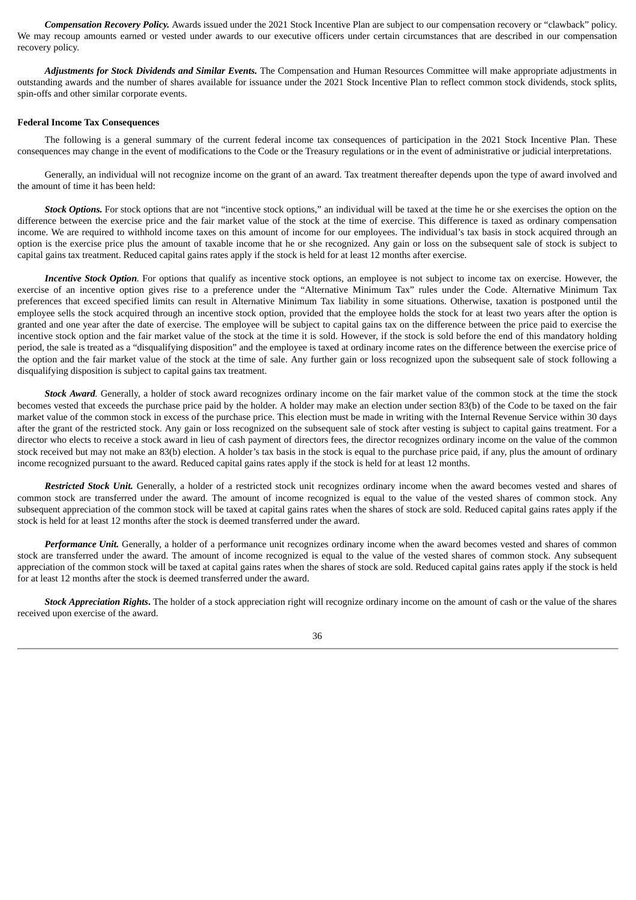***Compensation Recovery Policy.*** Awards issued under the 2021 Stock Incentive Plan are subject to our compensation recovery or "clawback" policy. We may recoup amounts earned or vested under awards to our executive officers under certain circumstances that are described in our compensation recovery policy.

***Adjustments for Stock Dividends and Similar Events.*** The Compensation and Human Resources Committee will make appropriate adjustments in outstanding awards and the number of shares available for issuance under the 2021 Stock Incentive Plan to reflect common stock dividends, stock splits, spin-offs and other similar corporate events.

**Federal Income Tax Consequences**

The following is a general summary of the current federal income tax consequences of participation in the 2021 Stock Incentive Plan. These consequences may change in the event of modifications to the Code or the Treasury regulations or in the event of administrative or judicial interpretations.

Generally, an individual will not recognize income on the grant of an award. Tax treatment thereafter depends upon the type of award involved and the amount of time it has been held:

***Stock Options.*** For stock options that are not "incentive stock options," an individual will be taxed at the time he or she exercises the option on the difference between the exercise price and the fair market value of the stock at the time of exercise. This difference is taxed as ordinary compensation income. We are required to withhold income taxes on this amount of income for our employees. The individual's tax basis in stock acquired through an option is the exercise price plus the amount of taxable income that he or she recognized. Any gain or loss on the subsequent sale of stock is subject to capital gains tax treatment. Reduced capital gains rates apply if the stock is held for at least 12 months after exercise.

***Incentive Stock Option.*** For options that qualify as incentive stock options, an employee is not subject to income tax on exercise. However, the exercise of an incentive option gives rise to a preference under the "Alternative Minimum Tax" rules under the Code. Alternative Minimum Tax preferences that exceed specified limits can result in Alternative Minimum Tax liability in some situations. Otherwise, taxation is postponed until the employee sells the stock acquired through an incentive stock option, provided that the employee holds the stock for at least two years after the option is granted and one year after the date of exercise. The employee will be subject to capital gains tax on the difference between the price paid to exercise the incentive stock option and the fair market value of the stock at the time it is sold. However, if the stock is sold before the end of this mandatory holding period, the sale is treated as a "disqualifying disposition" and the employee is taxed at ordinary income rates on the difference between the exercise price of the option and the fair market value of the stock at the time of sale. Any further gain or loss recognized upon the subsequent sale of stock following a disqualifying disposition is subject to capital gains tax treatment.

***Stock Award.*** Generally, a holder of stock award recognizes ordinary income on the fair market value of the common stock at the time the stock becomes vested that exceeds the purchase price paid by the holder. A holder may make an election under section 83(b) of the Code to be taxed on the fair market value of the common stock in excess of the purchase price. This election must be made in writing with the Internal Revenue Service within 30 days after the grant of the restricted stock. Any gain or loss recognized on the subsequent sale of stock after vesting is subject to capital gains treatment. For a director who elects to receive a stock award in lieu of cash payment of directors fees, the director recognizes ordinary income on the value of the common stock received but may not make an 83(b) election. A holder's tax basis in the stock is equal to the purchase price paid, if any, plus the amount of ordinary income recognized pursuant to the award. Reduced capital gains rates apply if the stock is held for at least 12 months.

***Restricted Stock Unit.*** Generally, a holder of a restricted stock unit recognizes ordinary income when the award becomes vested and shares of common stock are transferred under the award. The amount of income recognized is equal to the value of the vested shares of common stock. Any subsequent appreciation of the common stock will be taxed at capital gains rates when the shares of stock are sold. Reduced capital gains rates apply if the stock is held for at least 12 months after the stock is deemed transferred under the award.

***Performance Unit.*** Generally, a holder of a performance unit recognizes ordinary income when the award becomes vested and shares of common stock are transferred under the award. The amount of income recognized is equal to the value of the vested shares of common stock. Any subsequent appreciation of the common stock will be taxed at capital gains rates when the shares of stock are sold. Reduced capital gains rates apply if the stock is held for at least 12 months after the stock is deemed transferred under the award.

***Stock Appreciation Rights.*** The holder of a stock appreciation right will recognize ordinary income on the amount of cash or the value of the shares received upon exercise of the award.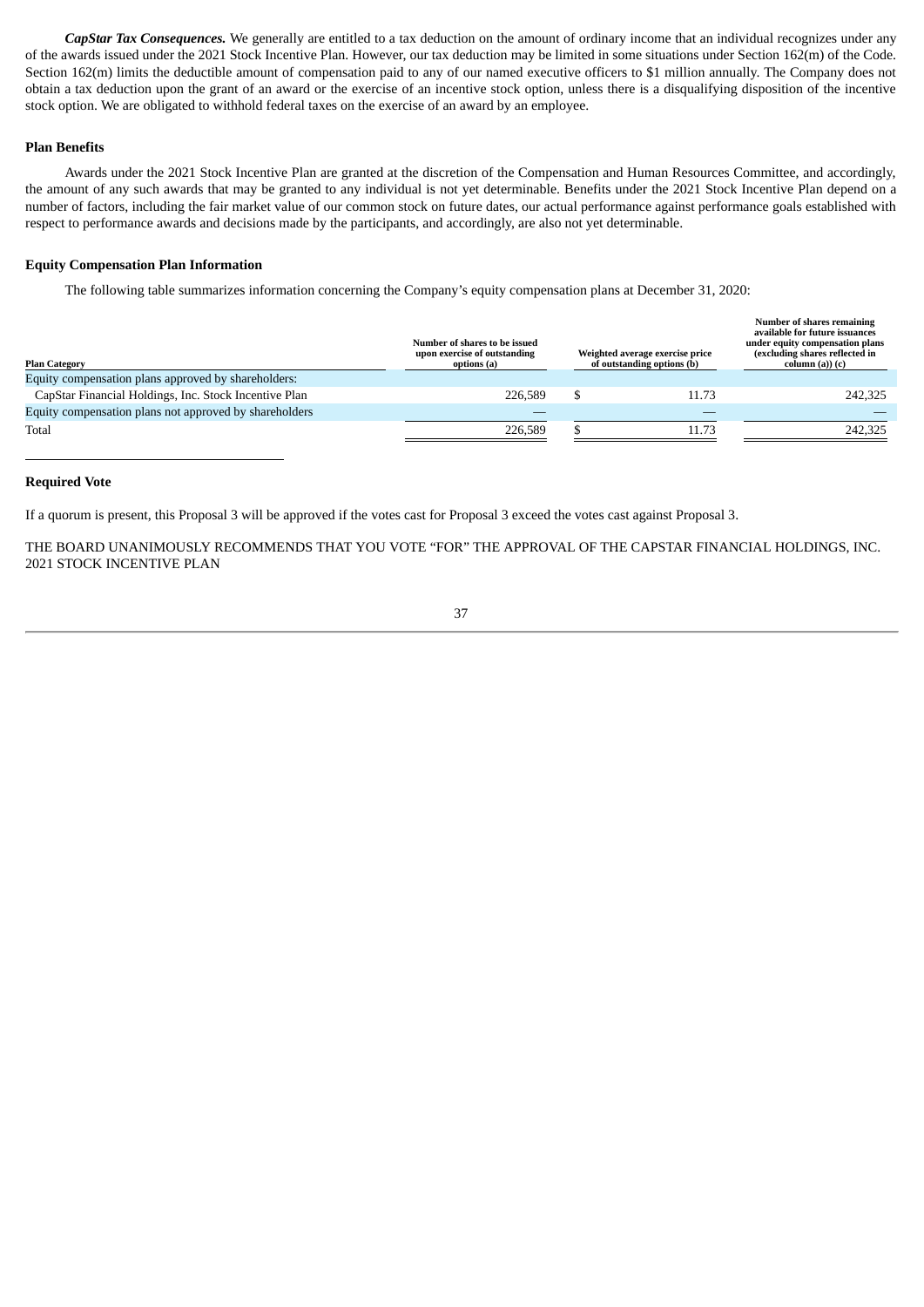***CapStar Tax Consequences.*** We generally are entitled to a tax deduction on the amount of ordinary income that an individual recognizes under any of the awards issued under the 2021 Stock Incentive Plan. However, our tax deduction may be limited in some situations under Section 162(m) of the Code. Section 162(m) limits the deductible amount of compensation paid to any of our named executive officers to $1 million annually. The Company does not obtain a tax deduction upon the grant of an award or the exercise of an incentive stock option, unless there is a disqualifying disposition of the incentive stock option. We are obligated to withhold federal taxes on the exercise of an award by an employee.

**Plan Benefits**

Awards under the 2021 Stock Incentive Plan are granted at the discretion of the Compensation and Human Resources Committee, and accordingly, the amount of any such awards that may be granted to any individual is not yet determinable. Benefits under the 2021 Stock Incentive Plan depend on a number of factors, including the fair market value of our common stock on future dates, our actual performance against performance goals established with respect to performance awards and decisions made by the participants, and accordingly, are also not yet determinable.

**Equity Compensation Plan Information**

The following table summarizes information concerning the Company's equity compensation plans at December 31, 2020:

| Plan Category | Number of shares to be issued upon exercise of outstanding options (a) | Weighted average exercise price of outstanding options (b) | Number of shares remaining available for future issuances under equity compensation plans (excluding shares reflected in column (a)) (c) |
|---|---|---|---|
| Equity compensation plans approved by shareholders: | | | |
| CapStar Financial Holdings, Inc. Stock Incentive Plan | 226,589 | $ 11.73 | 242,325 |
| Equity compensation plans not approved by shareholders | — | — | — |
| Total | 226,589 | $ 11.73 | 242,325 |

**Required Vote**

If a quorum is present, this Proposal 3 will be approved if the votes cast for Proposal 3 exceed the votes cast against Proposal 3.

THE BOARD UNANIMOUSLY RECOMMENDS THAT YOU VOTE "FOR" THE APPROVAL OF THE CAPSTAR FINANCIAL HOLDINGS, INC. 2021 STOCK INCENTIVE PLAN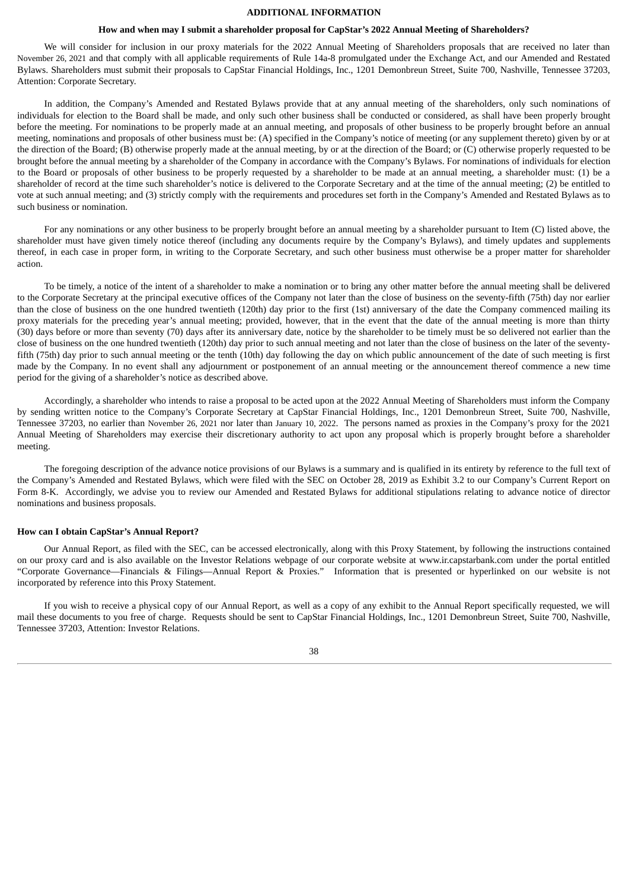## ADDITIONAL INFORMATION

### How and when may I submit a shareholder proposal for CapStar's 2022 Annual Meeting of Shareholders?

We will consider for inclusion in our proxy materials for the 2022 Annual Meeting of Shareholders proposals that are received no later than November 26, 2021 and that comply with all applicable requirements of Rule 14a-8 promulgated under the Exchange Act, and our Amended and Restated Bylaws. Shareholders must submit their proposals to CapStar Financial Holdings, Inc., 1201 Demonbreun Street, Suite 700, Nashville, Tennessee 37203, Attention: Corporate Secretary.

In addition, the Company's Amended and Restated Bylaws provide that at any annual meeting of the shareholders, only such nominations of individuals for election to the Board shall be made, and only such other business shall be conducted or considered, as shall have been properly brought before the meeting. For nominations to be properly made at an annual meeting, and proposals of other business to be properly brought before an annual meeting, nominations and proposals of other business must be: (A) specified in the Company's notice of meeting (or any supplement thereto) given by or at the direction of the Board; (B) otherwise properly made at the annual meeting, by or at the direction of the Board; or (C) otherwise properly requested to be brought before the annual meeting by a shareholder of the Company in accordance with the Company's Bylaws. For nominations of individuals for election to the Board or proposals of other business to be properly requested by a shareholder to be made at an annual meeting, a shareholder must: (1) be a shareholder of record at the time such shareholder's notice is delivered to the Corporate Secretary and at the time of the annual meeting; (2) be entitled to vote at such annual meeting; and (3) strictly comply with the requirements and procedures set forth in the Company's Amended and Restated Bylaws as to such business or nomination.

For any nominations or any other business to be properly brought before an annual meeting by a shareholder pursuant to Item (C) listed above, the shareholder must have given timely notice thereof (including any documents require by the Company's Bylaws), and timely updates and supplements thereof, in each case in proper form, in writing to the Corporate Secretary, and such other business must otherwise be a proper matter for shareholder action.

To be timely, a notice of the intent of a shareholder to make a nomination or to bring any other matter before the annual meeting shall be delivered to the Corporate Secretary at the principal executive offices of the Company not later than the close of business on the seventy-fifth (75th) day nor earlier than the close of business on the one hundred twentieth (120th) day prior to the first (1st) anniversary of the date the Company commenced mailing its proxy materials for the preceding year's annual meeting; provided, however, that in the event that the date of the annual meeting is more than thirty (30) days before or more than seventy (70) days after its anniversary date, notice by the shareholder to be timely must be so delivered not earlier than the close of business on the one hundred twentieth (120th) day prior to such annual meeting and not later than the close of business on the later of the seventy-fifth (75th) day prior to such annual meeting or the tenth (10th) day following the day on which public announcement of the date of such meeting is first made by the Company. In no event shall any adjournment or postponement of an annual meeting or the announcement thereof commence a new time period for the giving of a shareholder's notice as described above.

Accordingly, a shareholder who intends to raise a proposal to be acted upon at the 2022 Annual Meeting of Shareholders must inform the Company by sending written notice to the Company's Corporate Secretary at CapStar Financial Holdings, Inc., 1201 Demonbreun Street, Suite 700, Nashville, Tennessee 37203, no earlier than November 26, 2021 nor later than January 10, 2022. The persons named as proxies in the Company's proxy for the 2021 Annual Meeting of Shareholders may exercise their discretionary authority to act upon any proposal which is properly brought before a shareholder meeting.

The foregoing description of the advance notice provisions of our Bylaws is a summary and is qualified in its entirety by reference to the full text of the Company's Amended and Restated Bylaws, which were filed with the SEC on October 28, 2019 as Exhibit 3.2 to our Company's Current Report on Form 8-K. Accordingly, we advise you to review our Amended and Restated Bylaws for additional stipulations relating to advance notice of director nominations and business proposals.

### How can I obtain CapStar's Annual Report?

Our Annual Report, as filed with the SEC, can be accessed electronically, along with this Proxy Statement, by following the instructions contained on our proxy card and is also available on the Investor Relations webpage of our corporate website at www.ir.capstarbank.com under the portal entitled "Corporate Governance—Financials & Filings—Annual Report & Proxies." Information that is presented or hyperlinked on our website is not incorporated by reference into this Proxy Statement.

If you wish to receive a physical copy of our Annual Report, as well as a copy of any exhibit to the Annual Report specifically requested, we will mail these documents to you free of charge. Requests should be sent to CapStar Financial Holdings, Inc., 1201 Demonbreun Street, Suite 700, Nashville, Tennessee 37203, Attention: Investor Relations.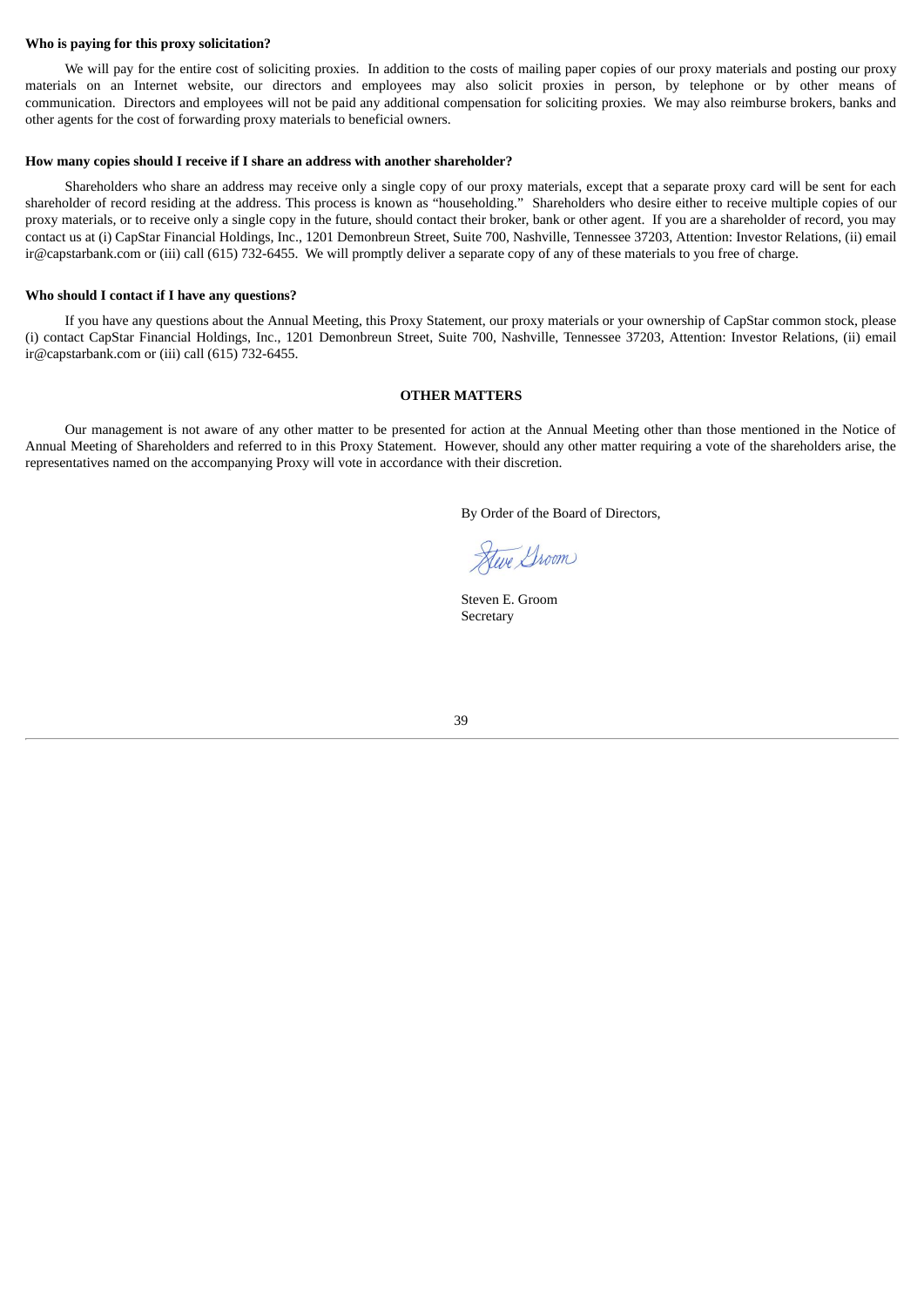**Who is paying for this proxy solicitation?**

We will pay for the entire cost of soliciting proxies. In addition to the costs of mailing paper copies of our proxy materials and posting our proxy materials on an Internet website, our directors and employees may also solicit proxies in person, by telephone or by other means of communication. Directors and employees will not be paid any additional compensation for soliciting proxies. We may also reimburse brokers, banks and other agents for the cost of forwarding proxy materials to beneficial owners.

**How many copies should I receive if I share an address with another shareholder?**

Shareholders who share an address may receive only a single copy of our proxy materials, except that a separate proxy card will be sent for each shareholder of record residing at the address. This process is known as "householding." Shareholders who desire either to receive multiple copies of our proxy materials, or to receive only a single copy in the future, should contact their broker, bank or other agent. If you are a shareholder of record, you may contact us at (i) CapStar Financial Holdings, Inc., 1201 Demonbreun Street, Suite 700, Nashville, Tennessee 37203, Attention: Investor Relations, (ii) email ir@capstarbank.com or (iii) call (615) 732-6455. We will promptly deliver a separate copy of any of these materials to you free of charge.

**Who should I contact if I have any questions?**

If you have any questions about the Annual Meeting, this Proxy Statement, our proxy materials or your ownership of CapStar common stock, please (i) contact CapStar Financial Holdings, Inc., 1201 Demonbreun Street, Suite 700, Nashville, Tennessee 37203, Attention: Investor Relations, (ii) email ir@capstarbank.com or (iii) call (615) 732-6455.

## OTHER MATTERS

Our management is not aware of any other matter to be presented for action at the Annual Meeting other than those mentioned in the Notice of Annual Meeting of Shareholders and referred to in this Proxy Statement. However, should any other matter requiring a vote of the shareholders arise, the representatives named on the accompanying Proxy will vote in accordance with their discretion.

By Order of the Board of Directors,

Steve Groom

Steven E. Groom
Secretary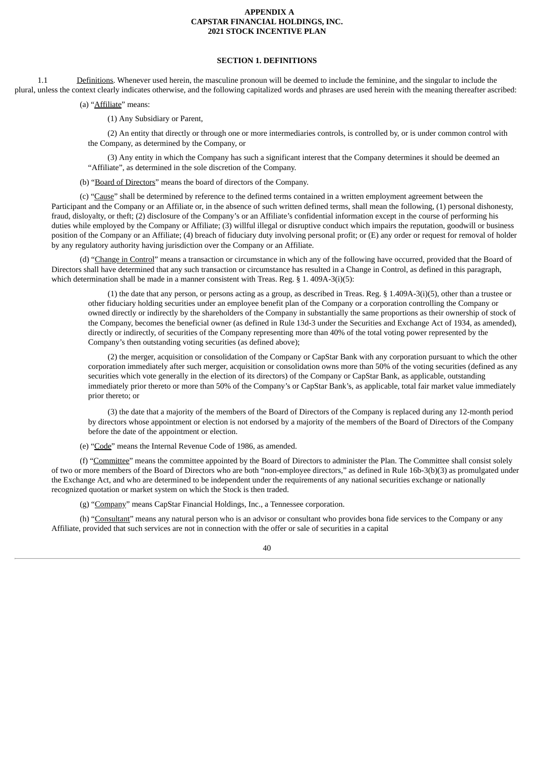**APPENDIX A**
**CAPSTAR FINANCIAL HOLDINGS, INC.**
**2021 STOCK INCENTIVE PLAN**

**SECTION 1. DEFINITIONS**

1.1 Definitions. Whenever used herein, the masculine pronoun will be deemed to include the feminine, and the singular to include the plural, unless the context clearly indicates otherwise, and the following capitalized words and phrases are used herein with the meaning thereafter ascribed:

(a) "Affiliate" means:

(1) Any Subsidiary or Parent,

(2) An entity that directly or through one or more intermediaries controls, is controlled by, or is under common control with the Company, as determined by the Company, or

(3) Any entity in which the Company has such a significant interest that the Company determines it should be deemed an "Affiliate", as determined in the sole discretion of the Company.

(b) "Board of Directors" means the board of directors of the Company.

(c) "Cause" shall be determined by reference to the defined terms contained in a written employment agreement between the Participant and the Company or an Affiliate or, in the absence of such written defined terms, shall mean the following, (1) personal dishonesty, fraud, disloyalty, or theft; (2) disclosure of the Company's or an Affiliate's confidential information except in the course of performing his duties while employed by the Company or Affiliate; (3) willful illegal or disruptive conduct which impairs the reputation, goodwill or business position of the Company or an Affiliate; (4) breach of fiduciary duty involving personal profit; or (E) any order or request for removal of holder by any regulatory authority having jurisdiction over the Company or an Affiliate.

(d) "Change in Control" means a transaction or circumstance in which any of the following have occurred, provided that the Board of Directors shall have determined that any such transaction or circumstance has resulted in a Change in Control, as defined in this paragraph, which determination shall be made in a manner consistent with Treas. Reg. § 1. 409A-3(i)(5):

(1) the date that any person, or persons acting as a group, as described in Treas. Reg. § 1.409A-3(i)(5), other than a trustee or other fiduciary holding securities under an employee benefit plan of the Company or a corporation controlling the Company or owned directly or indirectly by the shareholders of the Company in substantially the same proportions as their ownership of stock of the Company, becomes the beneficial owner (as defined in Rule 13d-3 under the Securities and Exchange Act of 1934, as amended), directly or indirectly, of securities of the Company representing more than 40% of the total voting power represented by the Company's then outstanding voting securities (as defined above);

(2) the merger, acquisition or consolidation of the Company or CapStar Bank with any corporation pursuant to which the other corporation immediately after such merger, acquisition or consolidation owns more than 50% of the voting securities (defined as any securities which vote generally in the election of its directors) of the Company or CapStar Bank, as applicable, outstanding immediately prior thereto or more than 50% of the Company's or CapStar Bank's, as applicable, total fair market value immediately prior thereto; or

(3) the date that a majority of the members of the Board of Directors of the Company is replaced during any 12-month period by directors whose appointment or election is not endorsed by a majority of the members of the Board of Directors of the Company before the date of the appointment or election.

(e) "Code" means the Internal Revenue Code of 1986, as amended.

(f) "Committee" means the committee appointed by the Board of Directors to administer the Plan. The Committee shall consist solely of two or more members of the Board of Directors who are both "non-employee directors," as defined in Rule 16b-3(b)(3) as promulgated under the Exchange Act, and who are determined to be independent under the requirements of any national securities exchange or nationally recognized quotation or market system on which the Stock is then traded.

(g) "Company" means CapStar Financial Holdings, Inc., a Tennessee corporation.

(h) "Consultant" means any natural person who is an advisor or consultant who provides bona fide services to the Company or any Affiliate, provided that such services are not in connection with the offer or sale of securities in a capital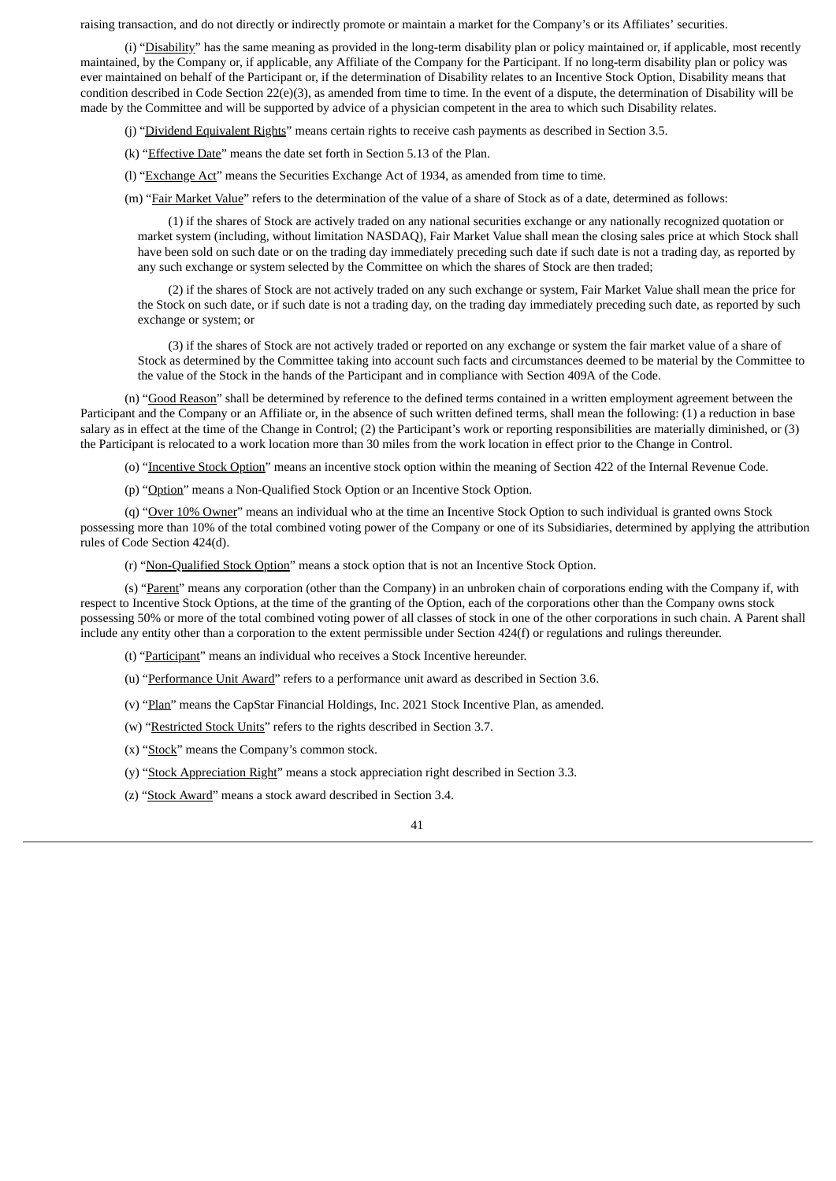raising transaction, and do not directly or indirectly promote or maintain a market for the Company's or its Affiliates' securities.

(i) "Disability" has the same meaning as provided in the long-term disability plan or policy maintained or, if applicable, most recently maintained, by the Company or, if applicable, any Affiliate of the Company for the Participant. If no long-term disability plan or policy was ever maintained on behalf of the Participant or, if the determination of Disability relates to an Incentive Stock Option, Disability means that condition described in Code Section 22(e)(3), as amended from time to time. In the event of a dispute, the determination of Disability will be made by the Committee and will be supported by advice of a physician competent in the area to which such Disability relates.

(j) "Dividend Equivalent Rights" means certain rights to receive cash payments as described in Section 3.5.

(k) "Effective Date" means the date set forth in Section 5.13 of the Plan.

(l) "Exchange Act" means the Securities Exchange Act of 1934, as amended from time to time.

(m) "Fair Market Value" refers to the determination of the value of a share of Stock as of a date, determined as follows:

(1) if the shares of Stock are actively traded on any national securities exchange or any nationally recognized quotation or market system (including, without limitation NASDAQ), Fair Market Value shall mean the closing sales price at which Stock shall have been sold on such date or on the trading day immediately preceding such date if such date is not a trading day, as reported by any such exchange or system selected by the Committee on which the shares of Stock are then traded;

(2) if the shares of Stock are not actively traded on any such exchange or system, Fair Market Value shall mean the price for the Stock on such date, or if such date is not a trading day, on the trading day immediately preceding such date, as reported by such exchange or system; or

(3) if the shares of Stock are not actively traded or reported on any exchange or system the fair market value of a share of Stock as determined by the Committee taking into account such facts and circumstances deemed to be material by the Committee to the value of the Stock in the hands of the Participant and in compliance with Section 409A of the Code.

(n) "Good Reason" shall be determined by reference to the defined terms contained in a written employment agreement between the Participant and the Company or an Affiliate or, in the absence of such written defined terms, shall mean the following: (1) a reduction in base salary as in effect at the time of the Change in Control; (2) the Participant's work or reporting responsibilities are materially diminished, or (3) the Participant is relocated to a work location more than 30 miles from the work location in effect prior to the Change in Control.

(o) "Incentive Stock Option" means an incentive stock option within the meaning of Section 422 of the Internal Revenue Code.

(p) "Option" means a Non-Qualified Stock Option or an Incentive Stock Option.

(q) "Over 10% Owner" means an individual who at the time an Incentive Stock Option to such individual is granted owns Stock possessing more than 10% of the total combined voting power of the Company or one of its Subsidiaries, determined by applying the attribution rules of Code Section 424(d).

(r) "Non-Qualified Stock Option" means a stock option that is not an Incentive Stock Option.

(s) "Parent" means any corporation (other than the Company) in an unbroken chain of corporations ending with the Company if, with respect to Incentive Stock Options, at the time of the granting of the Option, each of the corporations other than the Company owns stock possessing 50% or more of the total combined voting power of all classes of stock in one of the other corporations in such chain. A Parent shall include any entity other than a corporation to the extent permissible under Section 424(f) or regulations and rulings thereunder.

(t) "Participant" means an individual who receives a Stock Incentive hereunder.

(u) "Performance Unit Award" refers to a performance unit award as described in Section 3.6.

(v) "Plan" means the CapStar Financial Holdings, Inc. 2021 Stock Incentive Plan, as amended.

(w) "Restricted Stock Units" refers to the rights described in Section 3.7.

(x) "Stock" means the Company's common stock.

(y) "Stock Appreciation Right" means a stock appreciation right described in Section 3.3.

(z) "Stock Award" means a stock award described in Section 3.4.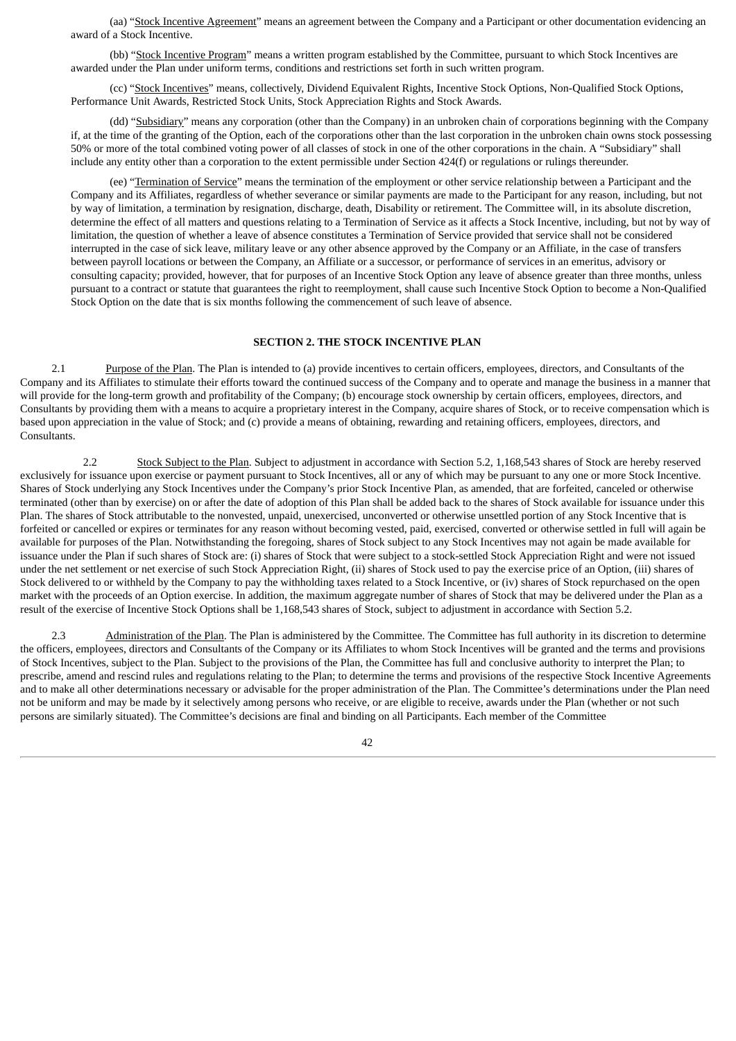(aa) "Stock Incentive Agreement" means an agreement between the Company and a Participant or other documentation evidencing an award of a Stock Incentive.

(bb) "Stock Incentive Program" means a written program established by the Committee, pursuant to which Stock Incentives are awarded under the Plan under uniform terms, conditions and restrictions set forth in such written program.

(cc) "Stock Incentives" means, collectively, Dividend Equivalent Rights, Incentive Stock Options, Non-Qualified Stock Options, Performance Unit Awards, Restricted Stock Units, Stock Appreciation Rights and Stock Awards.

(dd) "Subsidiary" means any corporation (other than the Company) in an unbroken chain of corporations beginning with the Company if, at the time of the granting of the Option, each of the corporations other than the last corporation in the unbroken chain owns stock possessing 50% or more of the total combined voting power of all classes of stock in one of the other corporations in the chain. A "Subsidiary" shall include any entity other than a corporation to the extent permissible under Section 424(f) or regulations or rulings thereunder.

(ee) "Termination of Service" means the termination of the employment or other service relationship between a Participant and the Company and its Affiliates, regardless of whether severance or similar payments are made to the Participant for any reason, including, but not by way of limitation, a termination by resignation, discharge, death, Disability or retirement. The Committee will, in its absolute discretion, determine the effect of all matters and questions relating to a Termination of Service as it affects a Stock Incentive, including, but not by way of limitation, the question of whether a leave of absence constitutes a Termination of Service provided that service shall not be considered interrupted in the case of sick leave, military leave or any other absence approved by the Company or an Affiliate, in the case of transfers between payroll locations or between the Company, an Affiliate or a successor, or performance of services in an emeritus, advisory or consulting capacity; provided, however, that for purposes of an Incentive Stock Option any leave of absence greater than three months, unless pursuant to a contract or statute that guarantees the right to reemployment, shall cause such Incentive Stock Option to become a Non-Qualified Stock Option on the date that is six months following the commencement of such leave of absence.

## SECTION 2. THE STOCK INCENTIVE PLAN

2.1 Purpose of the Plan. The Plan is intended to (a) provide incentives to certain officers, employees, directors, and Consultants of the Company and its Affiliates to stimulate their efforts toward the continued success of the Company and to operate and manage the business in a manner that will provide for the long-term growth and profitability of the Company; (b) encourage stock ownership by certain officers, employees, directors, and Consultants by providing them with a means to acquire a proprietary interest in the Company, acquire shares of Stock, or to receive compensation which is based upon appreciation in the value of Stock; and (c) provide a means of obtaining, rewarding and retaining officers, employees, directors, and Consultants.

2.2 Stock Subject to the Plan. Subject to adjustment in accordance with Section 5.2, 1,168,543 shares of Stock are hereby reserved exclusively for issuance upon exercise or payment pursuant to Stock Incentives, all or any of which may be pursuant to any one or more Stock Incentive. Shares of Stock underlying any Stock Incentives under the Company's prior Stock Incentive Plan, as amended, that are forfeited, canceled or otherwise terminated (other than by exercise) on or after the date of adoption of this Plan shall be added back to the shares of Stock available for issuance under this Plan. The shares of Stock attributable to the nonvested, unpaid, unexercised, unconverted or otherwise unsettled portion of any Stock Incentive that is forfeited or cancelled or expires or terminates for any reason without becoming vested, paid, exercised, converted or otherwise settled in full will again be available for purposes of the Plan. Notwithstanding the foregoing, shares of Stock subject to any Stock Incentives may not again be made available for issuance under the Plan if such shares of Stock are: (i) shares of Stock that were subject to a stock-settled Stock Appreciation Right and were not issued under the net settlement or net exercise of such Stock Appreciation Right, (ii) shares of Stock used to pay the exercise price of an Option, (iii) shares of Stock delivered to or withheld by the Company to pay the withholding taxes related to a Stock Incentive, or (iv) shares of Stock repurchased on the open market with the proceeds of an Option exercise. In addition, the maximum aggregate number of shares of Stock that may be delivered under the Plan as a result of the exercise of Incentive Stock Options shall be 1,168,543 shares of Stock, subject to adjustment in accordance with Section 5.2.

2.3 Administration of the Plan. The Plan is administered by the Committee. The Committee has full authority in its discretion to determine the officers, employees, directors and Consultants of the Company or its Affiliates to whom Stock Incentives will be granted and the terms and provisions of Stock Incentives, subject to the Plan. Subject to the provisions of the Plan, the Committee has full and conclusive authority to interpret the Plan; to prescribe, amend and rescind rules and regulations relating to the Plan; to determine the terms and provisions of the respective Stock Incentive Agreements and to make all other determinations necessary or advisable for the proper administration of the Plan. The Committee's determinations under the Plan need not be uniform and may be made by it selectively among persons who receive, or are eligible to receive, awards under the Plan (whether or not such persons are similarly situated). The Committee's decisions are final and binding on all Participants. Each member of the Committee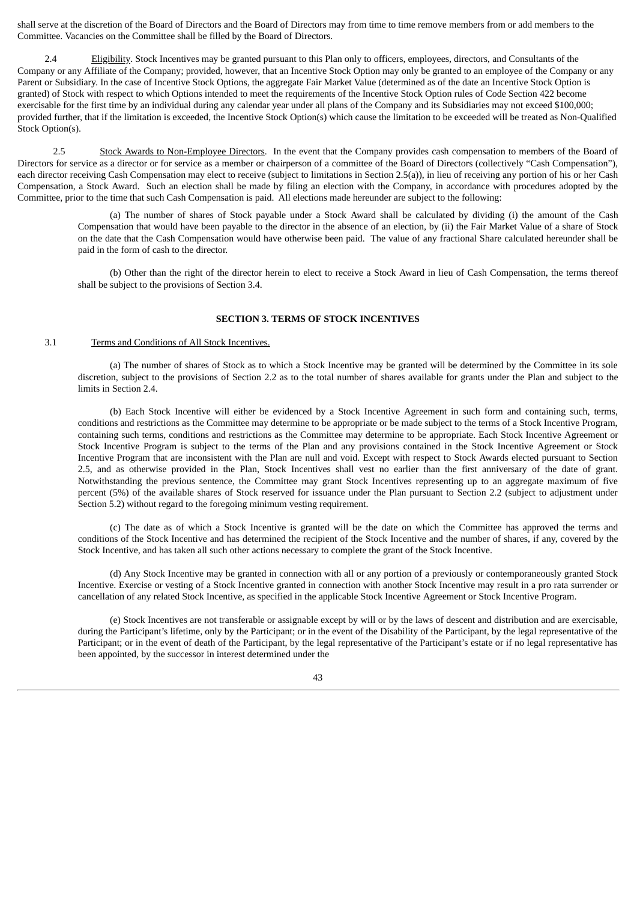shall serve at the discretion of the Board of Directors and the Board of Directors may from time to time remove members from or add members to the Committee. Vacancies on the Committee shall be filled by the Board of Directors.

2.4 Eligibility. Stock Incentives may be granted pursuant to this Plan only to officers, employees, directors, and Consultants of the Company or any Affiliate of the Company; provided, however, that an Incentive Stock Option may only be granted to an employee of the Company or any Parent or Subsidiary. In the case of Incentive Stock Options, the aggregate Fair Market Value (determined as of the date an Incentive Stock Option is granted) of Stock with respect to which Options intended to meet the requirements of the Incentive Stock Option rules of Code Section 422 become exercisable for the first time by an individual during any calendar year under all plans of the Company and its Subsidiaries may not exceed $100,000; provided further, that if the limitation is exceeded, the Incentive Stock Option(s) which cause the limitation to be exceeded will be treated as Non-Qualified Stock Option(s).

2.5 Stock Awards to Non-Employee Directors. In the event that the Company provides cash compensation to members of the Board of Directors for service as a director or for service as a member or chairperson of a committee of the Board of Directors (collectively "Cash Compensation"), each director receiving Cash Compensation may elect to receive (subject to limitations in Section 2.5(a)), in lieu of receiving any portion of his or her Cash Compensation, a Stock Award. Such an election shall be made by filing an election with the Company, in accordance with procedures adopted by the Committee, prior to the time that such Cash Compensation is paid. All elections made hereunder are subject to the following:

(a) The number of shares of Stock payable under a Stock Award shall be calculated by dividing (i) the amount of the Cash Compensation that would have been payable to the director in the absence of an election, by (ii) the Fair Market Value of a share of Stock on the date that the Cash Compensation would have otherwise been paid. The value of any fractional Share calculated hereunder shall be paid in the form of cash to the director.

(b) Other than the right of the director herein to elect to receive a Stock Award in lieu of Cash Compensation, the terms thereof shall be subject to the provisions of Section 3.4.

**SECTION 3. TERMS OF STOCK INCENTIVES**

3.1 Terms and Conditions of All Stock Incentives.

(a) The number of shares of Stock as to which a Stock Incentive may be granted will be determined by the Committee in its sole discretion, subject to the provisions of Section 2.2 as to the total number of shares available for grants under the Plan and subject to the limits in Section 2.4.

(b) Each Stock Incentive will either be evidenced by a Stock Incentive Agreement in such form and containing such, terms, conditions and restrictions as the Committee may determine to be appropriate or be made subject to the terms of a Stock Incentive Program, containing such terms, conditions and restrictions as the Committee may determine to be appropriate. Each Stock Incentive Agreement or Stock Incentive Program is subject to the terms of the Plan and any provisions contained in the Stock Incentive Agreement or Stock Incentive Program that are inconsistent with the Plan are null and void. Except with respect to Stock Awards elected pursuant to Section 2.5, and as otherwise provided in the Plan, Stock Incentives shall vest no earlier than the first anniversary of the date of grant. Notwithstanding the previous sentence, the Committee may grant Stock Incentives representing up to an aggregate maximum of five percent (5%) of the available shares of Stock reserved for issuance under the Plan pursuant to Section 2.2 (subject to adjustment under Section 5.2) without regard to the foregoing minimum vesting requirement.

(c) The date as of which a Stock Incentive is granted will be the date on which the Committee has approved the terms and conditions of the Stock Incentive and has determined the recipient of the Stock Incentive and the number of shares, if any, covered by the Stock Incentive, and has taken all such other actions necessary to complete the grant of the Stock Incentive.

(d) Any Stock Incentive may be granted in connection with all or any portion of a previously or contemporaneously granted Stock Incentive. Exercise or vesting of a Stock Incentive granted in connection with another Stock Incentive may result in a pro rata surrender or cancellation of any related Stock Incentive, as specified in the applicable Stock Incentive Agreement or Stock Incentive Program.

(e) Stock Incentives are not transferable or assignable except by will or by the laws of descent and distribution and are exercisable, during the Participant's lifetime, only by the Participant; or in the event of the Disability of the Participant, by the legal representative of the Participant; or in the event of death of the Participant, by the legal representative of the Participant's estate or if no legal representative has been appointed, by the successor in interest determined under the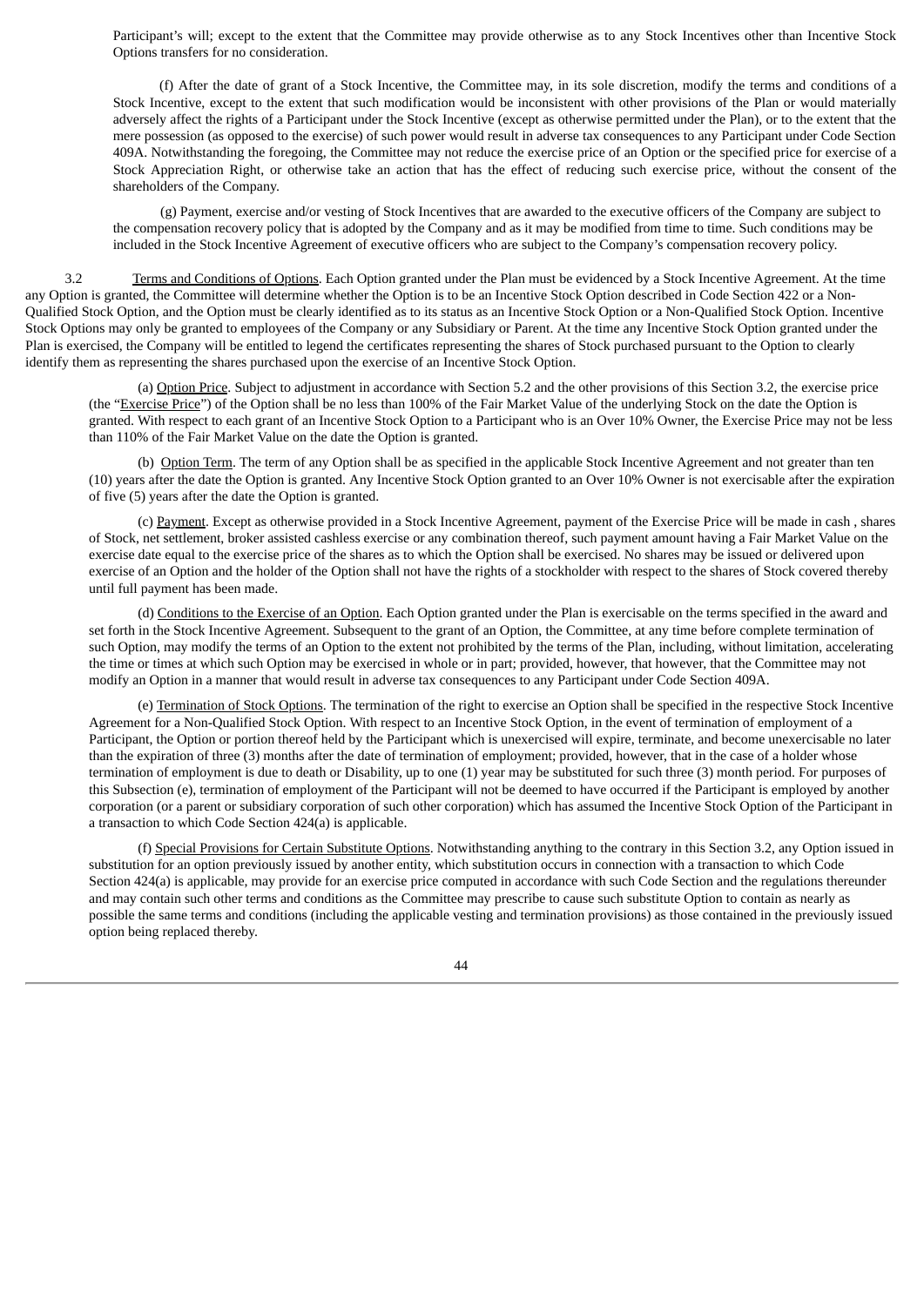Participant's will; except to the extent that the Committee may provide otherwise as to any Stock Incentives other than Incentive Stock Options transfers for no consideration.

(f) After the date of grant of a Stock Incentive, the Committee may, in its sole discretion, modify the terms and conditions of a Stock Incentive, except to the extent that such modification would be inconsistent with other provisions of the Plan or would materially adversely affect the rights of a Participant under the Stock Incentive (except as otherwise permitted under the Plan), or to the extent that the mere possession (as opposed to the exercise) of such power would result in adverse tax consequences to any Participant under Code Section 409A. Notwithstanding the foregoing, the Committee may not reduce the exercise price of an Option or the specified price for exercise of a Stock Appreciation Right, or otherwise take an action that has the effect of reducing such exercise price, without the consent of the shareholders of the Company.

(g) Payment, exercise and/or vesting of Stock Incentives that are awarded to the executive officers of the Company are subject to the compensation recovery policy that is adopted by the Company and as it may be modified from time to time. Such conditions may be included in the Stock Incentive Agreement of executive officers who are subject to the Company's compensation recovery policy.

3.2 Terms and Conditions of Options. Each Option granted under the Plan must be evidenced by a Stock Incentive Agreement. At the time any Option is granted, the Committee will determine whether the Option is to be an Incentive Stock Option described in Code Section 422 or a Non-Qualified Stock Option, and the Option must be clearly identified as to its status as an Incentive Stock Option or a Non-Qualified Stock Option. Incentive Stock Options may only be granted to employees of the Company or any Subsidiary or Parent. At the time any Incentive Stock Option granted under the Plan is exercised, the Company will be entitled to legend the certificates representing the shares of Stock purchased pursuant to the Option to clearly identify them as representing the shares purchased upon the exercise of an Incentive Stock Option.

(a) Option Price. Subject to adjustment in accordance with Section 5.2 and the other provisions of this Section 3.2, the exercise price (the "Exercise Price") of the Option shall be no less than 100% of the Fair Market Value of the underlying Stock on the date the Option is granted. With respect to each grant of an Incentive Stock Option to a Participant who is an Over 10% Owner, the Exercise Price may not be less than 110% of the Fair Market Value on the date the Option is granted.

(b) Option Term. The term of any Option shall be as specified in the applicable Stock Incentive Agreement and not greater than ten (10) years after the date the Option is granted. Any Incentive Stock Option granted to an Over 10% Owner is not exercisable after the expiration of five (5) years after the date the Option is granted.

(c) Payment. Except as otherwise provided in a Stock Incentive Agreement, payment of the Exercise Price will be made in cash , shares of Stock, net settlement, broker assisted cashless exercise or any combination thereof, such payment amount having a Fair Market Value on the exercise date equal to the exercise price of the shares as to which the Option shall be exercised. No shares may be issued or delivered upon exercise of an Option and the holder of the Option shall not have the rights of a stockholder with respect to the shares of Stock covered thereby until full payment has been made.

(d) Conditions to the Exercise of an Option. Each Option granted under the Plan is exercisable on the terms specified in the award and set forth in the Stock Incentive Agreement. Subsequent to the grant of an Option, the Committee, at any time before complete termination of such Option, may modify the terms of an Option to the extent not prohibited by the terms of the Plan, including, without limitation, accelerating the time or times at which such Option may be exercised in whole or in part; provided, however, that however, that the Committee may not modify an Option in a manner that would result in adverse tax consequences to any Participant under Code Section 409A.

(e) Termination of Stock Options. The termination of the right to exercise an Option shall be specified in the respective Stock Incentive Agreement for a Non-Qualified Stock Option. With respect to an Incentive Stock Option, in the event of termination of employment of a Participant, the Option or portion thereof held by the Participant which is unexercised will expire, terminate, and become unexercisable no later than the expiration of three (3) months after the date of termination of employment; provided, however, that in the case of a holder whose termination of employment is due to death or Disability, up to one (1) year may be substituted for such three (3) month period. For purposes of this Subsection (e), termination of employment of the Participant will not be deemed to have occurred if the Participant is employed by another corporation (or a parent or subsidiary corporation of such other corporation) which has assumed the Incentive Stock Option of the Participant in a transaction to which Code Section 424(a) is applicable.

(f) Special Provisions for Certain Substitute Options. Notwithstanding anything to the contrary in this Section 3.2, any Option issued in substitution for an option previously issued by another entity, which substitution occurs in connection with a transaction to which Code Section 424(a) is applicable, may provide for an exercise price computed in accordance with such Code Section and the regulations thereunder and may contain such other terms and conditions as the Committee may prescribe to cause such substitute Option to contain as nearly as possible the same terms and conditions (including the applicable vesting and termination provisions) as those contained in the previously issued option being replaced thereby.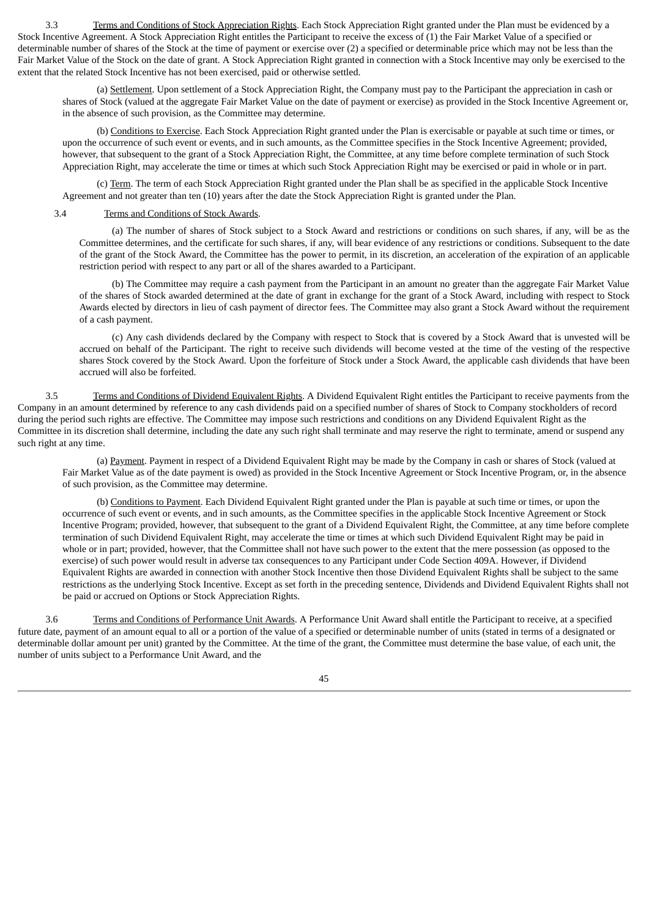3.3 Terms and Conditions of Stock Appreciation Rights. Each Stock Appreciation Right granted under the Plan must be evidenced by a Stock Incentive Agreement. A Stock Appreciation Right entitles the Participant to receive the excess of (1) the Fair Market Value of a specified or determinable number of shares of the Stock at the time of payment or exercise over (2) a specified or determinable price which may not be less than the Fair Market Value of the Stock on the date of grant. A Stock Appreciation Right granted in connection with a Stock Incentive may only be exercised to the extent that the related Stock Incentive has not been exercised, paid or otherwise settled.

(a) Settlement. Upon settlement of a Stock Appreciation Right, the Company must pay to the Participant the appreciation in cash or shares of Stock (valued at the aggregate Fair Market Value on the date of payment or exercise) as provided in the Stock Incentive Agreement or, in the absence of such provision, as the Committee may determine.

(b) Conditions to Exercise. Each Stock Appreciation Right granted under the Plan is exercisable or payable at such time or times, or upon the occurrence of such event or events, and in such amounts, as the Committee specifies in the Stock Incentive Agreement; provided, however, that subsequent to the grant of a Stock Appreciation Right, the Committee, at any time before complete termination of such Stock Appreciation Right, may accelerate the time or times at which such Stock Appreciation Right may be exercised or paid in whole or in part.

(c) Term. The term of each Stock Appreciation Right granted under the Plan shall be as specified in the applicable Stock Incentive Agreement and not greater than ten (10) years after the date the Stock Appreciation Right is granted under the Plan.

3.4 Terms and Conditions of Stock Awards.

(a) The number of shares of Stock subject to a Stock Award and restrictions or conditions on such shares, if any, will be as the Committee determines, and the certificate for such shares, if any, will bear evidence of any restrictions or conditions. Subsequent to the date of the grant of the Stock Award, the Committee has the power to permit, in its discretion, an acceleration of the expiration of an applicable restriction period with respect to any part or all of the shares awarded to a Participant.

(b) The Committee may require a cash payment from the Participant in an amount no greater than the aggregate Fair Market Value of the shares of Stock awarded determined at the date of grant in exchange for the grant of a Stock Award, including with respect to Stock Awards elected by directors in lieu of cash payment of director fees. The Committee may also grant a Stock Award without the requirement of a cash payment.

(c) Any cash dividends declared by the Company with respect to Stock that is covered by a Stock Award that is unvested will be accrued on behalf of the Participant. The right to receive such dividends will become vested at the time of the vesting of the respective shares Stock covered by the Stock Award. Upon the forfeiture of Stock under a Stock Award, the applicable cash dividends that have been accrued will also be forfeited.

3.5 Terms and Conditions of Dividend Equivalent Rights. A Dividend Equivalent Right entitles the Participant to receive payments from the Company in an amount determined by reference to any cash dividends paid on a specified number of shares of Stock to Company stockholders of record during the period such rights are effective. The Committee may impose such restrictions and conditions on any Dividend Equivalent Right as the Committee in its discretion shall determine, including the date any such right shall terminate and may reserve the right to terminate, amend or suspend any such right at any time.

(a) Payment. Payment in respect of a Dividend Equivalent Right may be made by the Company in cash or shares of Stock (valued at Fair Market Value as of the date payment is owed) as provided in the Stock Incentive Agreement or Stock Incentive Program, or, in the absence of such provision, as the Committee may determine.

(b) Conditions to Payment. Each Dividend Equivalent Right granted under the Plan is payable at such time or times, or upon the occurrence of such event or events, and in such amounts, as the Committee specifies in the applicable Stock Incentive Agreement or Stock Incentive Program; provided, however, that subsequent to the grant of a Dividend Equivalent Right, the Committee, at any time before complete termination of such Dividend Equivalent Right, may accelerate the time or times at which such Dividend Equivalent Right may be paid in whole or in part; provided, however, that the Committee shall not have such power to the extent that the mere possession (as opposed to the exercise) of such power would result in adverse tax consequences to any Participant under Code Section 409A. However, if Dividend Equivalent Rights are awarded in connection with another Stock Incentive then those Dividend Equivalent Rights shall be subject to the same restrictions as the underlying Stock Incentive. Except as set forth in the preceding sentence, Dividends and Dividend Equivalent Rights shall not be paid or accrued on Options or Stock Appreciation Rights.

3.6 Terms and Conditions of Performance Unit Awards. A Performance Unit Award shall entitle the Participant to receive, at a specified future date, payment of an amount equal to all or a portion of the value of a specified or determinable number of units (stated in terms of a designated or determinable dollar amount per unit) granted by the Committee. At the time of the grant, the Committee must determine the base value, of each unit, the number of units subject to a Performance Unit Award, and the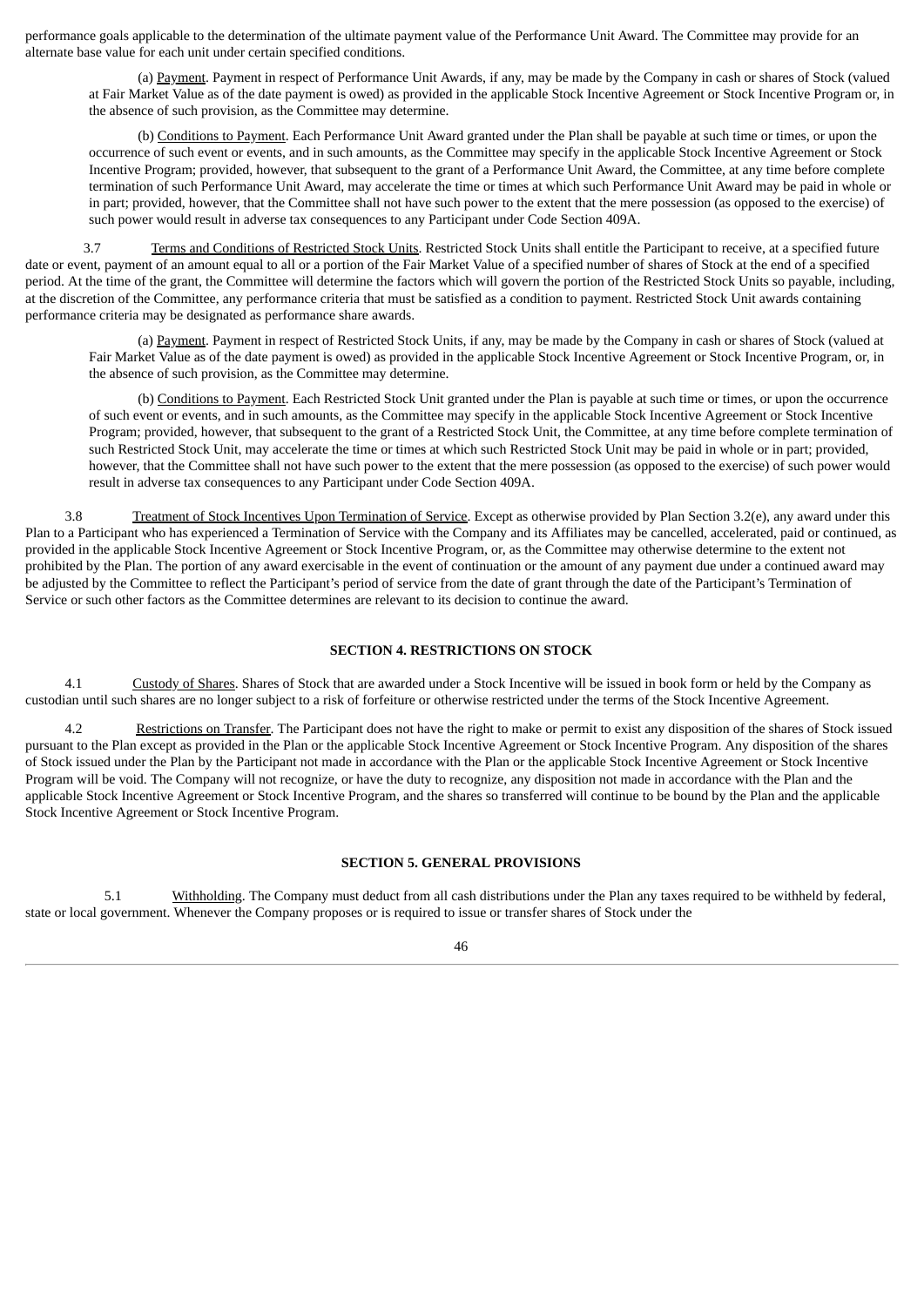performance goals applicable to the determination of the ultimate payment value of the Performance Unit Award. The Committee may provide for an alternate base value for each unit under certain specified conditions.

(a) Payment. Payment in respect of Performance Unit Awards, if any, may be made by the Company in cash or shares of Stock (valued at Fair Market Value as of the date payment is owed) as provided in the applicable Stock Incentive Agreement or Stock Incentive Program or, in the absence of such provision, as the Committee may determine.

(b) Conditions to Payment. Each Performance Unit Award granted under the Plan shall be payable at such time or times, or upon the occurrence of such event or events, and in such amounts, as the Committee may specify in the applicable Stock Incentive Agreement or Stock Incentive Program; provided, however, that subsequent to the grant of a Performance Unit Award, the Committee, at any time before complete termination of such Performance Unit Award, may accelerate the time or times at which such Performance Unit Award may be paid in whole or in part; provided, however, that the Committee shall not have such power to the extent that the mere possession (as opposed to the exercise) of such power would result in adverse tax consequences to any Participant under Code Section 409A.

3.7 Terms and Conditions of Restricted Stock Units. Restricted Stock Units shall entitle the Participant to receive, at a specified future date or event, payment of an amount equal to all or a portion of the Fair Market Value of a specified number of shares of Stock at the end of a specified period. At the time of the grant, the Committee will determine the factors which will govern the portion of the Restricted Stock Units so payable, including, at the discretion of the Committee, any performance criteria that must be satisfied as a condition to payment. Restricted Stock Unit awards containing performance criteria may be designated as performance share awards.

(a) Payment. Payment in respect of Restricted Stock Units, if any, may be made by the Company in cash or shares of Stock (valued at Fair Market Value as of the date payment is owed) as provided in the applicable Stock Incentive Agreement or Stock Incentive Program, or, in the absence of such provision, as the Committee may determine.

(b) Conditions to Payment. Each Restricted Stock Unit granted under the Plan is payable at such time or times, or upon the occurrence of such event or events, and in such amounts, as the Committee may specify in the applicable Stock Incentive Agreement or Stock Incentive Program; provided, however, that subsequent to the grant of a Restricted Stock Unit, the Committee, at any time before complete termination of such Restricted Stock Unit, may accelerate the time or times at which such Restricted Stock Unit may be paid in whole or in part; provided, however, that the Committee shall not have such power to the extent that the mere possession (as opposed to the exercise) of such power would result in adverse tax consequences to any Participant under Code Section 409A.

3.8 Treatment of Stock Incentives Upon Termination of Service. Except as otherwise provided by Plan Section 3.2(e), any award under this Plan to a Participant who has experienced a Termination of Service with the Company and its Affiliates may be cancelled, accelerated, paid or continued, as provided in the applicable Stock Incentive Agreement or Stock Incentive Program, or, as the Committee may otherwise determine to the extent not prohibited by the Plan. The portion of any award exercisable in the event of continuation or the amount of any payment due under a continued award may be adjusted by the Committee to reflect the Participant's period of service from the date of grant through the date of the Participant's Termination of Service or such other factors as the Committee determines are relevant to its decision to continue the award.

**SECTION 4. RESTRICTIONS ON STOCK**

4.1 Custody of Shares. Shares of Stock that are awarded under a Stock Incentive will be issued in book form or held by the Company as custodian until such shares are no longer subject to a risk of forfeiture or otherwise restricted under the terms of the Stock Incentive Agreement.

4.2 Restrictions on Transfer. The Participant does not have the right to make or permit to exist any disposition of the shares of Stock issued pursuant to the Plan except as provided in the Plan or the applicable Stock Incentive Agreement or Stock Incentive Program. Any disposition of the shares of Stock issued under the Plan by the Participant not made in accordance with the Plan or the applicable Stock Incentive Agreement or Stock Incentive Program will be void. The Company will not recognize, or have the duty to recognize, any disposition not made in accordance with the Plan and the applicable Stock Incentive Agreement or Stock Incentive Program, and the shares so transferred will continue to be bound by the Plan and the applicable Stock Incentive Agreement or Stock Incentive Program.

**SECTION 5. GENERAL PROVISIONS**

5.1 Withholding. The Company must deduct from all cash distributions under the Plan any taxes required to be withheld by federal, state or local government. Whenever the Company proposes or is required to issue or transfer shares of Stock under the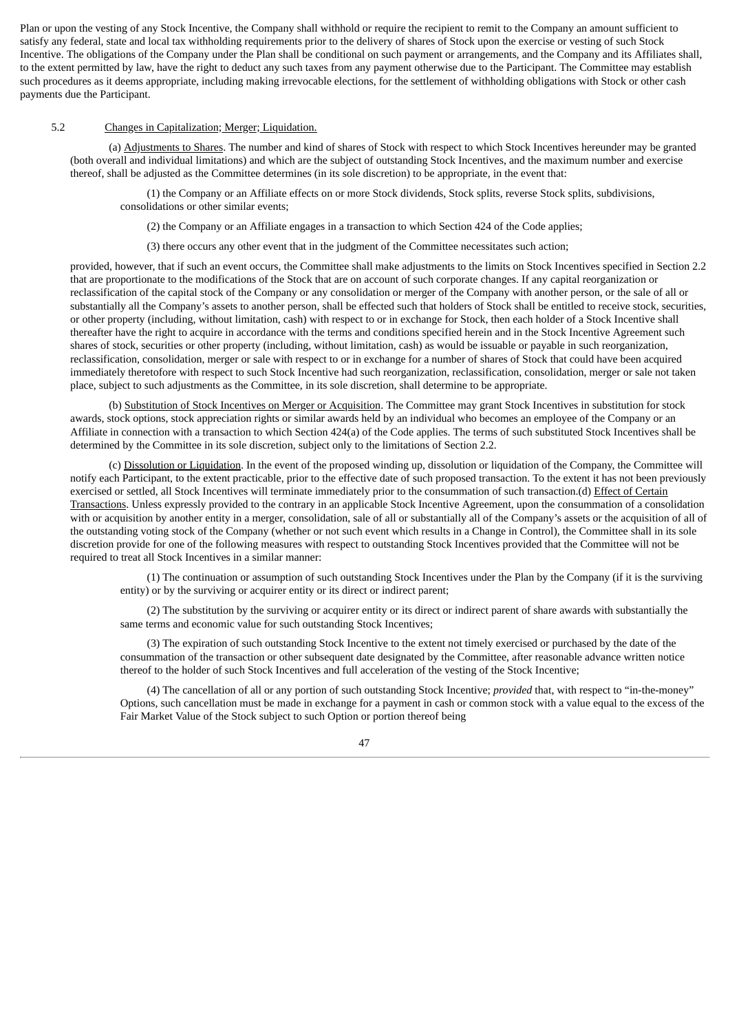Plan or upon the vesting of any Stock Incentive, the Company shall withhold or require the recipient to remit to the Company an amount sufficient to satisfy any federal, state and local tax withholding requirements prior to the delivery of shares of Stock upon the exercise or vesting of such Stock Incentive. The obligations of the Company under the Plan shall be conditional on such payment or arrangements, and the Company and its Affiliates shall, to the extent permitted by law, have the right to deduct any such taxes from any payment otherwise due to the Participant. The Committee may establish such procedures as it deems appropriate, including making irrevocable elections, for the settlement of withholding obligations with Stock or other cash payments due the Participant.

5.2 Changes in Capitalization; Merger; Liquidation.

(a) Adjustments to Shares. The number and kind of shares of Stock with respect to which Stock Incentives hereunder may be granted (both overall and individual limitations) and which are the subject of outstanding Stock Incentives, and the maximum number and exercise thereof, shall be adjusted as the Committee determines (in its sole discretion) to be appropriate, in the event that:

(1) the Company or an Affiliate effects on or more Stock dividends, Stock splits, reverse Stock splits, subdivisions, consolidations or other similar events;

(2) the Company or an Affiliate engages in a transaction to which Section 424 of the Code applies;

(3) there occurs any other event that in the judgment of the Committee necessitates such action;

provided, however, that if such an event occurs, the Committee shall make adjustments to the limits on Stock Incentives specified in Section 2.2 that are proportionate to the modifications of the Stock that are on account of such corporate changes. If any capital reorganization or reclassification of the capital stock of the Company or any consolidation or merger of the Company with another person, or the sale of all or substantially all the Company's assets to another person, shall be effected such that holders of Stock shall be entitled to receive stock, securities, or other property (including, without limitation, cash) with respect to or in exchange for Stock, then each holder of a Stock Incentive shall thereafter have the right to acquire in accordance with the terms and conditions specified herein and in the Stock Incentive Agreement such shares of stock, securities or other property (including, without limitation, cash) as would be issuable or payable in such reorganization, reclassification, consolidation, merger or sale with respect to or in exchange for a number of shares of Stock that could have been acquired immediately theretofore with respect to such Stock Incentive had such reorganization, reclassification, consolidation, merger or sale not taken place, subject to such adjustments as the Committee, in its sole discretion, shall determine to be appropriate.

(b) Substitution of Stock Incentives on Merger or Acquisition. The Committee may grant Stock Incentives in substitution for stock awards, stock options, stock appreciation rights or similar awards held by an individual who becomes an employee of the Company or an Affiliate in connection with a transaction to which Section 424(a) of the Code applies. The terms of such substituted Stock Incentives shall be determined by the Committee in its sole discretion, subject only to the limitations of Section 2.2.

(c) Dissolution or Liquidation. In the event of the proposed winding up, dissolution or liquidation of the Company, the Committee will notify each Participant, to the extent practicable, prior to the effective date of such proposed transaction. To the extent it has not been previously exercised or settled, all Stock Incentives will terminate immediately prior to the consummation of such transaction.(d) Effect of Certain Transactions. Unless expressly provided to the contrary in an applicable Stock Incentive Agreement, upon the consummation of a consolidation with or acquisition by another entity in a merger, consolidation, sale of all or substantially all of the Company's assets or the acquisition of all of the outstanding voting stock of the Company (whether or not such event which results in a Change in Control), the Committee shall in its sole discretion provide for one of the following measures with respect to outstanding Stock Incentives provided that the Committee will not be required to treat all Stock Incentives in a similar manner:

(1) The continuation or assumption of such outstanding Stock Incentives under the Plan by the Company (if it is the surviving entity) or by the surviving or acquirer entity or its direct or indirect parent;

(2) The substitution by the surviving or acquirer entity or its direct or indirect parent of share awards with substantially the same terms and economic value for such outstanding Stock Incentives;

(3) The expiration of such outstanding Stock Incentive to the extent not timely exercised or purchased by the date of the consummation of the transaction or other subsequent date designated by the Committee, after reasonable advance written notice thereof to the holder of such Stock Incentives and full acceleration of the vesting of the Stock Incentive;

(4) The cancellation of all or any portion of such outstanding Stock Incentive; *provided* that, with respect to "in-the-money" Options, such cancellation must be made in exchange for a payment in cash or common stock with a value equal to the excess of the Fair Market Value of the Stock subject to such Option or portion thereof being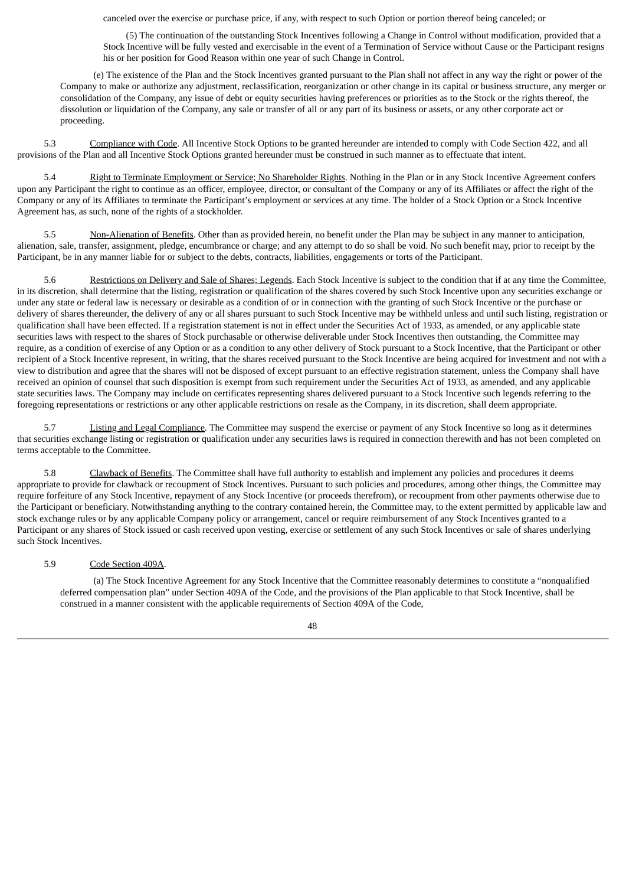canceled over the exercise or purchase price, if any, with respect to such Option or portion thereof being canceled; or

(5) The continuation of the outstanding Stock Incentives following a Change in Control without modification, provided that a Stock Incentive will be fully vested and exercisable in the event of a Termination of Service without Cause or the Participant resigns his or her position for Good Reason within one year of such Change in Control.

(e) The existence of the Plan and the Stock Incentives granted pursuant to the Plan shall not affect in any way the right or power of the Company to make or authorize any adjustment, reclassification, reorganization or other change in its capital or business structure, any merger or consolidation of the Company, any issue of debt or equity securities having preferences or priorities as to the Stock or the rights thereof, the dissolution or liquidation of the Company, any sale or transfer of all or any part of its business or assets, or any other corporate act or proceeding.

5.3 Compliance with Code. All Incentive Stock Options to be granted hereunder are intended to comply with Code Section 422, and all provisions of the Plan and all Incentive Stock Options granted hereunder must be construed in such manner as to effectuate that intent.

5.4 Right to Terminate Employment or Service; No Shareholder Rights. Nothing in the Plan or in any Stock Incentive Agreement confers upon any Participant the right to continue as an officer, employee, director, or consultant of the Company or any of its Affiliates or affect the right of the Company or any of its Affiliates to terminate the Participant's employment or services at any time. The holder of a Stock Option or a Stock Incentive Agreement has, as such, none of the rights of a stockholder.

5.5 Non-Alienation of Benefits. Other than as provided herein, no benefit under the Plan may be subject in any manner to anticipation, alienation, sale, transfer, assignment, pledge, encumbrance or charge; and any attempt to do so shall be void. No such benefit may, prior to receipt by the Participant, be in any manner liable for or subject to the debts, contracts, liabilities, engagements or torts of the Participant.

5.6 Restrictions on Delivery and Sale of Shares; Legends. Each Stock Incentive is subject to the condition that if at any time the Committee, in its discretion, shall determine that the listing, registration or qualification of the shares covered by such Stock Incentive upon any securities exchange or under any state or federal law is necessary or desirable as a condition of or in connection with the granting of such Stock Incentive or the purchase or delivery of shares thereunder, the delivery of any or all shares pursuant to such Stock Incentive may be withheld unless and until such listing, registration or qualification shall have been effected. If a registration statement is not in effect under the Securities Act of 1933, as amended, or any applicable state securities laws with respect to the shares of Stock purchasable or otherwise deliverable under Stock Incentives then outstanding, the Committee may require, as a condition of exercise of any Option or as a condition to any other delivery of Stock pursuant to a Stock Incentive, that the Participant or other recipient of a Stock Incentive represent, in writing, that the shares received pursuant to the Stock Incentive are being acquired for investment and not with a view to distribution and agree that the shares will not be disposed of except pursuant to an effective registration statement, unless the Company shall have received an opinion of counsel that such disposition is exempt from such requirement under the Securities Act of 1933, as amended, and any applicable state securities laws. The Company may include on certificates representing shares delivered pursuant to a Stock Incentive such legends referring to the foregoing representations or restrictions or any other applicable restrictions on resale as the Company, in its discretion, shall deem appropriate.

5.7 Listing and Legal Compliance. The Committee may suspend the exercise or payment of any Stock Incentive so long as it determines that securities exchange listing or registration or qualification under any securities laws is required in connection therewith and has not been completed on terms acceptable to the Committee.

5.8 Clawback of Benefits. The Committee shall have full authority to establish and implement any policies and procedures it deems appropriate to provide for clawback or recoupment of Stock Incentives. Pursuant to such policies and procedures, among other things, the Committee may require forfeiture of any Stock Incentive, repayment of any Stock Incentive (or proceeds therefrom), or recoupment from other payments otherwise due to the Participant or beneficiary. Notwithstanding anything to the contrary contained herein, the Committee may, to the extent permitted by applicable law and stock exchange rules or by any applicable Company policy or arrangement, cancel or require reimbursement of any Stock Incentives granted to a Participant or any shares of Stock issued or cash received upon vesting, exercise or settlement of any such Stock Incentives or sale of shares underlying such Stock Incentives.

5.9 Code Section 409A.

(a) The Stock Incentive Agreement for any Stock Incentive that the Committee reasonably determines to constitute a "nonqualified deferred compensation plan" under Section 409A of the Code, and the provisions of the Plan applicable to that Stock Incentive, shall be construed in a manner consistent with the applicable requirements of Section 409A of the Code,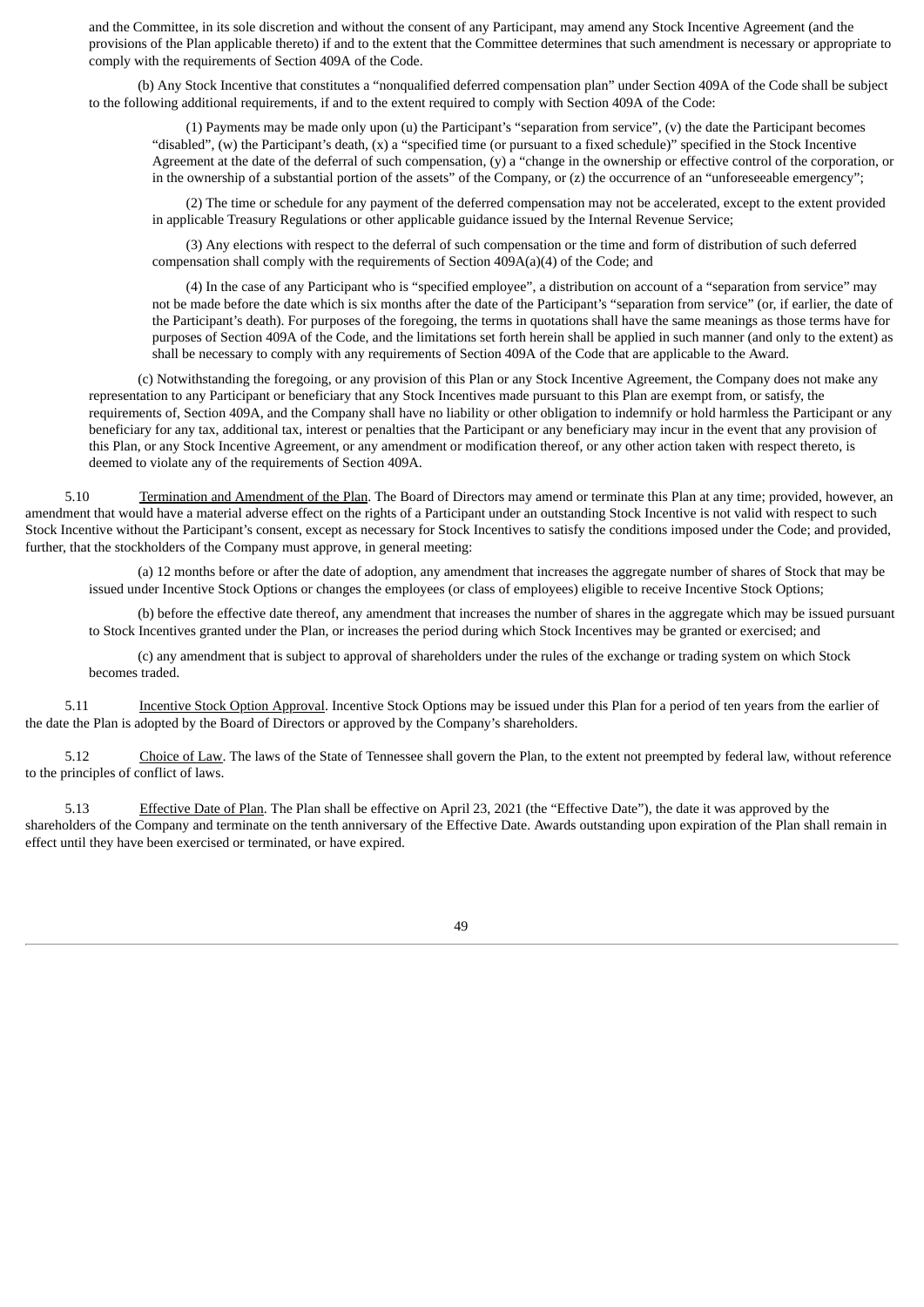and the Committee, in its sole discretion and without the consent of any Participant, may amend any Stock Incentive Agreement (and the provisions of the Plan applicable thereto) if and to the extent that the Committee determines that such amendment is necessary or appropriate to comply with the requirements of Section 409A of the Code.

(b) Any Stock Incentive that constitutes a "nonqualified deferred compensation plan" under Section 409A of the Code shall be subject to the following additional requirements, if and to the extent required to comply with Section 409A of the Code:

(1) Payments may be made only upon (u) the Participant's "separation from service", (v) the date the Participant becomes "disabled", (w) the Participant's death, (x) a "specified time (or pursuant to a fixed schedule)" specified in the Stock Incentive Agreement at the date of the deferral of such compensation, (y) a "change in the ownership or effective control of the corporation, or in the ownership of a substantial portion of the assets" of the Company, or (z) the occurrence of an "unforeseeable emergency";

(2) The time or schedule for any payment of the deferred compensation may not be accelerated, except to the extent provided in applicable Treasury Regulations or other applicable guidance issued by the Internal Revenue Service;

(3) Any elections with respect to the deferral of such compensation or the time and form of distribution of such deferred compensation shall comply with the requirements of Section 409A(a)(4) of the Code; and

(4) In the case of any Participant who is "specified employee", a distribution on account of a "separation from service" may not be made before the date which is six months after the date of the Participant's "separation from service" (or, if earlier, the date of the Participant's death). For purposes of the foregoing, the terms in quotations shall have the same meanings as those terms have for purposes of Section 409A of the Code, and the limitations set forth herein shall be applied in such manner (and only to the extent) as shall be necessary to comply with any requirements of Section 409A of the Code that are applicable to the Award.

(c) Notwithstanding the foregoing, or any provision of this Plan or any Stock Incentive Agreement, the Company does not make any representation to any Participant or beneficiary that any Stock Incentives made pursuant to this Plan are exempt from, or satisfy, the requirements of, Section 409A, and the Company shall have no liability or other obligation to indemnify or hold harmless the Participant or any beneficiary for any tax, additional tax, interest or penalties that the Participant or any beneficiary may incur in the event that any provision of this Plan, or any Stock Incentive Agreement, or any amendment or modification thereof, or any other action taken with respect thereto, is deemed to violate any of the requirements of Section 409A.

5.10 Termination and Amendment of the Plan. The Board of Directors may amend or terminate this Plan at any time; provided, however, an amendment that would have a material adverse effect on the rights of a Participant under an outstanding Stock Incentive is not valid with respect to such Stock Incentive without the Participant's consent, except as necessary for Stock Incentives to satisfy the conditions imposed under the Code; and provided, further, that the stockholders of the Company must approve, in general meeting:

(a) 12 months before or after the date of adoption, any amendment that increases the aggregate number of shares of Stock that may be issued under Incentive Stock Options or changes the employees (or class of employees) eligible to receive Incentive Stock Options;

(b) before the effective date thereof, any amendment that increases the number of shares in the aggregate which may be issued pursuant to Stock Incentives granted under the Plan, or increases the period during which Stock Incentives may be granted or exercised; and

(c) any amendment that is subject to approval of shareholders under the rules of the exchange or trading system on which Stock becomes traded.

5.11 Incentive Stock Option Approval. Incentive Stock Options may be issued under this Plan for a period of ten years from the earlier of the date the Plan is adopted by the Board of Directors or approved by the Company's shareholders.

5.12 Choice of Law. The laws of the State of Tennessee shall govern the Plan, to the extent not preempted by federal law, without reference to the principles of conflict of laws.

5.13 Effective Date of Plan. The Plan shall be effective on April 23, 2021 (the "Effective Date"), the date it was approved by the shareholders of the Company and terminate on the tenth anniversary of the Effective Date. Awards outstanding upon expiration of the Plan shall remain in effect until they have been exercised or terminated, or have expired.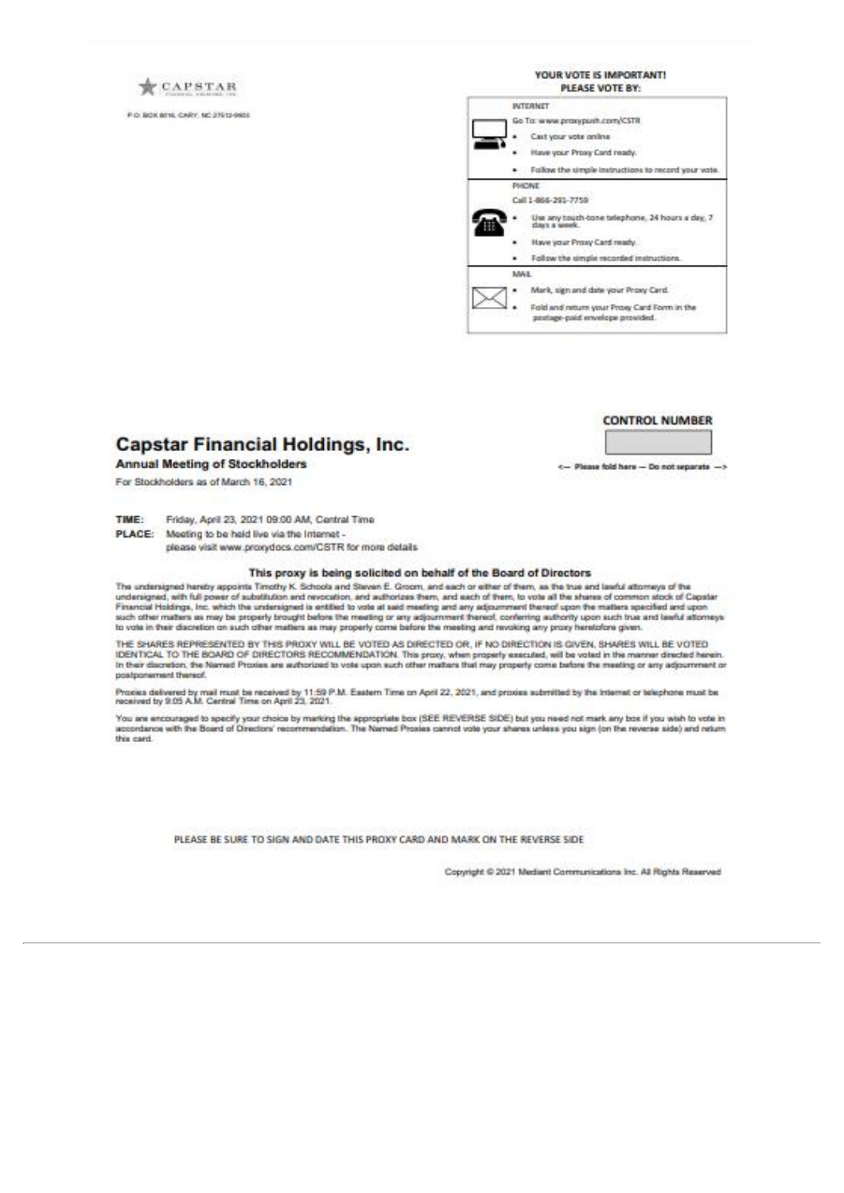CAPSTAR

P.O. BOX 8016, CARY, NC 27512-9903

**YOUR VOTE IS IMPORTANT!**
**PLEASE VOTE BY:**

INTERNET

Go To: www.proxypush.com/CSTR

- Cast your vote online
- Have your Proxy Card ready.
- Follow the simple instructions to record your vote.

PHONE

Call 1-866-291-7759

- Use any touch-tone telephone, 24 hours a day, 7 days a week.
- Have your Proxy Card ready.
- Follow the simple recorded instructions.

MAIL

- Mark, sign and date your Proxy Card.
- Fold and return your Proxy Card Form in the postage-paid envelope provided.

**CONTROL NUMBER**

<— Please fold here — Do not separate —>

# Capstar Financial Holdings, Inc.

**Annual Meeting of Stockholders**

For Stockholders as of March 16, 2021

**TIME:** Friday, April 23, 2021 09:00 AM, Central Time

**PLACE:** Meeting to be held live via the Internet - please visit www.proxydocs.com/CSTR for more details

### This proxy is being solicited on behalf of the Board of Directors

The undersigned hereby appoints Timothy K. Schools and Steven E. Groom, and each or either of them, as the true and lawful attorneys of the undersigned, with full power of substitution and revocation, and authorizes them, and each of them, to vote all the shares of common stock of Capstar Financial Holdings, Inc. which the undersigned is entitled to vote at said meeting and any adjournment thereof upon the matters specified and upon such other matters as may be properly brought before the meeting or any adjournment thereof, conferring authority upon such true and lawful attorneys to vote in their discretion on such other matters as may properly come before the meeting and revoking any proxy heretofore given.

THE SHARES REPRESENTED BY THIS PROXY WILL BE VOTED AS DIRECTED OR, IF NO DIRECTION IS GIVEN, SHARES WILL BE VOTED IDENTICAL TO THE BOARD OF DIRECTORS RECOMMENDATION. This proxy, when properly executed, will be voted in the manner directed herein. In their discretion, the Named Proxies are authorized to vote upon such other matters that may properly come before the meeting or any adjournment or postponement thereof.

Proxies delivered by mail must be received by 11:59 P.M. Eastern Time on April 22, 2021, and proxies submitted by the Internet or telephone must be received by 9:05 A.M. Central Time on April 23, 2021.

You are encouraged to specify your choice by marking the appropriate box (SEE REVERSE SIDE) but you need not mark any box if you wish to vote in accordance with the Board of Directors' recommendation. The Named Proxies cannot vote your shares unless you sign (on the reverse side) and return this card.

PLEASE BE SURE TO SIGN AND DATE THIS PROXY CARD AND MARK ON THE REVERSE SIDE

Copyright © 2021 Mediant Communications Inc. All Rights Reserved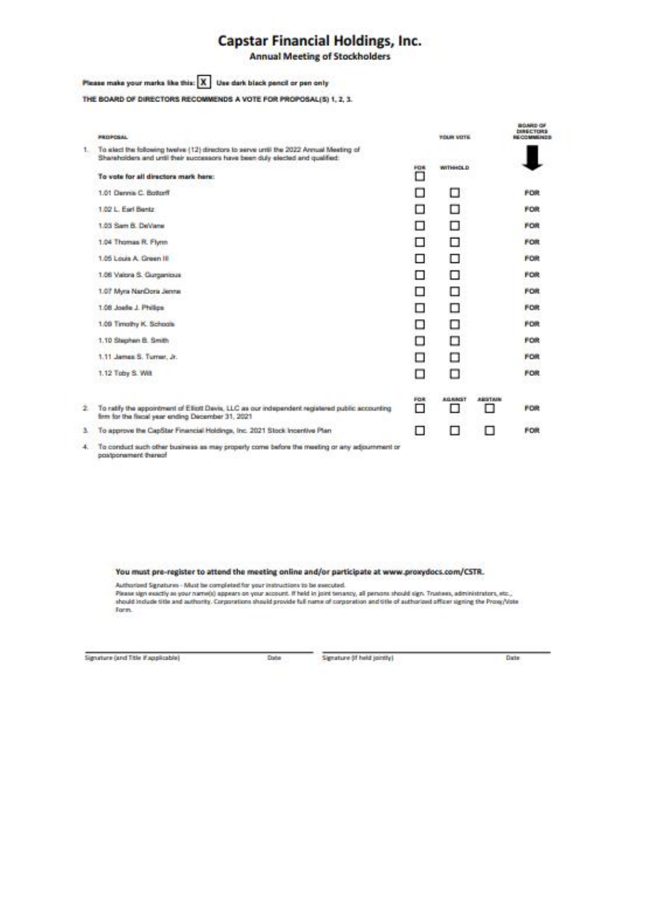# Capstar Financial Holdings, Inc.

## Annual Meeting of Stockholders

**Please make your marks like this: ☒ Use dark black pencil or pen only**

**THE BOARD OF DIRECTORS RECOMMENDS A VOTE FOR PROPOSAL(S) 1, 2, 3.**

| PROPOSAL | YOUR VOTE | | | BOARD OF DIRECTORS RECOMMENDS |
|---|---|---|---|---|
| 1. To elect the following twelve (12) directors to serve until the 2022 Annual Meeting of Shareholders and until their successors have been duly elected and qualified: | FOR | WITHHOLD | | |
| **To vote for all directors mark here:** | ☐ | | | |
| 1.01 Dennis C. Bottorff | ☐ | ☐ | | FOR |
| 1.02 L. Earl Bentz | ☐ | ☐ | | FOR |
| 1.03 Sam B. DeVane | ☐ | ☐ | | FOR |
| 1.04 Thomas R. Flynn | ☐ | ☐ | | FOR |
| 1.05 Louis A. Green III | ☐ | ☐ | | FOR |
| 1.06 Valora S. Gurganious | ☐ | ☐ | | FOR |
| 1.07 Myra NanDora Jenne | ☐ | ☐ | | FOR |
| 1.08 Joelle J. Phillips | ☐ | ☐ | | FOR |
| 1.09 Timothy K. Schools | ☐ | ☐ | | FOR |
| 1.10 Stephen B. Smith | ☐ | ☐ | | FOR |
| 1.11 James S. Turner, Jr. | ☐ | ☐ | | FOR |
| 1.12 Toby S. Wilt | ☐ | ☐ | | FOR |
| | FOR | AGAINST | ABSTAIN | |
| 2. To ratify the appointment of Elliott Davis, LLC as our independent registered public accounting firm for the fiscal year ending December 31, 2021 | ☐ | ☐ | ☐ | FOR |
| 3. To approve the CapStar Financial Holdings, Inc. 2021 Stock Incentive Plan | ☐ | ☐ | ☐ | FOR |
| 4. To conduct such other business as may properly come before the meeting or any adjournment or postponement thereof | | | | |

**You must pre-register to attend the meeting online and/or participate at www.proxydocs.com/CSTR.**

Authorized Signatures - Must be completed for your instructions to be executed.

Please sign exactly as your name(s) appears on your account. If held in joint tenancy, all persons should sign. Trustees, administrators, etc., should include title and authority. Corporations should provide full name of corporation and title of authorized officer signing the Proxy/Vote Form.

Signature (and Title if applicable) ____________ Date ____________ Signature (if held jointly) ____________ Date ____________